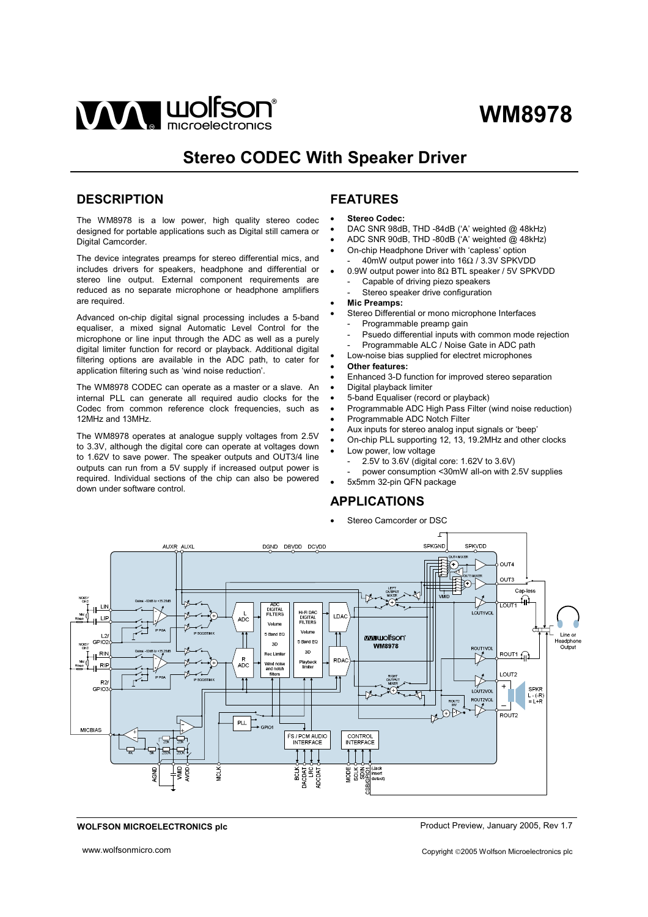# WM8978

wolfson microelectronics

## Stereo CODEC With Speaker Driver

## DESCRIPTION

The WM8978 is a low power, high quality stereo codec designed for portable applications such as Digital still camera or Digital Camcorder.

The device integrates preamps for stereo differential mics, and includes drivers for speakers, headphone and differential or stereo line output. External component requirements are reduced as no separate microphone or headphone amplifiers are required.

Advanced on-chip digital signal processing includes a 5-band equaliser, a mixed signal Automatic Level Control for the microphone or line input through the ADC as well as a purely digital limiter function for record or playback. Additional digital filtering options are available in the ADC path, to cater for application filtering such as 'wind noise reduction'.

The WM8978 CODEC can operate as a master or a slave. An internal PLL can generate all required audio clocks for the Codec from common reference clock frequencies, such as 12MHz and 13MHz.

The WM8978 operates at analogue supply voltages from 2.5V to 3.3V, although the digital core can operate at voltages down to 1.62V to save power. The speaker outputs and OUT3/4 line outputs can run from a 5V supply if increased output power is required. Individual sections of the chip can also be powered down under software control.

## FEATURES

- **Stereo Codec:**
- DAC SNR 98dB, THD -84dB ('A' weighted @ 48kHz)
- ADC SNR 90dB, THD -80dB ('A' weighted @ 48kHz)
- On-chip Headphone Driver with 'capless' option
  - 40mW output power into 16Ω / 3.3V SPKVDD
- 0.9W output power into 8Ω BTL speaker / 5V SPKVDD
  - Capable of driving piezo speakers
  - Stereo speaker drive configuration
- **Mic Preamps:**
- Stereo Differential or mono microphone Interfaces
  - Programmable preamp gain
  - Psuedo differential inputs with common mode rejection
  - Programmable ALC / Noise Gate in ADC path
- Low-noise bias supplied for electret microphones
- **Other features:**
- Enhanced 3-D function for improved stereo separation
- Digital playback limiter
- 5-band Equaliser (record or playback)
- Programmable ADC High Pass Filter (wind noise reduction)
- Programmable ADC Notch Filter
- Aux inputs for stereo analog input signals or 'beep'
- On-chip PLL supporting 12, 13, 19.2MHz and other clocks
- Low power, low voltage
  - 2.5V to 3.6V (digital core: 1.62V to 3.6V)
  - power consumption <30mW all-on with 2.5V supplies
- 5x5mm 32-pin QFN package

## APPLICATIONS

- Stereo Camcorder or DSC

AUXR AUXL DGND DBVDD DCVDD SPKGND SPKVDD
OUT4 MIXER OUT3 MIXER OUT4 OUT3 Cap-less VMID
LEFT OUTPUT MIXER LOUT1VOL LOUT1
NOISY GND LIN Mic Rbias LIP L2/GPIO2 NOISY GND RIN Mic Rbias RIP R2/GPIO3
Gains -12dB to +35.25dB IP PGA IP BOOST/MIX
L ADC R ADC
ADC DIGITAL FILTERS Volume 5 Band EQ 3D Rec Limiter Wind noise and notch filters
Hi-Fi DAC DIGITAL FILTERS Volume 5 Band EQ 3D Playback limiter
LDAC RDAC
wolfson WM8978
ROUT1VOL ROUT1 Line or Headphone Output
RIGHT OUTPUT MIXER LOUT2 LOUT2VOL ROUT2 INV ROUT2VOL ROUT2 SPKR L - (-R) = L+R
MICBIAS PLL GPIO1
I²S / PCM AUDIO INTERFACE CONTROL INTERFACE
AGND VMID AVDD MCLK BCLK DACDAT LRC ADCDAT MODE SCLK SDIN CSB/GPIO1 (Jack insert detect)

**WOLFSON MICROELECTRONICS plc**

www.wolfsonmicro.com

Product Preview, January 2005, Rev 1.7

Copyright ©2005 Wolfson Microelectronics plc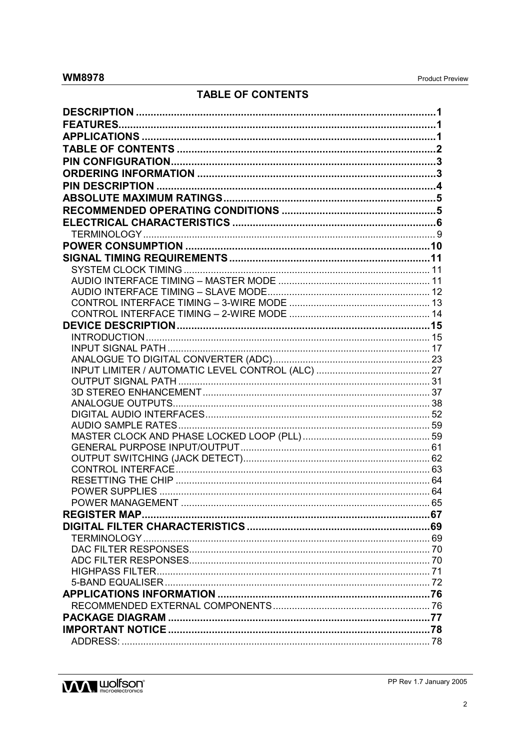## TABLE OF CONTENTS

| | |
|---|---|
| **DESCRIPTION** | **1** |
| **FEATURES** | **1** |
| **APPLICATIONS** | **1** |
| **TABLE OF CONTENTS** | **2** |
| **PIN CONFIGURATION** | **3** |
| **ORDERING INFORMATION** | **3** |
| **PIN DESCRIPTION** | **4** |
| **ABSOLUTE MAXIMUM RATINGS** | **5** |
| **RECOMMENDED OPERATING CONDITIONS** | **5** |
| **ELECTRICAL CHARACTERISTICS** | **6** |
| TERMINOLOGY | 9 |
| **POWER CONSUMPTION** | **10** |
| **SIGNAL TIMING REQUIREMENTS** | **11** |
| SYSTEM CLOCK TIMING | 11 |
| AUDIO INTERFACE TIMING – MASTER MODE | 11 |
| AUDIO INTERFACE TIMING – SLAVE MODE | 12 |
| CONTROL INTERFACE TIMING – 3-WIRE MODE | 13 |
| CONTROL INTERFACE TIMING – 2-WIRE MODE | 14 |
| **DEVICE DESCRIPTION** | **15** |
| INTRODUCTION | 15 |
| INPUT SIGNAL PATH | 17 |
| ANALOGUE TO DIGITAL CONVERTER (ADC) | 23 |
| INPUT LIMITER / AUTOMATIC LEVEL CONTROL (ALC) | 27 |
| OUTPUT SIGNAL PATH | 31 |
| 3D STEREO ENHANCEMENT | 37 |
| ANALOGUE OUTPUTS | 38 |
| DIGITAL AUDIO INTERFACES | 52 |
| AUDIO SAMPLE RATES | 59 |
| MASTER CLOCK AND PHASE LOCKED LOOP (PLL) | 59 |
| GENERAL PURPOSE INPUT/OUTPUT | 61 |
| OUTPUT SWITCHING (JACK DETECT) | 62 |
| CONTROL INTERFACE | 63 |
| RESETTING THE CHIP | 64 |
| POWER SUPPLIES | 64 |
| POWER MANAGEMENT | 65 |
| **REGISTER MAP** | **67** |
| **DIGITAL FILTER CHARACTERISTICS** | **69** |
| TERMINOLOGY | 69 |
| DAC FILTER RESPONSES | 70 |
| ADC FILTER RESPONSES | 70 |
| HIGHPASS FILTER | 71 |
| 5-BAND EQUALISER | 72 |
| **APPLICATIONS INFORMATION** | **76** |
| RECOMMENDED EXTERNAL COMPONENTS | 76 |
| **PACKAGE DIAGRAM** | **77** |
| **IMPORTANT NOTICE** | **78** |
| ADDRESS: | 78 |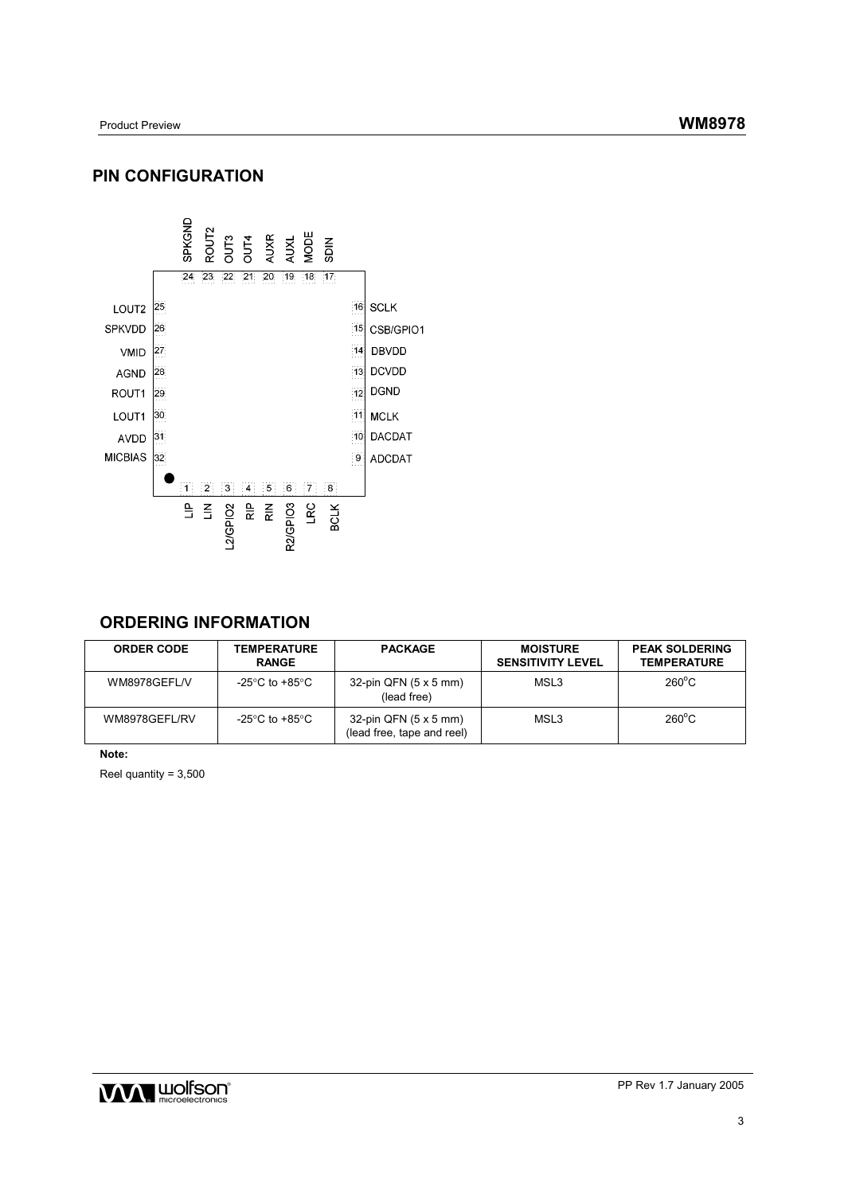## PIN CONFIGURATION

SPKGND 24, ROUT2 23, OUT3 22, OUT4 21, AUXR 20, AUXL 19, MODE 18, SDIN 17

LOUT2 25, SPKVDD 26, VMID 27, AGND 28, ROUT1 29, LOUT1 30, AVDD 31, MICBIAS 32

16 SCLK, 15 CSB/GPIO1, 14 DBVDD, 13 DCVDD, 12 DGND, 11 MCLK, 10 DACDAT, 9 ADCDAT

1 LIP, 2 LIN, 3 L2/GPIO2, 4 RIP, 5 RIN, 6 R2/GPIO3, 7 LRC, 8 BCLK

## ORDERING INFORMATION

| ORDER CODE | TEMPERATURE RANGE | PACKAGE | MOISTURE SENSITIVITY LEVEL | PEAK SOLDERING TEMPERATURE |
|---|---|---|---|---|
| WM8978GEFL/V | -25°C to +85°C | 32-pin QFN (5 x 5 mm) (lead free) | MSL3 | 260°C |
| WM8978GEFL/RV | -25°C to +85°C | 32-pin QFN (5 x 5 mm) (lead free, tape and reel) | MSL3 | 260°C |

**Note:**

Reel quantity = 3,500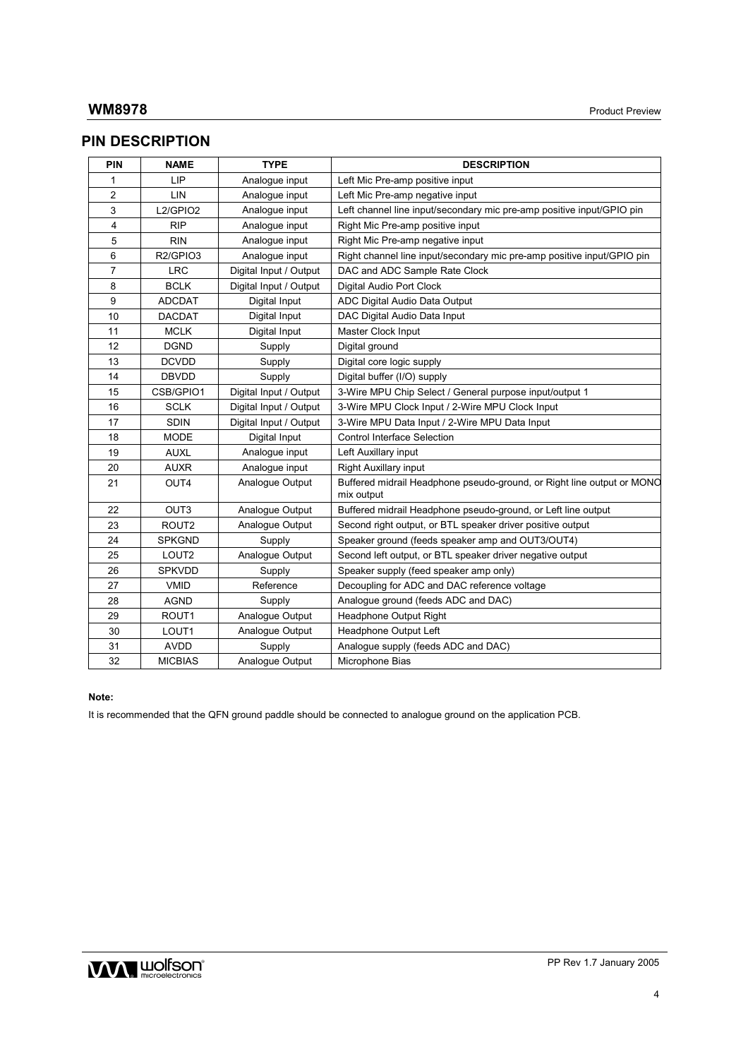## PIN DESCRIPTION

| PIN | NAME | TYPE | DESCRIPTION |
|---|---|---|---|
| 1 | LIP | Analogue input | Left Mic Pre-amp positive input |
| 2 | LIN | Analogue input | Left Mic Pre-amp negative input |
| 3 | L2/GPIO2 | Analogue input | Left channel line input/secondary mic pre-amp positive input/GPIO pin |
| 4 | RIP | Analogue input | Right Mic Pre-amp positive input |
| 5 | RIN | Analogue input | Right Mic Pre-amp negative input |
| 6 | R2/GPIO3 | Analogue input | Right channel line input/secondary mic pre-amp positive input/GPIO pin |
| 7 | LRC | Digital Input / Output | DAC and ADC Sample Rate Clock |
| 8 | BCLK | Digital Input / Output | Digital Audio Port Clock |
| 9 | ADCDAT | Digital Input | ADC Digital Audio Data Output |
| 10 | DACDAT | Digital Input | DAC Digital Audio Data Input |
| 11 | MCLK | Digital Input | Master Clock Input |
| 12 | DGND | Supply | Digital ground |
| 13 | DCVDD | Supply | Digital core logic supply |
| 14 | DBVDD | Supply | Digital buffer (I/O) supply |
| 15 | CSB/GPIO1 | Digital Input / Output | 3-Wire MPU Chip Select / General purpose input/output 1 |
| 16 | SCLK | Digital Input / Output | 3-Wire MPU Clock Input / 2-Wire MPU Clock Input |
| 17 | SDIN | Digital Input / Output | 3-Wire MPU Data Input / 2-Wire MPU Data Input |
| 18 | MODE | Digital Input | Control Interface Selection |
| 19 | AUXL | Analogue input | Left Auxillary input |
| 20 | AUXR | Analogue input | Right Auxillary input |
| 21 | OUT4 | Analogue Output | Buffered midrail Headphone pseudo-ground, or Right line output or MONO mix output |
| 22 | OUT3 | Analogue Output | Buffered midrail Headphone pseudo-ground, or Left line output |
| 23 | ROUT2 | Analogue Output | Second right output, or BTL speaker driver positive output |
| 24 | SPKGND | Supply | Speaker ground (feeds speaker amp and OUT3/OUT4) |
| 25 | LOUT2 | Analogue Output | Second left output, or BTL speaker driver negative output |
| 26 | SPKVDD | Supply | Speaker supply (feed speaker amp only) |
| 27 | VMID | Reference | Decoupling for ADC and DAC reference voltage |
| 28 | AGND | Supply | Analogue ground (feeds ADC and DAC) |
| 29 | ROUT1 | Analogue Output | Headphone Output Right |
| 30 | LOUT1 | Analogue Output | Headphone Output Left |
| 31 | AVDD | Supply | Analogue supply (feeds ADC and DAC) |
| 32 | MICBIAS | Analogue Output | Microphone Bias |

**Note:**

It is recommended that the QFN ground paddle should be connected to analogue ground on the application PCB.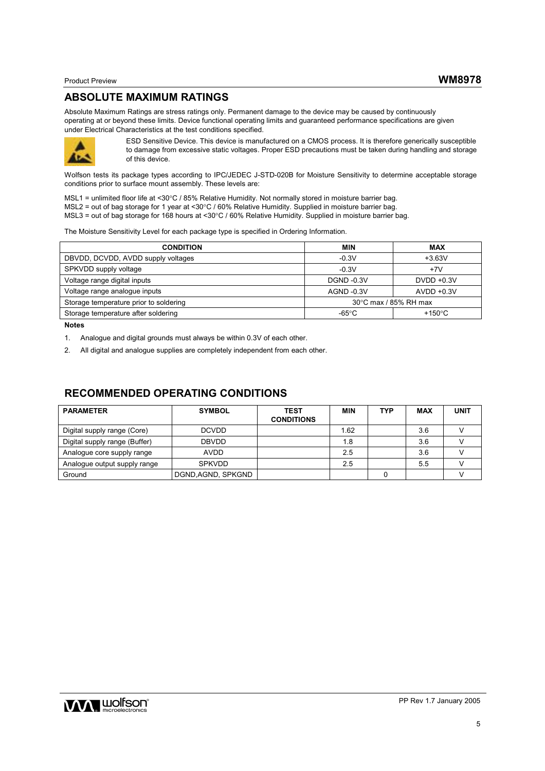## ABSOLUTE MAXIMUM RATINGS

Absolute Maximum Ratings are stress ratings only. Permanent damage to the device may be caused by continuously operating at or beyond these limits. Device functional operating limits and guaranteed performance specifications are given under Electrical Characteristics at the test conditions specified.

ESD Sensitive Device. This device is manufactured on a CMOS process. It is therefore generically susceptible to damage from excessive static voltages. Proper ESD precautions must be taken during handling and storage of this device.

Wolfson tests its package types according to IPC/JEDEC J-STD-020B for Moisture Sensitivity to determine acceptable storage conditions prior to surface mount assembly. These levels are:

MSL1 = unlimited floor life at <30°C / 85% Relative Humidity. Not normally stored in moisture barrier bag.
MSL2 = out of bag storage for 1 year at <30°C / 60% Relative Humidity. Supplied in moisture barrier bag.
MSL3 = out of bag storage for 168 hours at <30°C / 60% Relative Humidity. Supplied in moisture barrier bag.

The Moisture Sensitivity Level for each package type is specified in Ordering Information.

| CONDITION | MIN | MAX |
|---|---|---|
| DBVDD, DCVDD, AVDD supply voltages | -0.3V | +3.63V |
| SPKVDD supply voltage | -0.3V | +7V |
| Voltage range digital inputs | DGND -0.3V | DVDD +0.3V |
| Voltage range analogue inputs | AGND -0.3V | AVDD +0.3V |
| Storage temperature prior to soldering | 30°C max / 85% RH max | |
| Storage temperature after soldering | -65°C | +150°C |

**Notes**

1. Analogue and digital grounds must always be within 0.3V of each other.
2. All digital and analogue supplies are completely independent from each other.

## RECOMMENDED OPERATING CONDITIONS

| PARAMETER | SYMBOL | TEST CONDITIONS | MIN | TYP | MAX | UNIT |
|---|---|---|---|---|---|---|
| Digital supply range (Core) | DCVDD | | 1.62 | | 3.6 | V |
| Digital supply range (Buffer) | DBVDD | | 1.8 | | 3.6 | V |
| Analogue core supply range | AVDD | | 2.5 | | 3.6 | V |
| Analogue output supply range | SPKVDD | | 2.5 | | 5.5 | V |
| Ground | DGND,AGND, SPKGND | | | 0 | | V |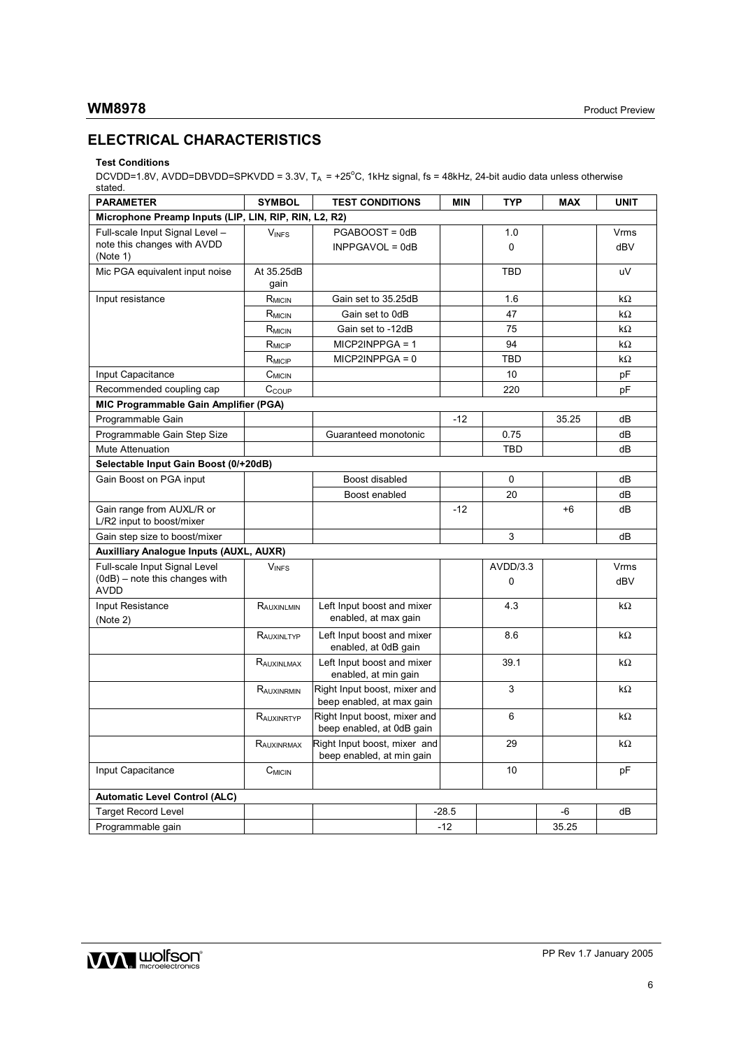## ELECTRICAL CHARACTERISTICS

**Test Conditions**

DCVDD=1.8V, AVDD=DBVDD=SPKVDD = 3.3V, $T_A$ = +25°C, 1kHz signal, fs = 48kHz, 24-bit audio data unless otherwise stated.

| PARAMETER | SYMBOL | TEST CONDITIONS | MIN | TYP | MAX | UNIT |
|---|---|---|---|---|---|---|
| **Microphone Preamp Inputs (LIP, LIN, RIP, RIN, L2, R2)** | | | | | | |
| Full-scale Input Signal Level – note this changes with AVDD (Note 1) | $V_{INFS}$ | PGABOOST = 0dB<br>INPPGAVOL = 0dB | | 1.0<br>0 | | Vrms<br>dBV |
| Mic PGA equivalent input noise | At 35.25dB gain | | | TBD | | uV |
| Input resistance | $R_{MICIN}$ | Gain set to 35.25dB | | 1.6 | | kΩ |
| | $R_{MICIN}$ | Gain set to 0dB | | 47 | | kΩ |
| | $R_{MICIN}$ | Gain set to -12dB | | 75 | | kΩ |
| | $R_{MICIP}$ | MICP2INPPGA = 1 | | 94 | | kΩ |
| | $R_{MICIP}$ | MICP2INPPGA = 0 | | TBD | | kΩ |
| Input Capacitance | $C_{MICIN}$ | | | 10 | | pF |
| Recommended coupling cap | $C_{COUP}$ | | | 220 | | pF |
| **MIC Programmable Gain Amplifier (PGA)** | | | | | | |
| Programmable Gain | | | -12 | | 35.25 | dB |
| Programmable Gain Step Size | | Guaranteed monotonic | | 0.75 | | dB |
| Mute Attenuation | | | | TBD | | dB |
| **Selectable Input Gain Boost (0/+20dB)** | | | | | | |
| Gain Boost on PGA input | | Boost disabled | | 0 | | dB |
| | | Boost enabled | | 20 | | dB |
| Gain range from AUXL/R or L/R2 input to boost/mixer | | | -12 | | +6 | dB |
| Gain step size to boost/mixer | | | | 3 | | dB |
| **Auxilliary Analogue Inputs (AUXL, AUXR)** | | | | | | |
| Full-scale Input Signal Level (0dB) – note this changes with AVDD | $V_{INFS}$ | | | AVDD/3.3<br>0 | | Vrms<br>dBV |
| Input Resistance (Note 2) | $R_{AUXINLMIN}$ | Left Input boost and mixer enabled, at max gain | | 4.3 | | kΩ |
| | $R_{AUXINLTYP}$ | Left Input boost and mixer enabled, at 0dB gain | | 8.6 | | kΩ |
| | $R_{AUXINLMAX}$ | Left Input boost and mixer enabled, at min gain | | 39.1 | | kΩ |
| | $R_{AUXINRMIN}$ | Right Input boost, mixer and beep enabled, at max gain | | 3 | | kΩ |
| | $R_{AUXINRTYP}$ | Right Input boost, mixer and beep enabled, at 0dB gain | | 6 | | kΩ |
| | $R_{AUXINRMAX}$ | Right Input boost, mixer and beep enabled, at min gain | | 29 | | kΩ |
| Input Capacitance | $C_{MICIN}$ | | | 10 | | pF |
| **Automatic Level Control (ALC)** | | | | | | |
| Target Record Level | | | -28.5 | | -6 | dB |
| Programmable gain | | | -12 | | 35.25 | |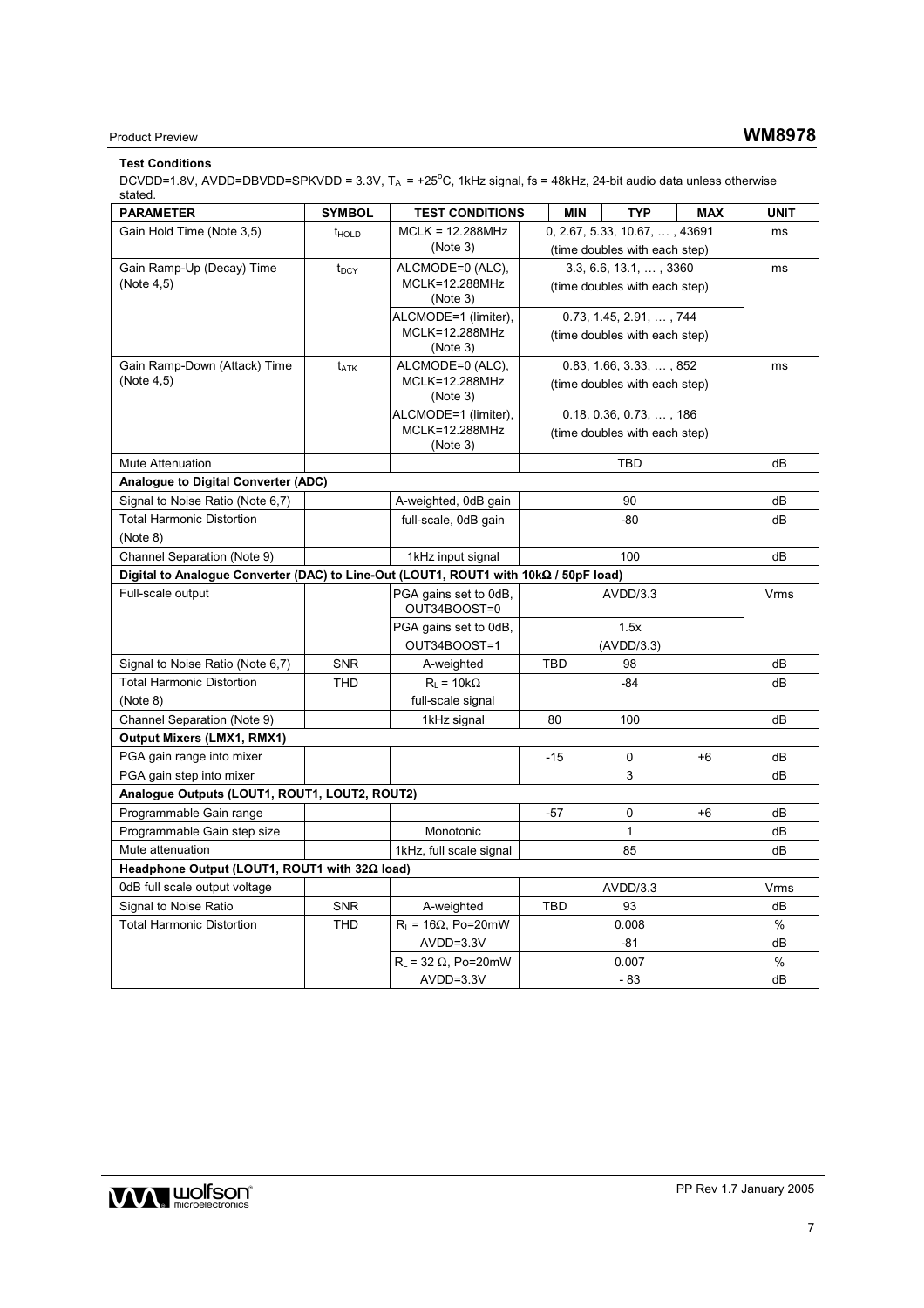**Test Conditions**

DCVDD=1.8V, AVDD=DBVDD=SPKVDD = 3.3V, $T_A$ = +25°C, 1kHz signal, fs = 48kHz, 24-bit audio data unless otherwise stated.

| PARAMETER | SYMBOL | TEST CONDITIONS | MIN | TYP | MAX | UNIT |
|---|---|---|---|---|---|---|
| Gain Hold Time (Note 3,5) | $t_{HOLD}$ | MCLK = 12.288MHz (Note 3) | | 0, 2.67, 5.33, 10.67, … , 43691 (time doubles with each step) | | ms |
| Gain Ramp-Up (Decay) Time (Note 4,5) | $t_{DCY}$ | ALCMODE=0 (ALC), MCLK=12.288MHz (Note 3) | | 3.3, 6.6, 13.1, … , 3360 (time doubles with each step) | | ms |
| | | ALCMODE=1 (limiter), MCLK=12.288MHz (Note 3) | | 0.73, 1.45, 2.91, … , 744 (time doubles with each step) | | |
| Gain Ramp-Down (Attack) Time (Note 4,5) | $t_{ATK}$ | ALCMODE=0 (ALC), MCLK=12.288MHz (Note 3) | | 0.83, 1.66, 3.33, … , 852 (time doubles with each step) | | ms |
| | | ALCMODE=1 (limiter), MCLK=12.288MHz (Note 3) | | 0.18, 0.36, 0.73, … , 186 (time doubles with each step) | | |
| Mute Attenuation | | | | TBD | | dB |
| **Analogue to Digital Converter (ADC)** | | | | | | |
| Signal to Noise Ratio (Note 6,7) | | A-weighted, 0dB gain | | 90 | | dB |
| Total Harmonic Distortion (Note 8) | | full-scale, 0dB gain | | -80 | | dB |
| Channel Separation (Note 9) | | 1kHz input signal | | 100 | | dB |
| **Digital to Analogue Converter (DAC) to Line-Out (LOUT1, ROUT1 with 10kΩ / 50pF load)** | | | | | | |
| Full-scale output | | PGA gains set to 0dB, OUT34BOOST=0 | | AVDD/3.3 | | Vrms |
| | | PGA gains set to 0dB, OUT34BOOST=1 | | 1.5x (AVDD/3.3) | | |
| Signal to Noise Ratio (Note 6,7) | SNR | A-weighted | TBD | 98 | | dB |
| Total Harmonic Distortion (Note 8) | THD | $R_L$ = 10kΩ full-scale signal | | -84 | | dB |
| Channel Separation (Note 9) | | 1kHz signal | 80 | 100 | | dB |
| **Output Mixers (LMX1, RMX1)** | | | | | | |
| PGA gain range into mixer | | | -15 | 0 | +6 | dB |
| PGA gain step into mixer | | | | 3 | | dB |
| **Analogue Outputs (LOUT1, ROUT1, LOUT2, ROUT2)** | | | | | | |
| Programmable Gain range | | | -57 | 0 | +6 | dB |
| Programmable Gain step size | | Monotonic | | 1 | | dB |
| Mute attenuation | | 1kHz, full scale signal | | 85 | | dB |
| **Headphone Output (LOUT1, ROUT1 with 32Ω load)** | | | | | | |
| 0dB full scale output voltage | | | | AVDD/3.3 | | Vrms |
| Signal to Noise Ratio | SNR | A-weighted | TBD | 93 | | dB |
| Total Harmonic Distortion | THD | $R_L$ = 16Ω, Po=20mW AVDD=3.3V | | 0.008 | | % |
| | | | | -81 | | dB |
| | | $R_L$ = 32 Ω, Po=20mW AVDD=3.3V | | 0.007 | | % |
| | | | | - 83 | | dB |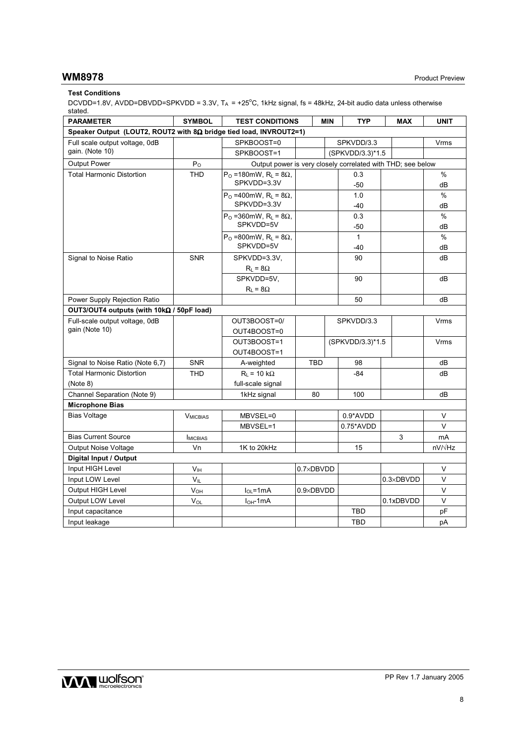**Test Conditions**

DCVDD=1.8V, AVDD=DBVDD=SPKVDD = 3.3V, $T_A$ = +25°C, 1kHz signal, fs = 48kHz, 24-bit audio data unless otherwise stated.

| PARAMETER | SYMBOL | TEST CONDITIONS | MIN | TYP | MAX | UNIT |
|---|---|---|---|---|---|---|
| **Speaker Output (LOUT2, ROUT2 with 8Ω bridge tied load, INVROUT2=1)** | | | | | | |
| Full scale output voltage, 0dB gain. (Note 10) | | SPKBOOST=0 | | SPKVDD/3.3 | | Vrms |
| | | SPKBOOST=1 | | (SPKVDD/3.3)*1.5 | | |
| Output Power | $P_O$ | Output power is very closely correlated with THD; see below | | | | |
| Total Harmonic Distortion | THD | $P_O$ =180mW, $R_L$ = 8Ω, SPKVDD=3.3V | | 0.3<br>-50 | | %<br>dB |
| | | $P_O$ =400mW, $R_L$ = 8Ω, SPKVDD=3.3V | | 1.0<br>-40 | | %<br>dB |
| | | $P_O$ =360mW, $R_L$ = 8Ω, SPKVDD=5V | | 0.3<br>-50 | | %<br>dB |
| | | $P_O$ =800mW, $R_L$ = 8Ω, SPKVDD=5V | | 1<br>-40 | | %<br>dB |
| Signal to Noise Ratio | SNR | SPKVDD=3.3V, $R_L$ = 8Ω | | 90 | | dB |
| | | SPKVDD=5V, $R_L$ = 8Ω | | 90 | | dB |
| Power Supply Rejection Ratio | | | | 50 | | dB |
| **OUT3/OUT4 outputs (with 10kΩ / 50pF load)** | | | | | | |
| Full-scale output voltage, 0dB gain (Note 10) | | OUT3BOOST=0/ OUT4BOOST=0 | | SPKVDD/3.3 | | Vrms |
| | | OUT3BOOST=1 OUT4BOOST=1 | | (SPKVDD/3.3)*1.5 | | Vrms |
| Signal to Noise Ratio (Note 6,7) | SNR | A-weighted | TBD | 98 | | dB |
| Total Harmonic Distortion (Note 8) | THD | $R_L$ = 10 kΩ full-scale signal | | -84 | | dB |
| Channel Separation (Note 9) | | 1kHz signal | 80 | 100 | | dB |
| **Microphone Bias** | | | | | | |
| Bias Voltage | $V_{MICBIAS}$ | MBVSEL=0 | | 0.9*AVDD | | V |
| | | MBVSEL=1 | | 0.75*AVDD | | V |
| Bias Current Source | $I_{MICBIAS}$ | | | | 3 | mA |
| Output Noise Voltage | Vn | 1K to 20kHz | | 15 | | nV/√Hz |
| **Digital Input / Output** | | | | | | |
| Input HIGH Level | $V_{IH}$ | | 0.7×DBVDD | | | V |
| Input LOW Level | $V_{IL}$ | | | | 0.3×DBVDD | V |
| Output HIGH Level | $V_{OH}$ | $I_{OL}$=1mA | 0.9×DBVDD | | | V |
| Output LOW Level | $V_{OL}$ | $I_{OH}$-1mA | | | 0.1xDBVDD | V |
| Input capacitance | | | | TBD | | pF |
| Input leakage | | | | TBD | | pA |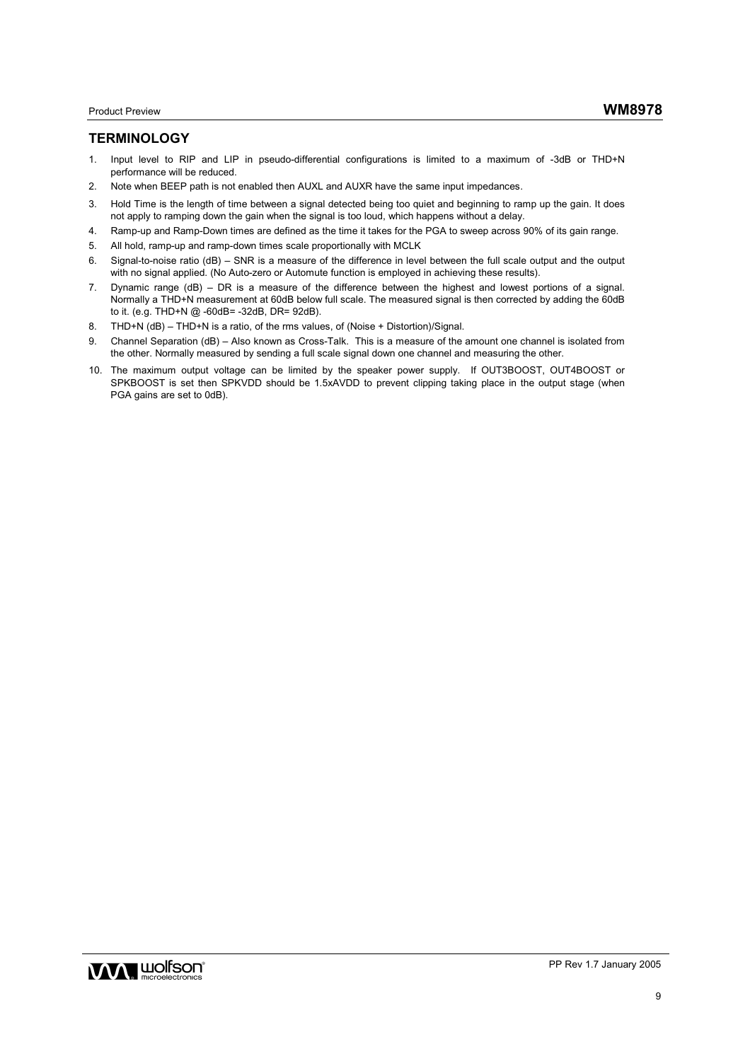## TERMINOLOGY

1. Input level to RIP and LIP in pseudo-differential configurations is limited to a maximum of -3dB or THD+N performance will be reduced.
2. Note when BEEP path is not enabled then AUXL and AUXR have the same input impedances.
3. Hold Time is the length of time between a signal detected being too quiet and beginning to ramp up the gain. It does not apply to ramping down the gain when the signal is too loud, which happens without a delay.
4. Ramp-up and Ramp-Down times are defined as the time it takes for the PGA to sweep across 90% of its gain range.
5. All hold, ramp-up and ramp-down times scale proportionally with MCLK
6. Signal-to-noise ratio (dB) – SNR is a measure of the difference in level between the full scale output and the output with no signal applied. (No Auto-zero or Automute function is employed in achieving these results).
7. Dynamic range (dB) – DR is a measure of the difference between the highest and lowest portions of a signal. Normally a THD+N measurement at 60dB below full scale. The measured signal is then corrected by adding the 60dB to it. (e.g. THD+N @ -60dB= -32dB, DR= 92dB).
8. THD+N (dB) – THD+N is a ratio, of the rms values, of (Noise + Distortion)/Signal.
9. Channel Separation (dB) – Also known as Cross-Talk. This is a measure of the amount one channel is isolated from the other. Normally measured by sending a full scale signal down one channel and measuring the other.
10. The maximum output voltage can be limited by the speaker power supply. If OUT3BOOST, OUT4BOOST or SPKBOOST is set then SPKVDD should be 1.5xAVDD to prevent clipping taking place in the output stage (when PGA gains are set to 0dB).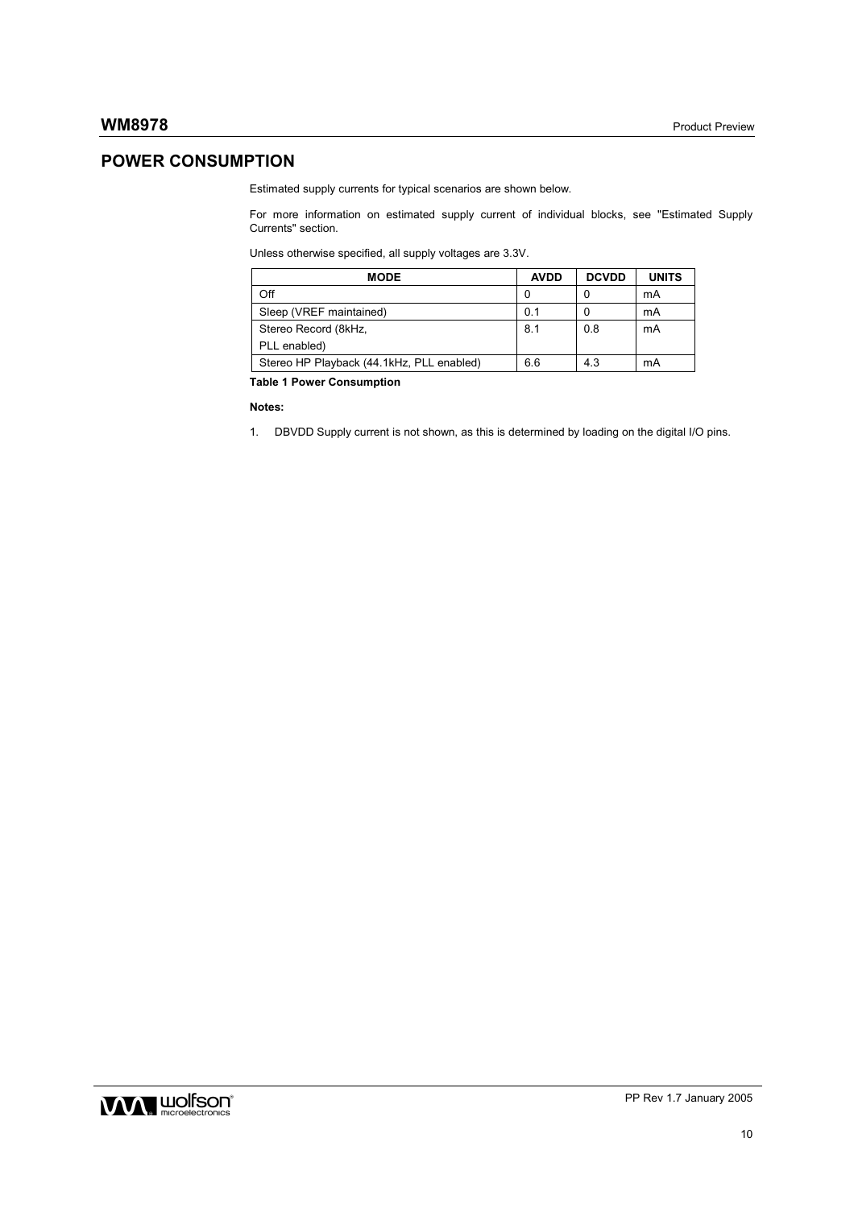## POWER CONSUMPTION

Estimated supply currents for typical scenarios are shown below.

For more information on estimated supply current of individual blocks, see "Estimated Supply Currents" section.

Unless otherwise specified, all supply voltages are 3.3V.

| MODE | AVDD | DCVDD | UNITS |
|---|---|---|---|
| Off | 0 | 0 | mA |
| Sleep (VREF maintained) | 0.1 | 0 | mA |
| Stereo Record (8kHz, PLL enabled) | 8.1 | 0.8 | mA |
| Stereo HP Playback (44.1kHz, PLL enabled) | 6.6 | 4.3 | mA |

**Table 1 Power Consumption**

**Notes:**

1. DBVDD Supply current is not shown, as this is determined by loading on the digital I/O pins.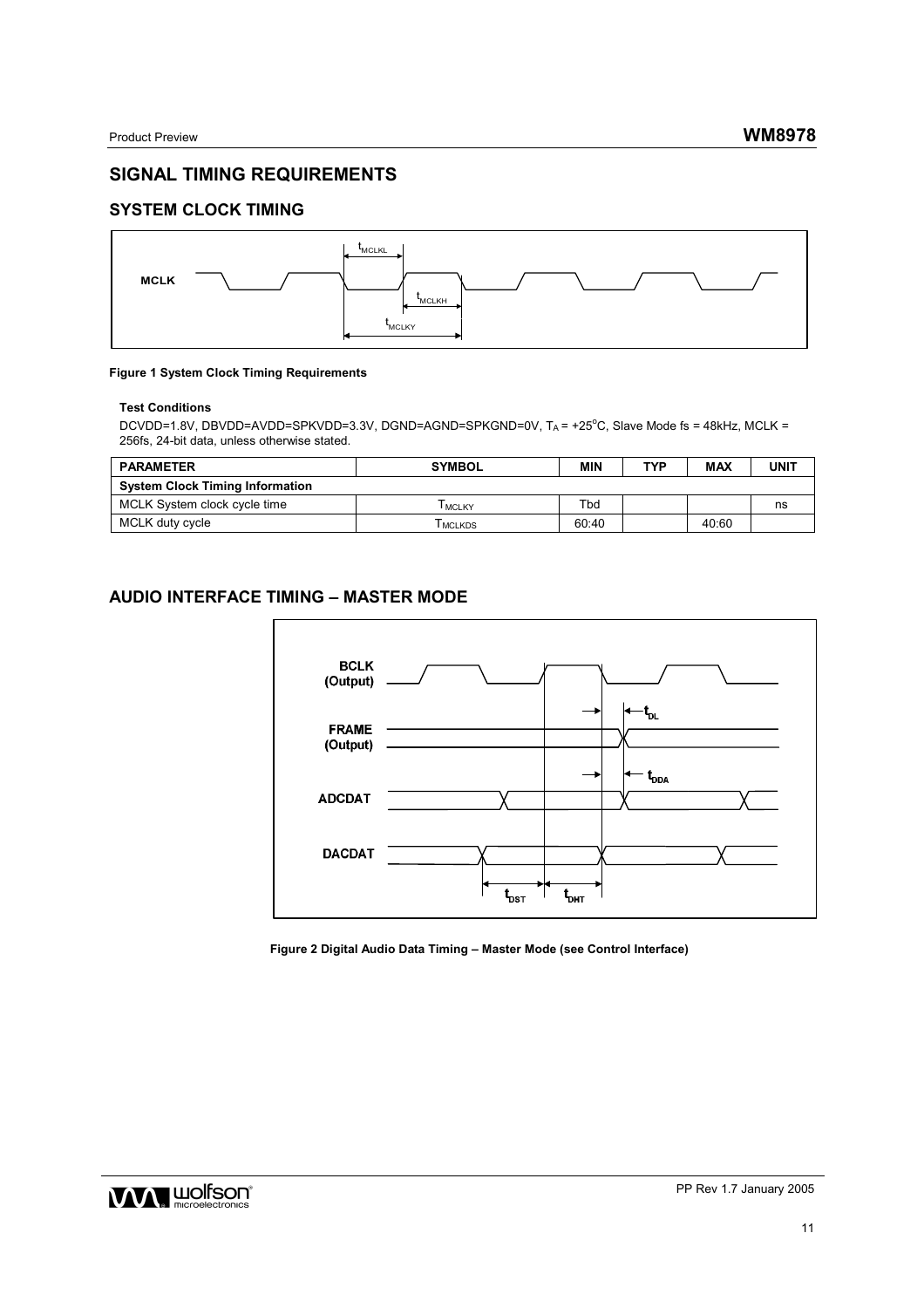# SIGNAL TIMING REQUIREMENTS

## SYSTEM CLOCK TIMING

MCLK

$t_{MCLKL}$

$t_{MCLKH}$

$t_{MCLKY}$

**Figure 1 System Clock Timing Requirements**

**Test Conditions**

DCVDD=1.8V, DBVDD=AVDD=SPKVDD=3.3V, DGND=AGND=SPKGND=0V, $T_A$ = +25$^o$C, Slave Mode fs = 48kHz, MCLK = 256fs, 24-bit data, unless otherwise stated.

| PARAMETER | SYMBOL | MIN | TYP | MAX | UNIT |
|---|---|---|---|---|---|
| **System Clock Timing Information** | | | | | |
| MCLK System clock cycle time | $T_{MCLKY}$ | Tbd | | | ns |
| MCLK duty cycle | $T_{MCLKDS}$ | 60:40 | | 40:60 | |

## AUDIO INTERFACE TIMING – MASTER MODE

BCLK (Output)

FRAME (Output)

ADCDAT

DACDAT

$t_{DL}$

$t_{DDA}$

$t_{DST}$

$t_{DHT}$

**Figure 2 Digital Audio Data Timing – Master Mode (see Control Interface)**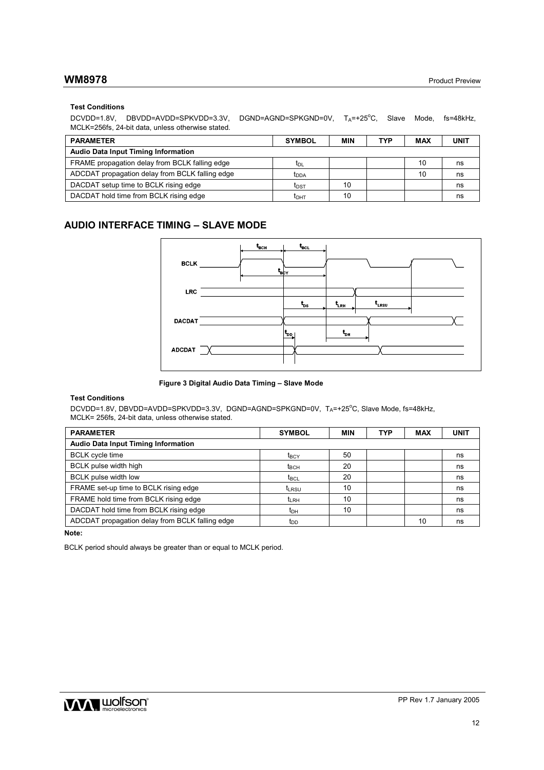**Test Conditions**

DCVDD=1.8V, DBVDD=AVDD=SPKVDD=3.3V, DGND=AGND=SPKGND=0V, $T_A$=+25°C, Slave Mode, fs=48kHz, MCLK=256fs, 24-bit data, unless otherwise stated.

| PARAMETER | SYMBOL | MIN | TYP | MAX | UNIT |
|---|---|---|---|---|---|
| **Audio Data Input Timing Information** | | | | | |
| FRAME propagation delay from BCLK falling edge | $t_{DL}$ | | | 10 | ns |
| ADCDAT propagation delay from BCLK falling edge | $t_{DDA}$ | | | 10 | ns |
| DACDAT setup time to BCLK rising edge | $t_{DST}$ | 10 | | | ns |
| DACDAT hold time from BCLK rising edge | $t_{DHT}$ | 10 | | | ns |

## AUDIO INTERFACE TIMING – SLAVE MODE

$t_{BCH}$ $t_{BCL}$
BCLK
$t_{BCY}$
LRC
$t_{DS}$ $t_{LRH}$ $t_{LRSU}$
DACDAT
$t_{DD}$ $t_{DH}$
ADCDAT

**Figure 3 Digital Audio Data Timing – Slave Mode**

**Test Conditions**

DCVDD=1.8V, DBVDD=AVDD=SPKVDD=3.3V, DGND=AGND=SPKGND=0V, $T_A$=+25°C, Slave Mode, fs=48kHz, MCLK= 256fs, 24-bit data, unless otherwise stated.

| PARAMETER | SYMBOL | MIN | TYP | MAX | UNIT |
|---|---|---|---|---|---|
| **Audio Data Input Timing Information** | | | | | |
| BCLK cycle time | $t_{BCY}$ | 50 | | | ns |
| BCLK pulse width high | $t_{BCH}$ | 20 | | | ns |
| BCLK pulse width low | $t_{BCL}$ | 20 | | | ns |
| FRAME set-up time to BCLK rising edge | $t_{LRSU}$ | 10 | | | ns |
| FRAME hold time from BCLK rising edge | $t_{LRH}$ | 10 | | | ns |
| DACDAT hold time from BCLK rising edge | $t_{DH}$ | 10 | | | ns |
| ADCDAT propagation delay from BCLK falling edge | $t_{DD}$ | | | 10 | ns |

**Note:**

BCLK period should always be greater than or equal to MCLK period.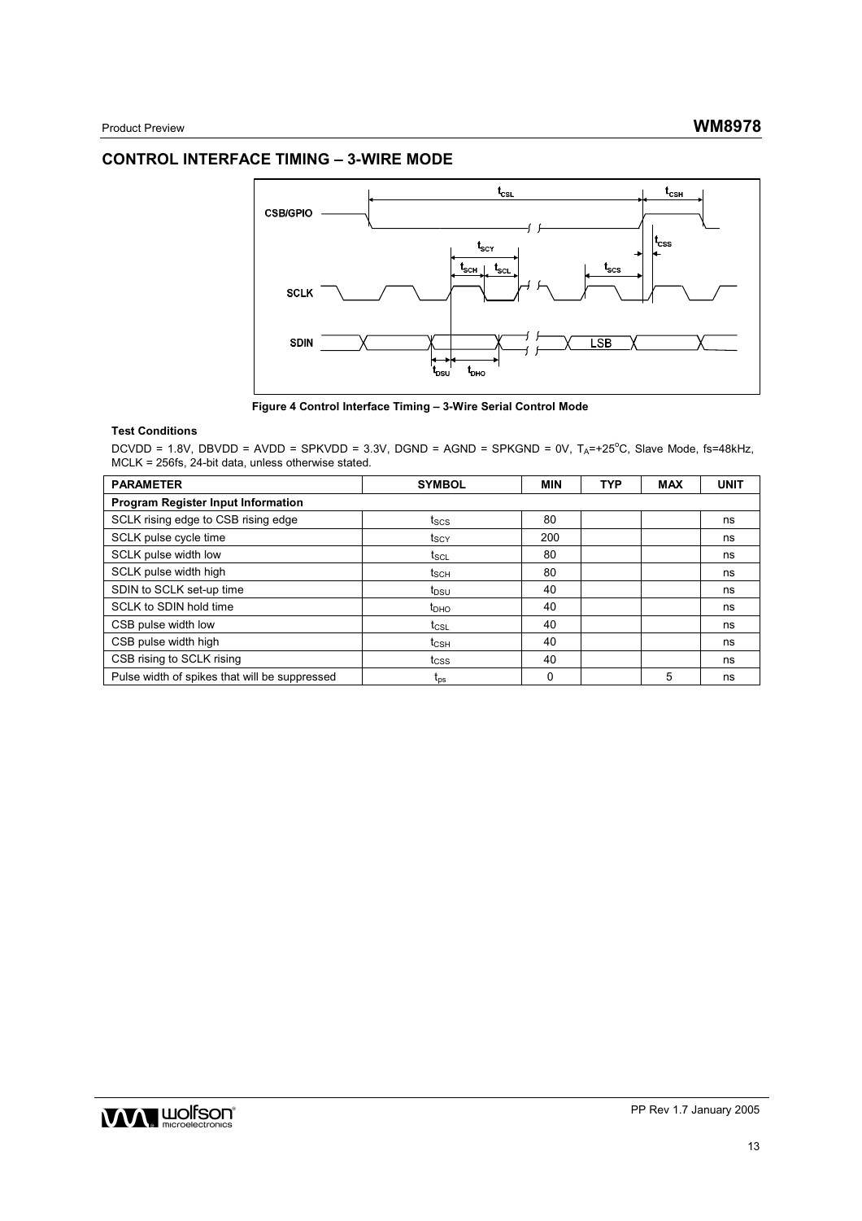## CONTROL INTERFACE TIMING – 3-WIRE MODE

$t_{CSL}$

$t_{CSH}$

CSB/GPIO

$t_{CSS}$

$t_{SCY}$

$t_{SCH}$ $t_{SCL}$

$t_{SCS}$

SCLK

SDIN

LSB

$t_{DSU}$ $t_{DHO}$

**Figure 4 Control Interface Timing – 3-Wire Serial Control Mode**

**Test Conditions**

DCVDD = 1.8V, DBVDD = AVDD = SPKVDD = 3.3V, DGND = AGND = SPKGND = 0V, $T_A$=+25°C, Slave Mode, fs=48kHz, MCLK = 256fs, 24-bit data, unless otherwise stated.

| PARAMETER | SYMBOL | MIN | TYP | MAX | UNIT |
|---|---|---|---|---|---|
| **Program Register Input Information** | | | | | |
| SCLK rising edge to CSB rising edge | $t_{SCS}$ | 80 | | | ns |
| SCLK pulse cycle time | $t_{SCY}$ | 200 | | | ns |
| SCLK pulse width low | $t_{SCL}$ | 80 | | | ns |
| SCLK pulse width high | $t_{SCH}$ | 80 | | | ns |
| SDIN to SCLK set-up time | $t_{DSU}$ | 40 | | | ns |
| SCLK to SDIN hold time | $t_{DHO}$ | 40 | | | ns |
| CSB pulse width low | $t_{CSL}$ | 40 | | | ns |
| CSB pulse width high | $t_{CSH}$ | 40 | | | ns |
| CSB rising to SCLK rising | $t_{CSS}$ | 40 | | | ns |
| Pulse width of spikes that will be suppressed | $t_{ps}$ | 0 | | 5 | ns |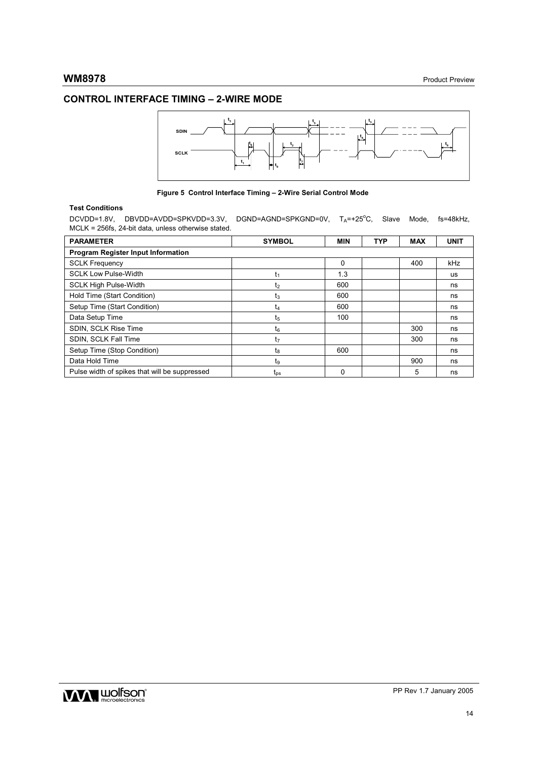## CONTROL INTERFACE TIMING – 2-WIRE MODE

SDIN

SCLK

$t_3$ $t_5$ $t_3$ $t_4$ $t_8$ $t_6$ $t_2$ $t_1$ $t_9$ $t_7$

**Figure 5 Control Interface Timing – 2-Wire Serial Control Mode**

**Test Conditions**

DCVDD=1.8V, DBVDD=AVDD=SPKVDD=3.3V, DGND=AGND=SPKGND=0V, $T_A$=+25°C, Slave Mode, fs=48kHz, MCLK = 256fs, 24-bit data, unless otherwise stated.

| PARAMETER | SYMBOL | MIN | TYP | MAX | UNIT |
|---|---|---|---|---|---|
| **Program Register Input Information** | | | | | |
| SCLK Frequency | | 0 | | 400 | kHz |
| SCLK Low Pulse-Width | $t_1$ | 1.3 | | | us |
| SCLK High Pulse-Width | $t_2$ | 600 | | | ns |
| Hold Time (Start Condition) | $t_3$ | 600 | | | ns |
| Setup Time (Start Condition) | $t_4$ | 600 | | | ns |
| Data Setup Time | $t_5$ | 100 | | | ns |
| SDIN, SCLK Rise Time | $t_6$ | | | 300 | ns |
| SDIN, SCLK Fall Time | $t_7$ | | | 300 | ns |
| Setup Time (Stop Condition) | $t_8$ | 600 | | | ns |
| Data Hold Time | $t_9$ | | | 900 | ns |
| Pulse width of spikes that will be suppressed | $t_{ps}$ | 0 | | 5 | ns |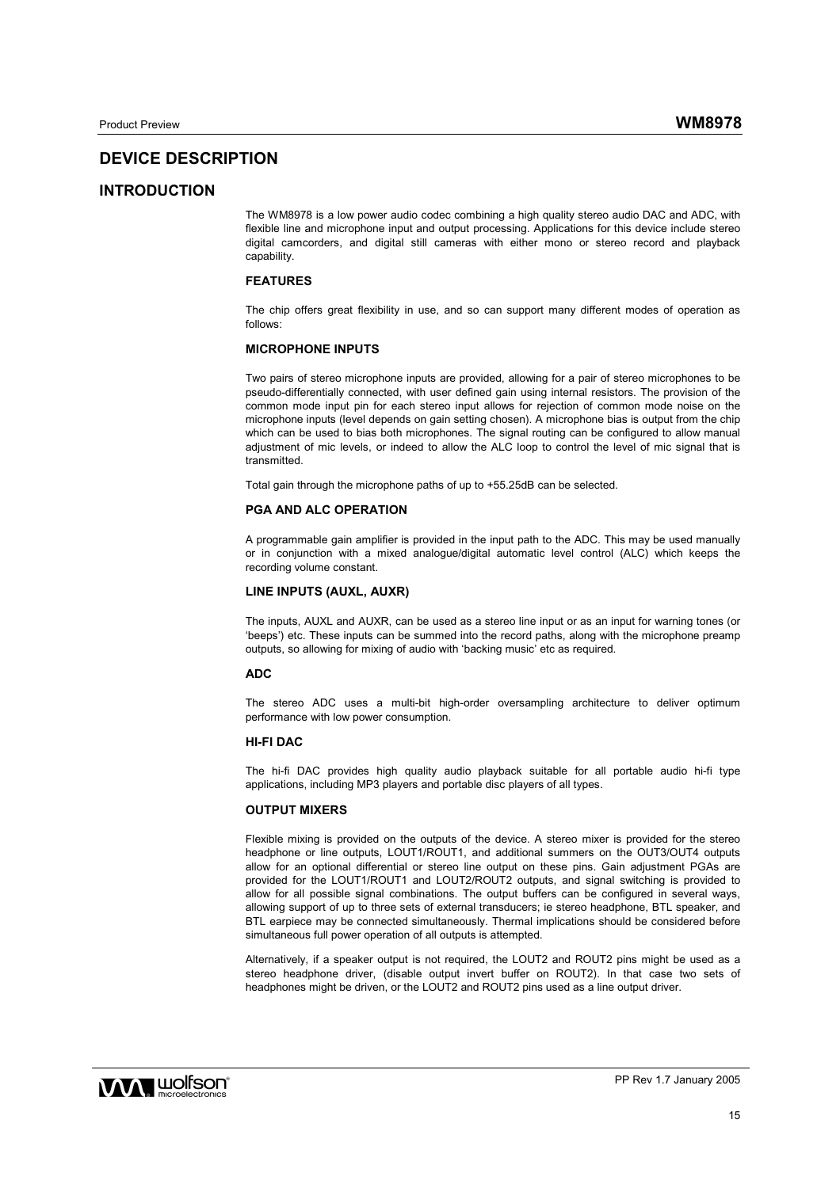# DEVICE DESCRIPTION

## INTRODUCTION

The WM8978 is a low power audio codec combining a high quality stereo audio DAC and ADC, with flexible line and microphone input and output processing. Applications for this device include stereo digital camcorders, and digital still cameras with either mono or stereo record and playback capability.

### FEATURES

The chip offers great flexibility in use, and so can support many different modes of operation as follows:

### MICROPHONE INPUTS

Two pairs of stereo microphone inputs are provided, allowing for a pair of stereo microphones to be pseudo-differentially connected, with user defined gain using internal resistors. The provision of the common mode input pin for each stereo input allows for rejection of common mode noise on the microphone inputs (level depends on gain setting chosen). A microphone bias is output from the chip which can be used to bias both microphones. The signal routing can be configured to allow manual adjustment of mic levels, or indeed to allow the ALC loop to control the level of mic signal that is transmitted.

Total gain through the microphone paths of up to +55.25dB can be selected.

### PGA AND ALC OPERATION

A programmable gain amplifier is provided in the input path to the ADC. This may be used manually or in conjunction with a mixed analogue/digital automatic level control (ALC) which keeps the recording volume constant.

### LINE INPUTS (AUXL, AUXR)

The inputs, AUXL and AUXR, can be used as a stereo line input or as an input for warning tones (or 'beeps') etc. These inputs can be summed into the record paths, along with the microphone preamp outputs, so allowing for mixing of audio with 'backing music' etc as required.

### ADC

The stereo ADC uses a multi-bit high-order oversampling architecture to deliver optimum performance with low power consumption.

### HI-FI DAC

The hi-fi DAC provides high quality audio playback suitable for all portable audio hi-fi type applications, including MP3 players and portable disc players of all types.

### OUTPUT MIXERS

Flexible mixing is provided on the outputs of the device. A stereo mixer is provided for the stereo headphone or line outputs, LOUT1/ROUT1, and additional summers on the OUT3/OUT4 outputs allow for an optional differential or stereo line output on these pins. Gain adjustment PGAs are provided for the LOUT1/ROUT1 and LOUT2/ROUT2 outputs, and signal switching is provided to allow for all possible signal combinations. The output buffers can be configured in several ways, allowing support of up to three sets of external transducers; ie stereo headphone, BTL speaker, and BTL earpiece may be connected simultaneously. Thermal implications should be considered before simultaneous full power operation of all outputs is attempted.

Alternatively, if a speaker output is not required, the LOUT2 and ROUT2 pins might be used as a stereo headphone driver, (disable output invert buffer on ROUT2). In that case two sets of headphones might be driven, or the LOUT2 and ROUT2 pins used as a line output driver.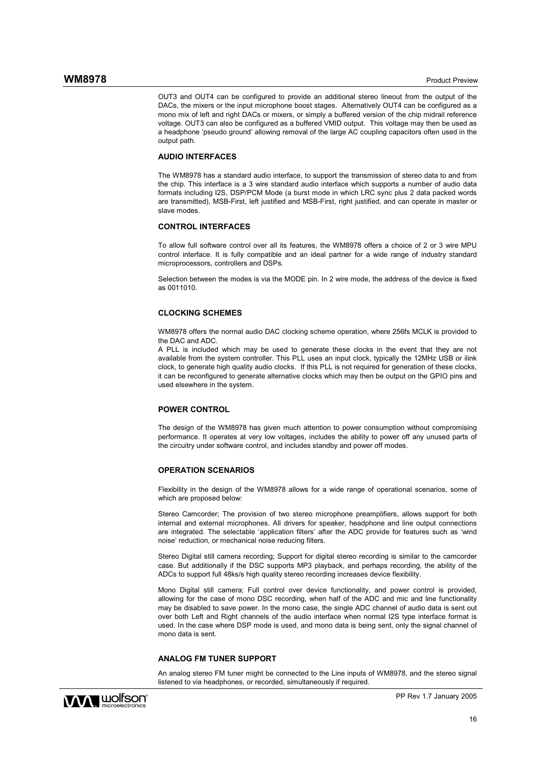OUT3 and OUT4 can be configured to provide an additional stereo lineout from the output of the DACs, the mixers or the input microphone boost stages. Alternatively OUT4 can be configured as a mono mix of left and right DACs or mixers, or simply a buffered version of the chip midrail reference voltage. OUT3 can also be configured as a buffered VMID output. This voltage may then be used as a headphone 'pseudo ground' allowing removal of the large AC coupling capacitors often used in the output path.

### AUDIO INTERFACES

The WM8978 has a standard audio interface, to support the transmission of stereo data to and from the chip. This interface is a 3 wire standard audio interface which supports a number of audio data formats including I2S, DSP/PCM Mode (a burst mode in which LRC sync plus 2 data packed words are transmitted), MSB-First, left justified and MSB-First, right justified, and can operate in master or slave modes.

### CONTROL INTERFACES

To allow full software control over all its features, the WM8978 offers a choice of 2 or 3 wire MPU control interface. It is fully compatible and an ideal partner for a wide range of industry standard microprocessors, controllers and DSPs.

Selection between the modes is via the MODE pin. In 2 wire mode, the address of the device is fixed as 0011010.

### CLOCKING SCHEMES

WM8978 offers the normal audio DAC clocking scheme operation, where 256fs MCLK is provided to the DAC and ADC.

A PLL is included which may be used to generate these clocks in the event that they are not available from the system controller. This PLL uses an input clock, typically the 12MHz USB or ilink clock, to generate high quality audio clocks. If this PLL is not required for generation of these clocks, it can be reconfigured to generate alternative clocks which may then be output on the GPIO pins and used elsewhere in the system.

### POWER CONTROL

The design of the WM8978 has given much attention to power consumption without compromising performance. It operates at very low voltages, includes the ability to power off any unused parts of the circuitry under software control, and includes standby and power off modes.

### OPERATION SCENARIOS

Flexibility in the design of the WM8978 allows for a wide range of operational scenarios, some of which are proposed below:

Stereo Camcorder; The provision of two stereo microphone preamplifiers, allows support for both internal and external microphones. All drivers for speaker, headphone and line output connections are integrated. The selectable 'application filters' after the ADC provide for features such as 'wind noise' reduction, or mechanical noise reducing filters.

Stereo Digital still camera recording; Support for digital stereo recording is similar to the camcorder case. But additionally if the DSC supports MP3 playback, and perhaps recording, the ability of the ADCs to support full 48ks/s high quality stereo recording increases device flexibility.

Mono Digital still camera; Full control over device functionality, and power control is provided, allowing for the case of mono DSC recording, when half of the ADC and mic and line functionality may be disabled to save power. In the mono case, the single ADC channel of audio data is sent out over both Left and Right channels of the audio interface when normal I2S type interface format is used. In the case where DSP mode is used, and mono data is being sent, only the signal channel of mono data is sent.

### ANALOG FM TUNER SUPPORT

An analog stereo FM tuner might be connected to the Line inputs of WM8978, and the stereo signal listened to via headphones, or recorded, simultaneously if required.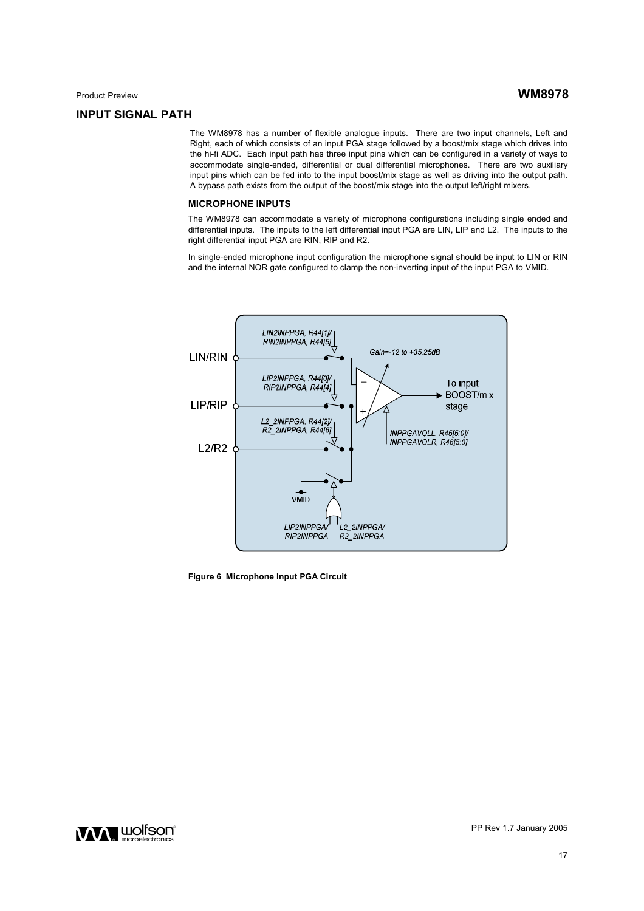## INPUT SIGNAL PATH

The WM8978 has a number of flexible analogue inputs. There are two input channels, Left and Right, each of which consists of an input PGA stage followed by a boost/mix stage which drives into the hi-fi ADC. Each input path has three input pins which can be configured in a variety of ways to accommodate single-ended, differential or dual differential microphones. There are two auxiliary input pins which can be fed into to the input boost/mix stage as well as driving into the output path. A bypass path exists from the output of the boost/mix stage into the output left/right mixers.

### MICROPHONE INPUTS

The WM8978 can accommodate a variety of microphone configurations including single ended and differential inputs. The inputs to the left differential input PGA are LIN, LIP and L2. The inputs to the right differential input PGA are RIN, RIP and R2.

In single-ended microphone input configuration the microphone signal should be input to LIN or RIN and the internal NOR gate configured to clamp the non-inverting input of the input PGA to VMID.

LIN2INPPGA, R44[1]/
RIN2INPPGA, R44[5]
Gain=-12 to +35.25dB
LIN/RIN
LIP2INPPGA, R44[0]/
RIP2INPPGA, R44[4]
To input
BOOST/mix
stage
LIP/RIP
L2_2INPPGA, R44[2]/
R2_2INPPGA, R44[6]
INPPGAVOLL, R45[5:0]/
INPPGAVOLR, R46[5:0]
L2/R2
VMID
LIP2INPPGA/
RIP2INPPGA
L2_2INPPGA/
R2_2INPPGA

**Figure 6 Microphone Input PGA Circuit**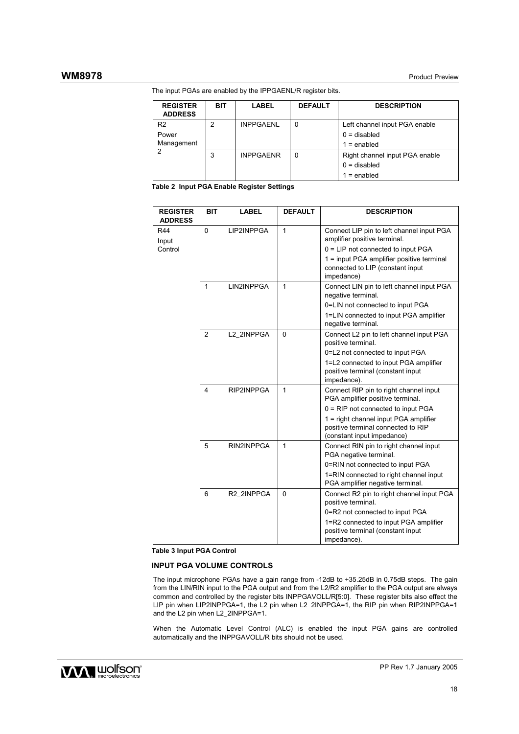The input PGAs are enabled by the IPPGAENL/R register bits.

| REGISTER ADDRESS | BIT | LABEL | DEFAULT | DESCRIPTION |
|---|---|---|---|---|
| R2 Power Management 2 | 2 | INPPGAENL | 0 | Left channel input PGA enable<br>0 = disabled<br>1 = enabled |
| | 3 | INPPGAENR | 0 | Right channel input PGA enable<br>0 = disabled<br>1 = enabled |

**Table 2 Input PGA Enable Register Settings**

| REGISTER ADDRESS | BIT | LABEL | DEFAULT | DESCRIPTION |
|---|---|---|---|---|
| R44 Input Control | 0 | LIP2INPPGA | 1 | Connect LIP pin to left channel input PGA amplifier positive terminal.<br>0 = LIP not connected to input PGA<br>1 = input PGA amplifier positive terminal connected to LIP (constant input impedance) |
| | 1 | LIN2INPPGA | 1 | Connect LIN pin to left channel input PGA negative terminal.<br>0=LIN not connected to input PGA<br>1=LIN connected to input PGA amplifier negative terminal. |
| | 2 | L2_2INPPGA | 0 | Connect L2 pin to left channel input PGA positive terminal.<br>0=L2 not connected to input PGA<br>1=L2 connected to input PGA amplifier positive terminal (constant input impedance). |
| | 4 | RIP2INPPGA | 1 | Connect RIP pin to right channel input PGA amplifier positive terminal.<br>0 = RIP not connected to input PGA<br>1 = right channel input PGA amplifier positive terminal connected to RIP (constant input impedance) |
| | 5 | RIN2INPPGA | 1 | Connect RIN pin to right channel input PGA negative terminal.<br>0=RIN not connected to input PGA<br>1=RIN connected to right channel input PGA amplifier negative terminal. |
| | 6 | R2_2INPPGA | 0 | Connect R2 pin to right channel input PGA positive terminal.<br>0=R2 not connected to input PGA<br>1=R2 connected to input PGA amplifier positive terminal (constant input impedance). |

**Table 3 Input PGA Control**

### INPUT PGA VOLUME CONTROLS

The input microphone PGAs have a gain range from -12dB to +35.25dB in 0.75dB steps. The gain from the LIN/RIN input to the PGA output and from the L2/R2 amplifier to the PGA output are always common and controlled by the register bits INPPGAVOLL/R[5:0]. These register bits also effect the LIP pin when LIP2INPPGA=1, the L2 pin when L2_2INPPGA=1, the RIP pin when RIP2INPPGA=1 and the L2 pin when L2_2INPPGA=1.

When the Automatic Level Control (ALC) is enabled the input PGA gains are controlled automatically and the INPPGAVOLL/R bits should not be used.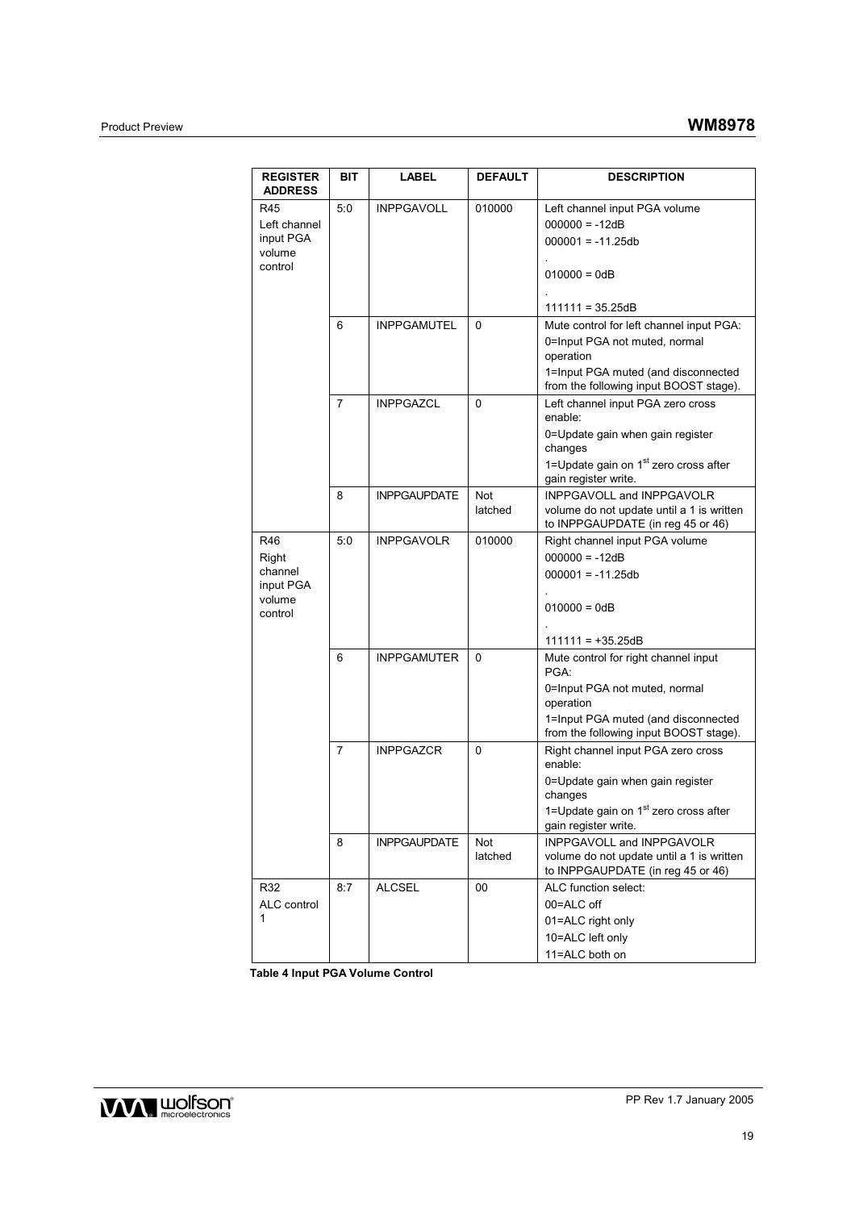| REGISTER ADDRESS | BIT | LABEL | DEFAULT | DESCRIPTION |
|---|---|---|---|---|
| R45<br>Left channel input PGA volume control | 5:0 | INPPGAVOLL | 010000 | Left channel input PGA volume<br>000000 = -12dB<br>000001 = -11.25db<br>.<br>010000 = 0dB<br>.<br>111111 = 35.25dB |
| | 6 | INPPGAMUTEL | 0 | Mute control for left channel input PGA:<br>0=Input PGA not muted, normal operation<br>1=Input PGA muted (and disconnected from the following input BOOST stage). |
| | 7 | INPPGAZCL | 0 | Left channel input PGA zero cross enable:<br>0=Update gain when gain register changes<br>1=Update gain on 1st zero cross after gain register write. |
| | 8 | INPPGAUPDATE | Not latched | INPPGAVOLL and INPPGAVOLR volume do not update until a 1 is written to INPPGAUPDATE (in reg 45 or 46) |
| R46<br>Right channel input PGA volume control | 5:0 | INPPGAVOLR | 010000 | Right channel input PGA volume<br>000000 = -12dB<br>000001 = -11.25db<br>.<br>010000 = 0dB<br>.<br>111111 = +35.25dB |
| | 6 | INPPGAMUTER | 0 | Mute control for right channel input PGA:<br>0=Input PGA not muted, normal operation<br>1=Input PGA muted (and disconnected from the following input BOOST stage). |
| | 7 | INPPGAZCR | 0 | Right channel input PGA zero cross enable:<br>0=Update gain when gain register changes<br>1=Update gain on 1st zero cross after gain register write. |
| | 8 | INPPGAUPDATE | Not latched | INPPGAVOLL and INPPGAVOLR volume do not update until a 1 is written to INPPGAUPDATE (in reg 45 or 46) |
| R32<br>ALC control 1 | 8:7 | ALCSEL | 00 | ALC function select:<br>00=ALC off<br>01=ALC right only<br>10=ALC left only<br>11=ALC both on |

**Table 4 Input PGA Volume Control**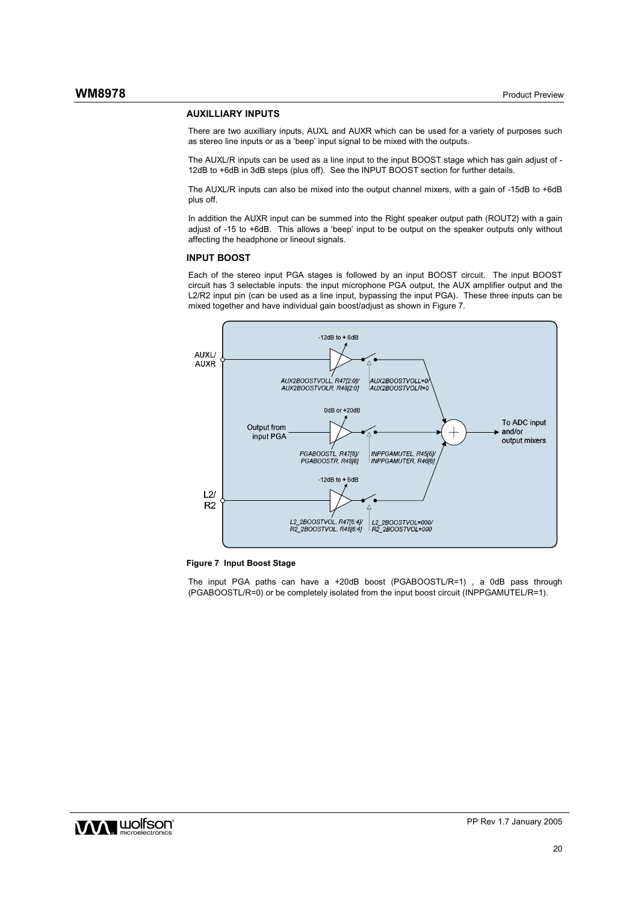## AUXILLIARY INPUTS

There are two auxilliary inputs, AUXL and AUXR which can be used for a variety of purposes such as stereo line inputs or as a 'beep' input signal to be mixed with the outputs.

The AUXL/R inputs can be used as a line input to the input BOOST stage which has gain adjust of -12dB to +6dB in 3dB steps (plus off). See the INPUT BOOST section for further details.

The AUXL/R inputs can also be mixed into the output channel mixers, with a gain of -15dB to +6dB plus off.

In addition the AUXR input can be summed into the Right speaker output path (ROUT2) with a gain adjust of -15 to +6dB. This allows a 'beep' input to be output on the speaker outputs only without affecting the headphone or lineout signals.

## INPUT BOOST

Each of the stereo input PGA stages is followed by an input BOOST circuit. The input BOOST circuit has 3 selectable inputs: the input microphone PGA output, the AUX amplifier output and the L2/R2 input pin (can be used as a line input, bypassing the input PGA). These three inputs can be mixed together and have individual gain boost/adjust as shown in Figure 7.

-12dB to + 6dB

AUXL/
AUXR

AUX2BOOSTVOLL, R47[2:0]/
AUX2BOOSTVOLR, R48[2:0]

AUX2BOOSTVOLL=0/
AUX2BOOSTVOLR=0

0dB or +20dB

Output from
input PGA

PGABOOSTL, R47[8]/
PGABOOSTR, R48[8]

INPPGAMUTEL, R45[6]/
INPPGAMUTER, R46[6]

To ADC input
and/or
output mixers

-12dB to + 6dB

L2/
R2

L2_2BOOSTVOL, R47[6:4]/
R2_2BOOSTVOL, R48[6:4]

L2_2BOOSTVOL=000/
R2_2BOOSTVOL=000

**Figure 7 Input Boost Stage**

The input PGA paths can have a +20dB boost (PGABOOSTL/R=1) , a 0dB pass through (PGABOOSTL/R=0) or be completely isolated from the input boost circuit (INPPGAMUTEL/R=1).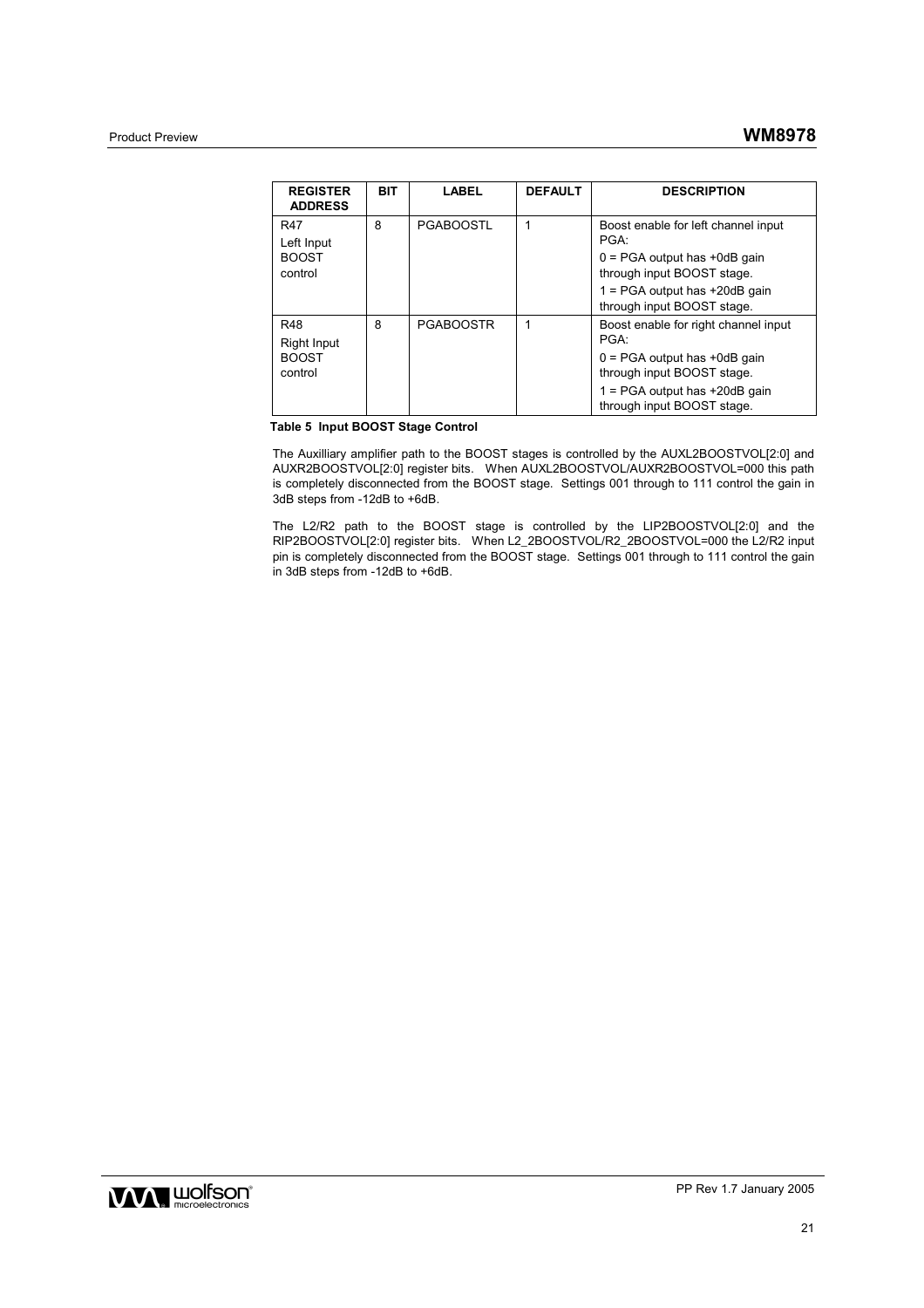| REGISTER ADDRESS | BIT | LABEL | DEFAULT | DESCRIPTION |
|---|---|---|---|---|
| R47 Left Input BOOST control | 8 | PGABOOSTL | 1 | Boost enable for left channel input PGA:<br>0 = PGA output has +0dB gain through input BOOST stage.<br>1 = PGA output has +20dB gain through input BOOST stage. |
| R48 Right Input BOOST control | 8 | PGABOOSTR | 1 | Boost enable for right channel input PGA:<br>0 = PGA output has +0dB gain through input BOOST stage.<br>1 = PGA output has +20dB gain through input BOOST stage. |

**Table 5 Input BOOST Stage Control**

The Auxilliary amplifier path to the BOOST stages is controlled by the AUXL2BOOSTVOL[2:0] and AUXR2BOOSTVOL[2:0] register bits. When AUXL2BOOSTVOL/AUXR2BOOSTVOL=000 this path is completely disconnected from the BOOST stage. Settings 001 through to 111 control the gain in 3dB steps from -12dB to +6dB.

The L2/R2 path to the BOOST stage is controlled by the LIP2BOOSTVOL[2:0] and the RIP2BOOSTVOL[2:0] register bits. When L2_2BOOSTVOL/R2_2BOOSTVOL=000 the L2/R2 input pin is completely disconnected from the BOOST stage. Settings 001 through to 111 control the gain in 3dB steps from -12dB to +6dB.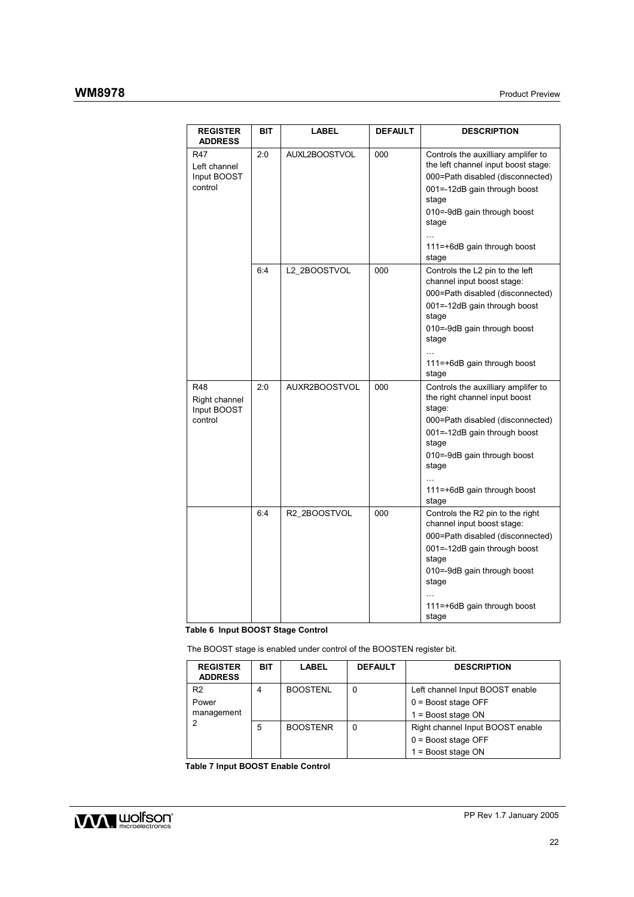| REGISTER ADDRESS | BIT | LABEL | DEFAULT | DESCRIPTION |
|---|---|---|---|---|
| R47 Left channel Input BOOST control | 2:0 | AUXL2BOOSTVOL | 000 | Controls the auxilliary amplifer to the left channel input boost stage:<br>000=Path disabled (disconnected)<br>001=-12dB gain through boost stage<br>010=-9dB gain through boost stage<br>…<br>111=+6dB gain through boost stage |
| | 6:4 | L2_2BOOSTVOL | 000 | Controls the L2 pin to the left channel input boost stage:<br>000=Path disabled (disconnected)<br>001=-12dB gain through boost stage<br>010=-9dB gain through boost stage<br>…<br>111=+6dB gain through boost stage |
| R48 Right channel Input BOOST control | 2:0 | AUXR2BOOSTVOL | 000 | Controls the auxilliary amplifer to the right channel input boost stage:<br>000=Path disabled (disconnected)<br>001=-12dB gain through boost stage<br>010=-9dB gain through boost stage<br>…<br>111=+6dB gain through boost stage |
| | 6:4 | R2_2BOOSTVOL | 000 | Controls the R2 pin to the right channel input boost stage:<br>000=Path disabled (disconnected)<br>001=-12dB gain through boost stage<br>010=-9dB gain through boost stage<br>…<br>111=+6dB gain through boost stage |

**Table 6 Input BOOST Stage Control**

The BOOST stage is enabled under control of the BOOSTEN register bit.

| REGISTER ADDRESS | BIT | LABEL | DEFAULT | DESCRIPTION |
|---|---|---|---|---|
| R2 Power management 2 | 4 | BOOSTENL | 0 | Left channel Input BOOST enable<br>0 = Boost stage OFF<br>1 = Boost stage ON |
| | 5 | BOOSTENR | 0 | Right channel Input BOOST enable<br>0 = Boost stage OFF<br>1 = Boost stage ON |

**Table 7 Input BOOST Enable Control**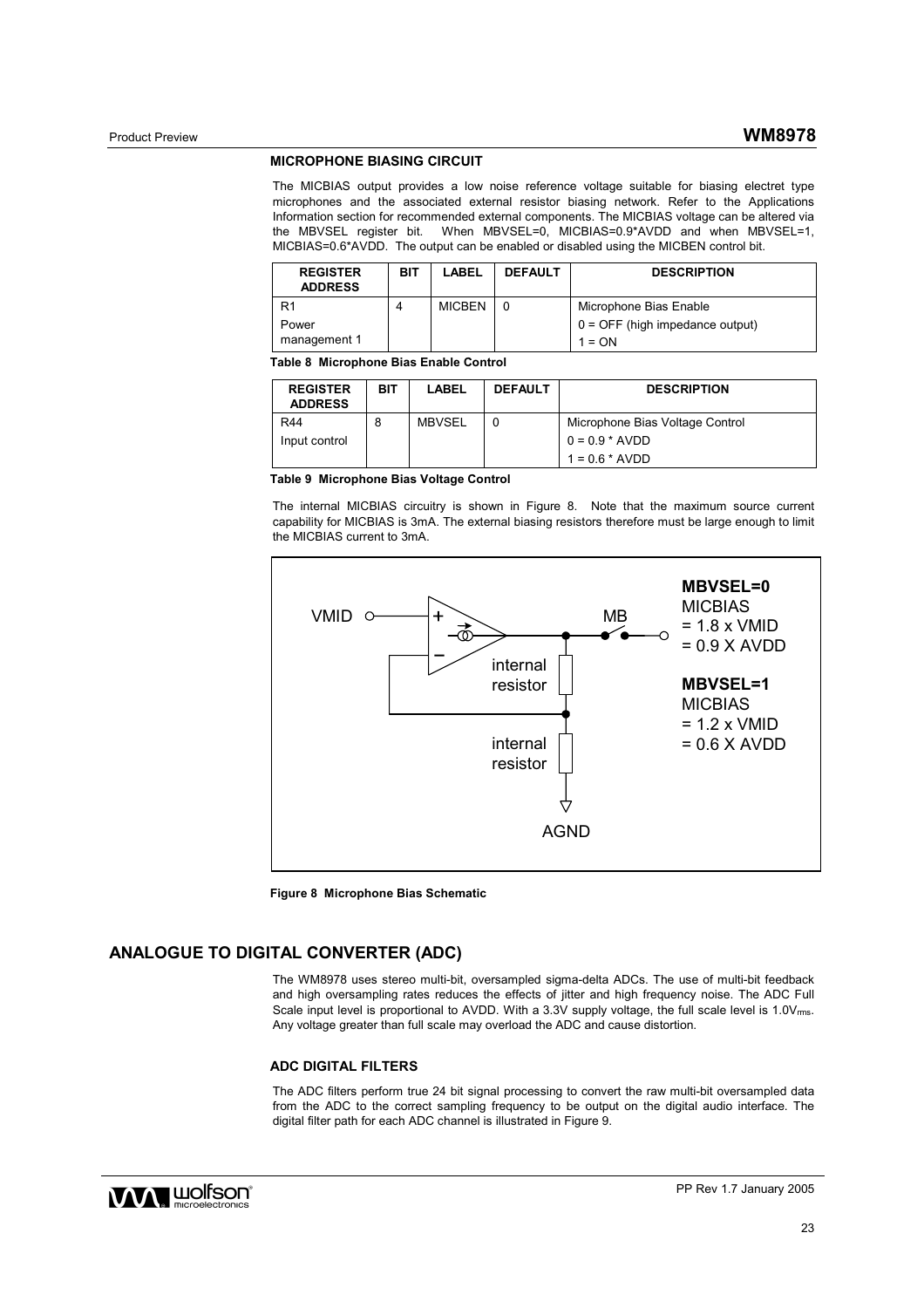### MICROPHONE BIASING CIRCUIT

The MICBIAS output provides a low noise reference voltage suitable for biasing electret type microphones and the associated external resistor biasing network. Refer to the Applications Information section for recommended external components. The MICBIAS voltage can be altered via the MBVSEL register bit. When MBVSEL=0, MICBIAS=0.9*AVDD and when MBVSEL=1, MICBIAS=0.6*AVDD. The output can be enabled or disabled using the MICBEN control bit.

| REGISTER ADDRESS | BIT | LABEL | DEFAULT | DESCRIPTION |
|---|---|---|---|---|
| R1<br>Power management 1 | 4 | MICBEN | 0 | Microphone Bias Enable<br>0 = OFF (high impedance output)<br>1 = ON |

**Table 8 Microphone Bias Enable Control**

| REGISTER ADDRESS | BIT | LABEL | DEFAULT | DESCRIPTION |
|---|---|---|---|---|
| R44<br>Input control | 8 | MBVSEL | 0 | Microphone Bias Voltage Control<br>0 = 0.9 * AVDD<br>1 = 0.6 * AVDD |

**Table 9 Microphone Bias Voltage Control**

The internal MICBIAS circuitry is shown in Figure 8. Note that the maximum source current capability for MICBIAS is 3mA. The external biasing resistors therefore must be large enough to limit the MICBIAS current to 3mA.

VMID

MB

internal resistor

internal resistor

AGND

**MBVSEL=0**
MICBIAS
= 1.8 x VMID
= 0.9 X AVDD

**MBVSEL=1**
MICBIAS
= 1.2 x VMID
= 0.6 X AVDD

**Figure 8 Microphone Bias Schematic**

## ANALOGUE TO DIGITAL CONVERTER (ADC)

The WM8978 uses stereo multi-bit, oversampled sigma-delta ADCs. The use of multi-bit feedback and high oversampling rates reduces the effects of jitter and high frequency noise. The ADC Full Scale input level is proportional to AVDD. With a 3.3V supply voltage, the full scale level is $1.0V_{rms}$. Any voltage greater than full scale may overload the ADC and cause distortion.

### ADC DIGITAL FILTERS

The ADC filters perform true 24 bit signal processing to convert the raw multi-bit oversampled data from the ADC to the correct sampling frequency to be output on the digital audio interface. The digital filter path for each ADC channel is illustrated in Figure 9.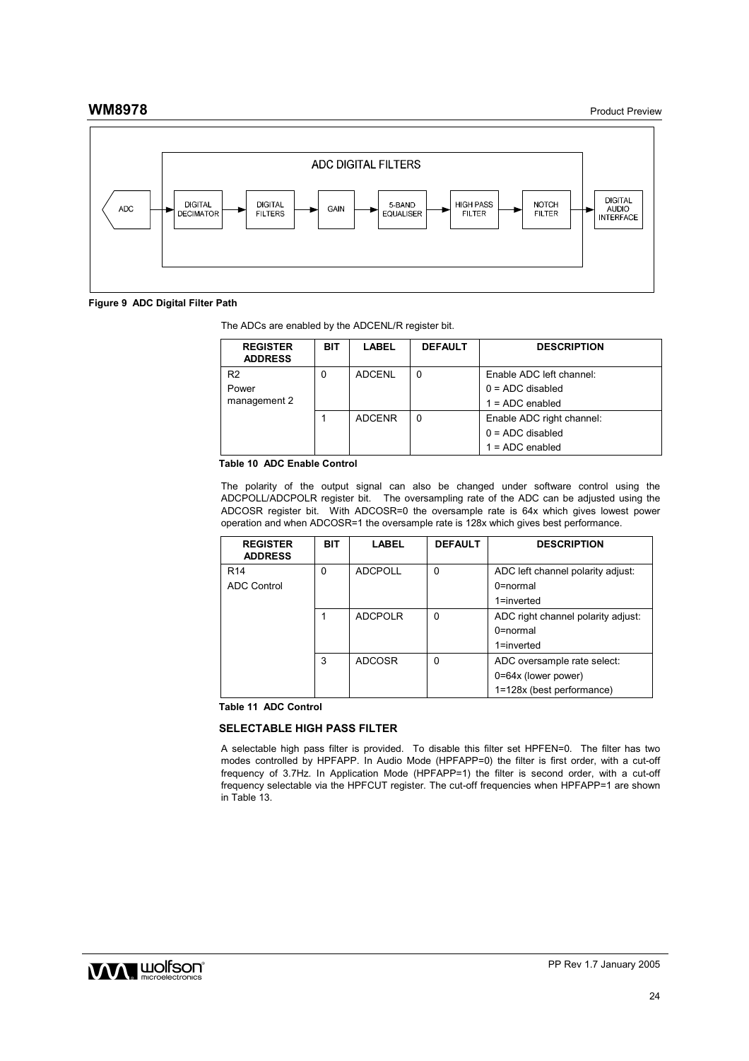ADC DIGITAL FILTERS

ADC

DIGITAL DECIMATOR

DIGITAL FILTERS

GAIN

5-BAND EQUALISER

HIGH PASS FILTER

NOTCH FILTER

DIGITAL AUDIO INTERFACE

**Figure 9 ADC Digital Filter Path**

The ADCs are enabled by the ADCENL/R register bit.

| REGISTER ADDRESS | BIT | LABEL | DEFAULT | DESCRIPTION |
|---|---|---|---|---|
| R2<br>Power management 2 | 0 | ADCENL | 0 | Enable ADC left channel:<br>0 = ADC disabled<br>1 = ADC enabled |
| | 1 | ADCENR | 0 | Enable ADC right channel:<br>0 = ADC disabled<br>1 = ADC enabled |

**Table 10 ADC Enable Control**

The polarity of the output signal can also be changed under software control using the ADCPOLL/ADCPOLR register bit. The oversampling rate of the ADC can be adjusted using the ADCOSR register bit. With ADCOSR=0 the oversample rate is 64x which gives lowest power operation and when ADCOSR=1 the oversample rate is 128x which gives best performance.

| REGISTER ADDRESS | BIT | LABEL | DEFAULT | DESCRIPTION |
|---|---|---|---|---|
| R14<br>ADC Control | 0 | ADCPOLL | 0 | ADC left channel polarity adjust:<br>0=normal<br>1=inverted |
| | 1 | ADCPOLR | 0 | ADC right channel polarity adjust:<br>0=normal<br>1=inverted |
| | 3 | ADCOSR | 0 | ADC oversample rate select:<br>0=64x (lower power)<br>1=128x (best performance) |

**Table 11 ADC Control**

### SELECTABLE HIGH PASS FILTER

A selectable high pass filter is provided. To disable this filter set HPFEN=0. The filter has two modes controlled by HPFAPP. In Audio Mode (HPFAPP=0) the filter is first order, with a cut-off frequency of 3.7Hz. In Application Mode (HPFAPP=1) the filter is second order, with a cut-off frequency selectable via the HPFCUT register. The cut-off frequencies when HPFAPP=1 are shown in Table 13.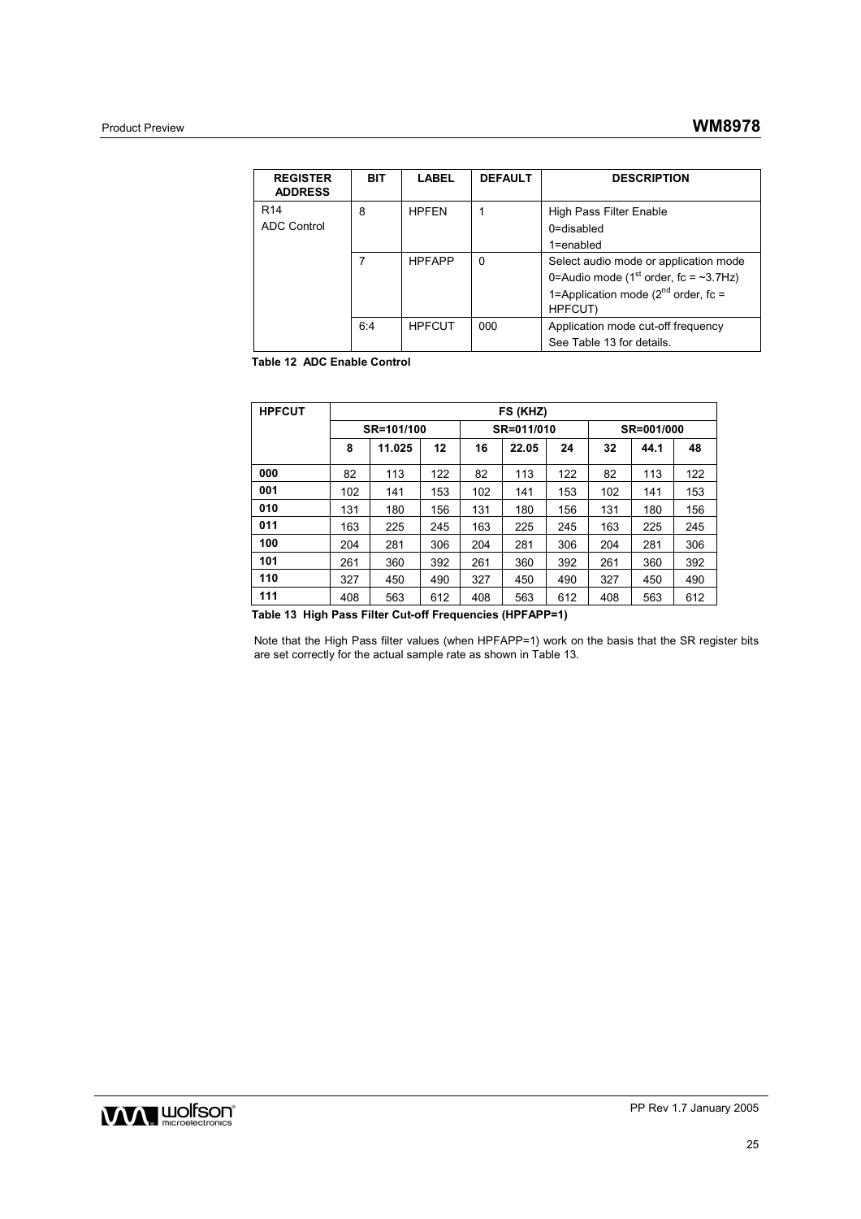| REGISTER ADDRESS | BIT | LABEL | DEFAULT | DESCRIPTION |
|---|---|---|---|---|
| R14<br>ADC Control | 8 | HPFEN | 1 | High Pass Filter Enable<br>0=disabled<br>1=enabled |
| | 7 | HPFAPP | 0 | Select audio mode or application mode<br>0=Audio mode (1st order, fc = ~3.7Hz)<br>1=Application mode (2nd order, fc = HPFCUT) |
| | 6:4 | HPFCUT | 000 | Application mode cut-off frequency<br>See Table 13 for details. |

**Table 12 ADC Enable Control**

| HPFCUT | FS (KHZ) | | | | | | | | |
|---|---|---|---|---|---|---|---|---|---|
| | SR=101/100 | | | SR=011/010 | | | SR=001/000 | | |
| | 8 | 11.025 | 12 | 16 | 22.05 | 24 | 32 | 44.1 | 48 |
| **000** | 82 | 113 | 122 | 82 | 113 | 122 | 82 | 113 | 122 |
| **001** | 102 | 141 | 153 | 102 | 141 | 153 | 102 | 141 | 153 |
| **010** | 131 | 180 | 156 | 131 | 180 | 156 | 131 | 180 | 156 |
| **011** | 163 | 225 | 245 | 163 | 225 | 245 | 163 | 225 | 245 |
| **100** | 204 | 281 | 306 | 204 | 281 | 306 | 204 | 281 | 306 |
| **101** | 261 | 360 | 392 | 261 | 360 | 392 | 261 | 360 | 392 |
| **110** | 327 | 450 | 490 | 327 | 450 | 490 | 327 | 450 | 490 |
| **111** | 408 | 563 | 612 | 408 | 563 | 612 | 408 | 563 | 612 |

**Table 13 High Pass Filter Cut-off Frequencies (HPFAPP=1)**

Note that the High Pass filter values (when HPFAPP=1) work on the basis that the SR register bits are set correctly for the actual sample rate as shown in Table 13.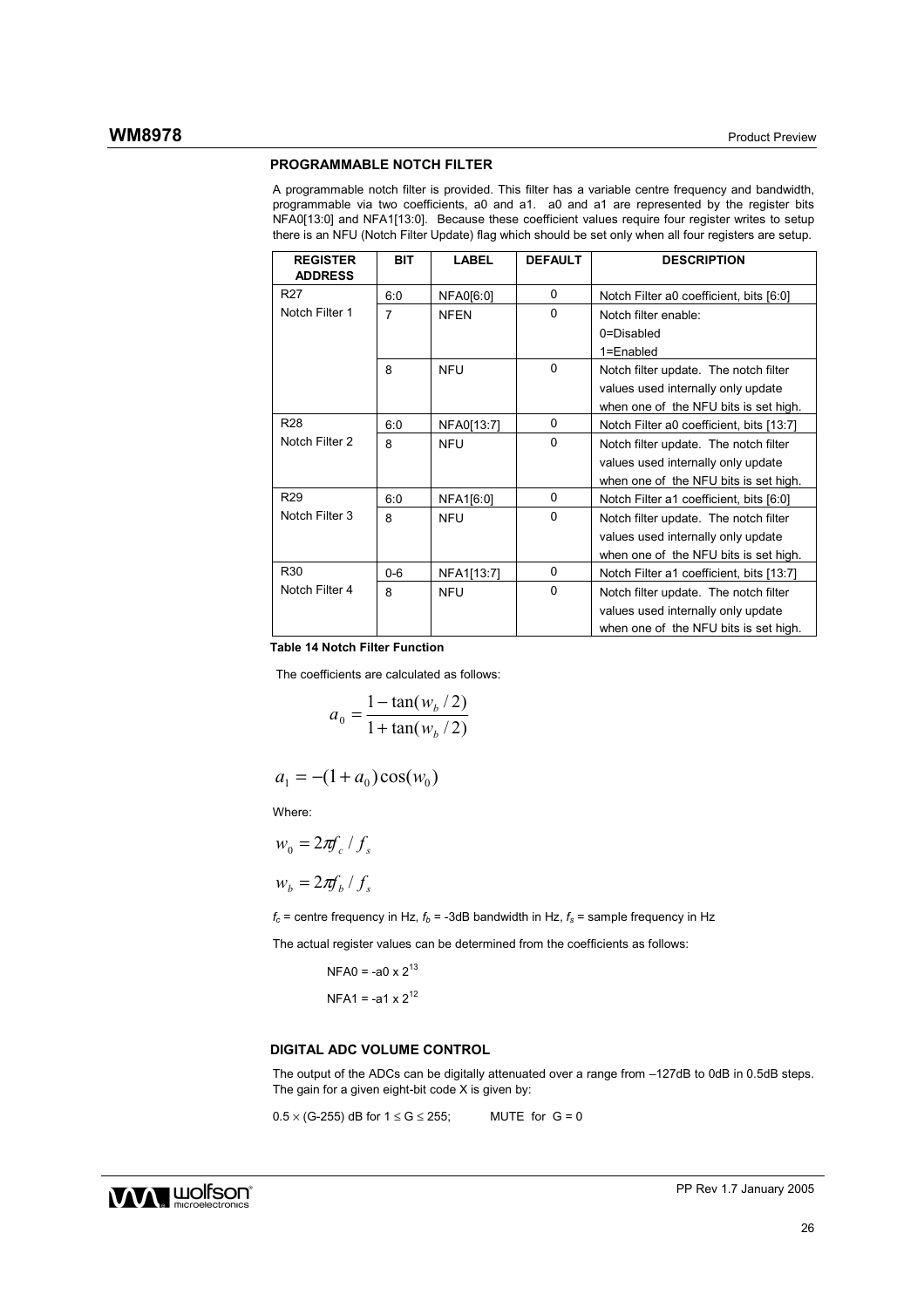## PROGRAMMABLE NOTCH FILTER

A programmable notch filter is provided. This filter has a variable centre frequency and bandwidth, programmable via two coefficients, a0 and a1. a0 and a1 are represented by the register bits NFA0[13:0] and NFA1[13:0]. Because these coefficient values require four register writes to setup there is an NFU (Notch Filter Update) flag which should be set only when all four registers are setup.

| REGISTER ADDRESS | BIT | LABEL | DEFAULT | DESCRIPTION |
|---|---|---|---|---|
| R27 | 6:0 | NFA0[6:0] | 0 | Notch Filter a0 coefficient, bits [6:0] |
| Notch Filter 1 | 7 | NFEN | 0 | Notch filter enable:<br>0=Disabled<br>1=Enabled |
| | 8 | NFU | 0 | Notch filter update. The notch filter values used internally only update when one of the NFU bits is set high. |
| R28 | 6:0 | NFA0[13:7] | 0 | Notch Filter a0 coefficient, bits [13:7] |
| Notch Filter 2 | 8 | NFU | 0 | Notch filter update. The notch filter values used internally only update when one of the NFU bits is set high. |
| R29 | 6:0 | NFA1[6:0] | 0 | Notch Filter a1 coefficient, bits [6:0] |
| Notch Filter 3 | 8 | NFU | 0 | Notch filter update. The notch filter values used internally only update when one of the NFU bits is set high. |
| R30 | 0-6 | NFA1[13:7] | 0 | Notch Filter a1 coefficient, bits [13:7] |
| Notch Filter 4 | 8 | NFU | 0 | Notch filter update. The notch filter values used internally only update when one of the NFU bits is set high. |

**Table 14 Notch Filter Function**

The coefficients are calculated as follows:

$$a_0 = \frac{1 - \tan(w_b/2)}{1 + \tan(w_b/2)}$$

$$a_1 = -(1 + a_0)\cos(w_0)$$

Where:

$$w_0 = 2\pi f_c / f_s$$

$$w_b = 2\pi f_b / f_s$$

$f_c$ = centre frequency in Hz, $f_b$ = -3dB bandwidth in Hz, $f_s$ = sample frequency in Hz

The actual register values can be determined from the coefficients as follows:

NFA0 = -a0 x $2^{13}$

NFA1 = -a1 x $2^{12}$

## DIGITAL ADC VOLUME CONTROL

The output of the ADCs can be digitally attenuated over a range from –127dB to 0dB in 0.5dB steps. The gain for a given eight-bit code X is given by:

$0.5 \times (G-255)$ dB for $1 \leq G \leq 255$;  MUTE for G = 0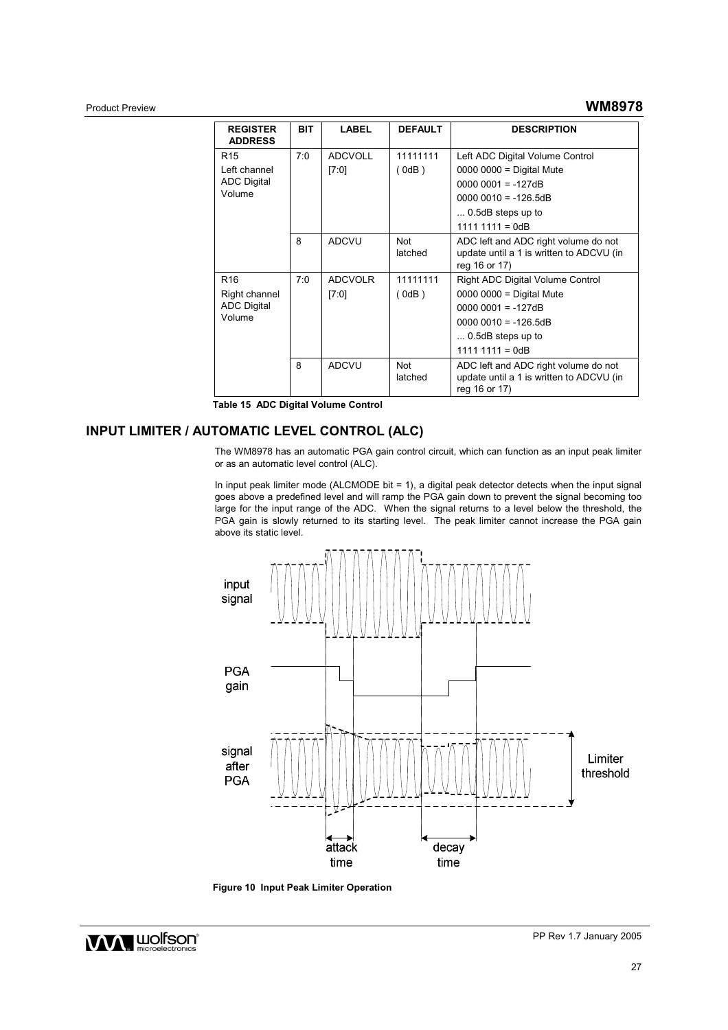| REGISTER ADDRESS | BIT | LABEL | DEFAULT | DESCRIPTION |
|---|---|---|---|---|
| R15<br>Left channel ADC Digital Volume | 7:0 | ADCVOLL [7:0] | 11111111 ( 0dB ) | Left ADC Digital Volume Control<br>0000 0000 = Digital Mute<br>0000 0001 = -127dB<br>0000 0010 = -126.5dB<br>... 0.5dB steps up to<br>1111 1111 = 0dB |
| | 8 | ADCVU | Not latched | ADC left and ADC right volume do not update until a 1 is written to ADCVU (in reg 16 or 17) |
| R16<br>Right channel ADC Digital Volume | 7:0 | ADCVOLR [7:0] | 11111111 ( 0dB ) | Right ADC Digital Volume Control<br>0000 0000 = Digital Mute<br>0000 0001 = -127dB<br>0000 0010 = -126.5dB<br>... 0.5dB steps up to<br>1111 1111 = 0dB |
| | 8 | ADCVU | Not latched | ADC left and ADC right volume do not update until a 1 is written to ADCVU (in reg 16 or 17) |

**Table 15 ADC Digital Volume Control**

## INPUT LIMITER / AUTOMATIC LEVEL CONTROL (ALC)

The WM8978 has an automatic PGA gain control circuit, which can function as an input peak limiter or as an automatic level control (ALC).

In input peak limiter mode (ALCMODE bit = 1), a digital peak detector detects when the input signal goes above a predefined level and will ramp the PGA gain down to prevent the signal becoming too large for the input range of the ADC. When the signal returns to a level below the threshold, the PGA gain is slowly returned to its starting level. The peak limiter cannot increase the PGA gain above its static level.

**Figure 10 Input Peak Limiter Operation**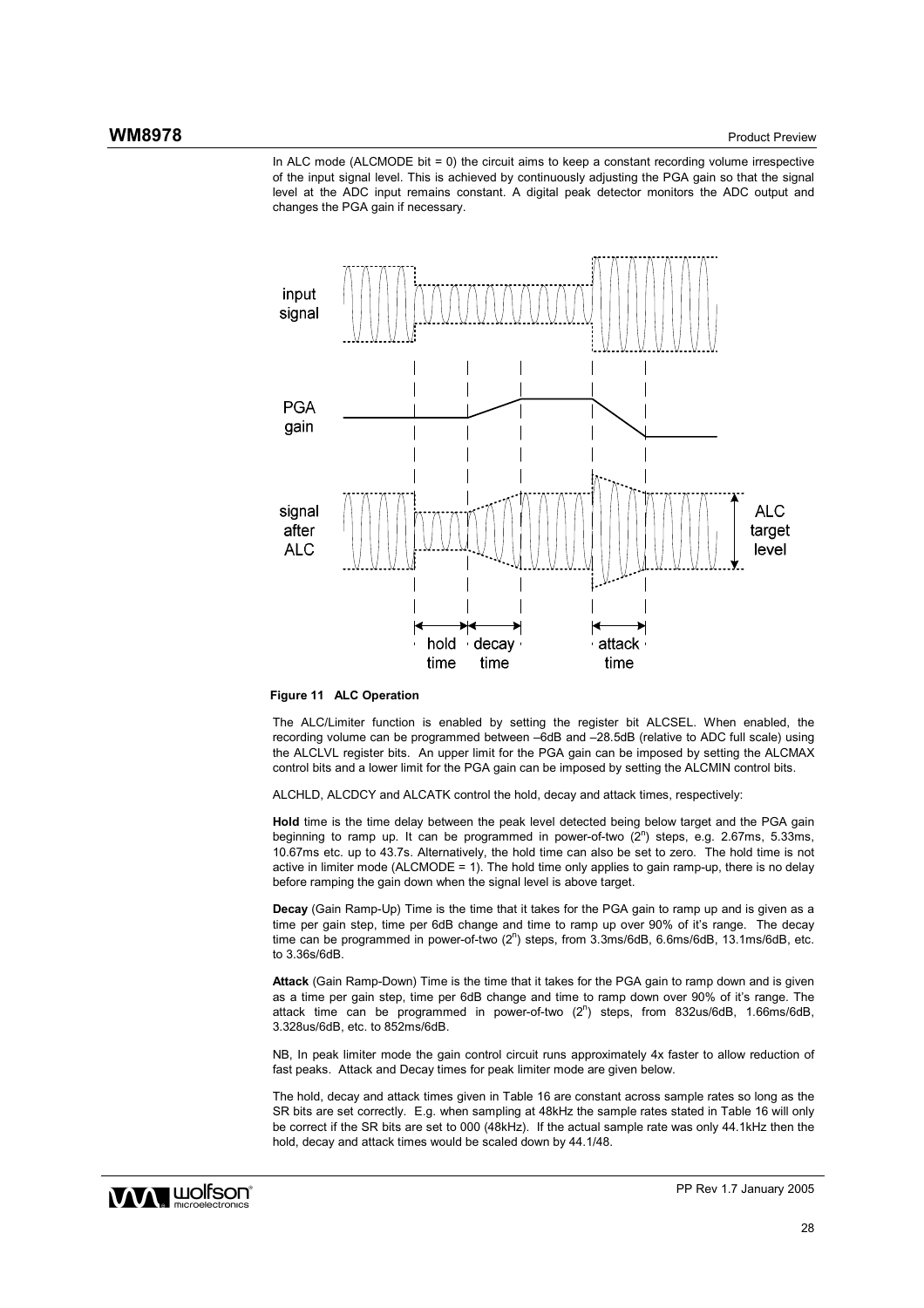In ALC mode (ALCMODE bit = 0) the circuit aims to keep a constant recording volume irrespective of the input signal level. This is achieved by continuously adjusting the PGA gain so that the signal level at the ADC input remains constant. A digital peak detector monitors the ADC output and changes the PGA gain if necessary.

input signal

PGA gain

signal after ALC

ALC target level

hold time

decay time

attack time

**Figure 11 ALC Operation**

The ALC/Limiter function is enabled by setting the register bit ALCSEL. When enabled, the recording volume can be programmed between –6dB and –28.5dB (relative to ADC full scale) using the ALCLVL register bits. An upper limit for the PGA gain can be imposed by setting the ALCMAX control bits and a lower limit for the PGA gain can be imposed by setting the ALCMIN control bits.

ALCHLD, ALCDCY and ALCATK control the hold, decay and attack times, respectively:

**Hold** time is the time delay between the peak level detected being below target and the PGA gain beginning to ramp up. It can be programmed in power-of-two ($2^n$) steps, e.g. 2.67ms, 5.33ms, 10.67ms etc. up to 43.7s. Alternatively, the hold time can also be set to zero. The hold time is not active in limiter mode (ALCMODE = 1). The hold time only applies to gain ramp-up, there is no delay before ramping the gain down when the signal level is above target.

**Decay** (Gain Ramp-Up) Time is the time that it takes for the PGA gain to ramp up and is given as a time per gain step, time per 6dB change and time to ramp up over 90% of it's range. The decay time can be programmed in power-of-two ($2^n$) steps, from 3.3ms/6dB, 6.6ms/6dB, 13.1ms/6dB, etc. to 3.36s/6dB.

**Attack** (Gain Ramp-Down) Time is the time that it takes for the PGA gain to ramp down and is given as a time per gain step, time per 6dB change and time to ramp down over 90% of it's range. The attack time can be programmed in power-of-two ($2^n$) steps, from 832us/6dB, 1.66ms/6dB, 3.328us/6dB, etc. to 852ms/6dB.

NB, In peak limiter mode the gain control circuit runs approximately 4x faster to allow reduction of fast peaks. Attack and Decay times for peak limiter mode are given below.

The hold, decay and attack times given in Table 16 are constant across sample rates so long as the SR bits are set correctly. E.g. when sampling at 48kHz the sample rates stated in Table 16 will only be correct if the SR bits are set to 000 (48kHz). If the actual sample rate was only 44.1kHz then the hold, decay and attack times would be scaled down by 44.1/48.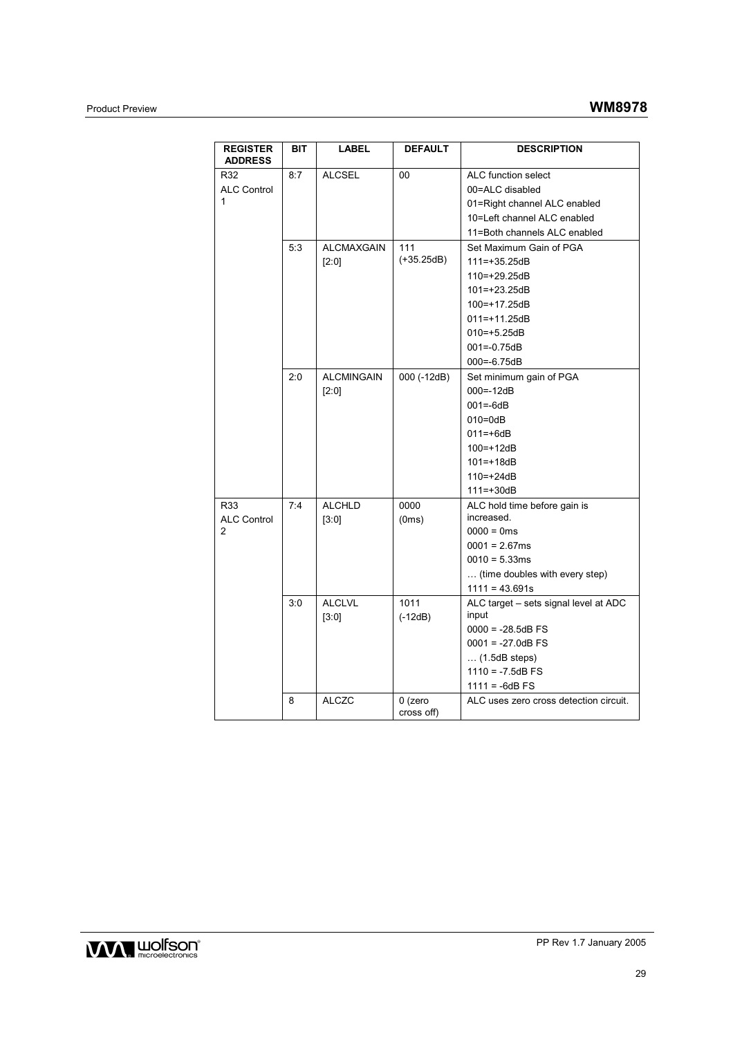| REGISTER ADDRESS | BIT | LABEL | DEFAULT | DESCRIPTION |
|---|---|---|---|---|
| R32<br>ALC Control 1 | 8:7 | ALCSEL | 00 | ALC function select<br>00=ALC disabled<br>01=Right channel ALC enabled<br>10=Left channel ALC enabled<br>11=Both channels ALC enabled |
| | 5:3 | ALCMAXGAIN [2:0] | 111 (+35.25dB) | Set Maximum Gain of PGA<br>111=+35.25dB<br>110=+29.25dB<br>101=+23.25dB<br>100=+17.25dB<br>011=+11.25dB<br>010=+5.25dB<br>001=-0.75dB<br>000=-6.75dB |
| | 2:0 | ALCMINGAIN [2:0] | 000 (-12dB) | Set minimum gain of PGA<br>000=-12dB<br>001=-6dB<br>010=0dB<br>011=+6dB<br>100=+12dB<br>101=+18dB<br>110=+24dB<br>111=+30dB |
| R33<br>ALC Control 2 | 7:4 | ALCHLD [3:0] | 0000 (0ms) | ALC hold time before gain is increased.<br>0000 = 0ms<br>0001 = 2.67ms<br>0010 = 5.33ms<br>… (time doubles with every step)<br>1111 = 43.691s |
| | 3:0 | ALCLVL [3:0] | 1011 (-12dB) | ALC target – sets signal level at ADC input<br>0000 = -28.5dB FS<br>0001 = -27.0dB FS<br>… (1.5dB steps)<br>1110 = -7.5dB FS<br>1111 = -6dB FS |
| | 8 | ALCZC | 0 (zero cross off) | ALC uses zero cross detection circuit. |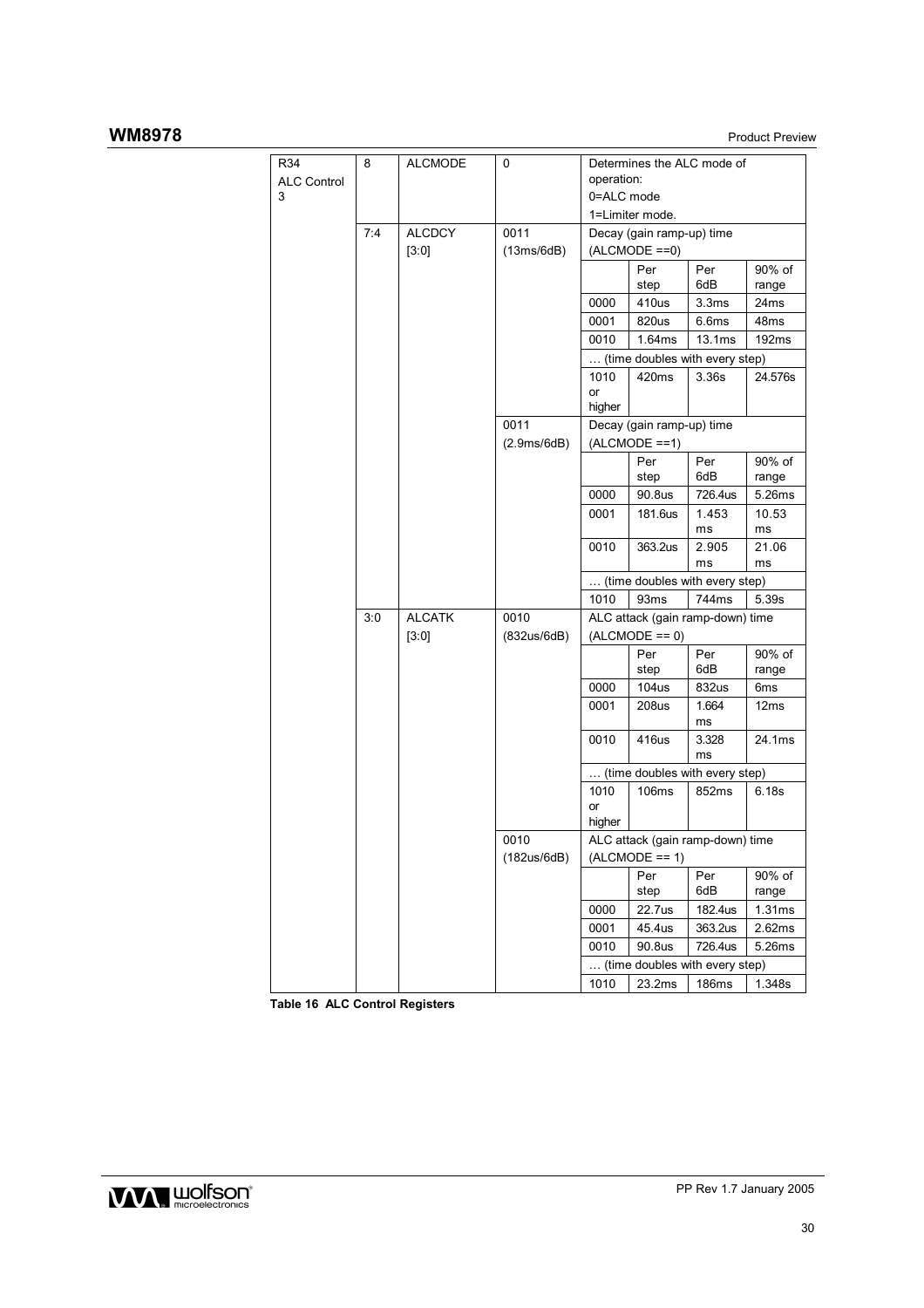| Register Address | Bit | Label | Default | Description | | | |
|---|---|---|---|---|---|---|---|
| R34 ALC Control 3 | 8 | ALCMODE | 0 | Determines the ALC mode of operation: 0=ALC mode 1=Limiter mode. | | | |
| | 7:4 | ALCDCY [3:0] | 0011 (13ms/6dB) | Decay (gain ramp-up) time (ALCMODE ==0) | | | |
| | | | | | Per step | Per 6dB | 90% of range |
| | | | | 0000 | 410us | 3.3ms | 24ms |
| | | | | 0001 | 820us | 6.6ms | 48ms |
| | | | | 0010 | 1.64ms | 13.1ms | 192ms |
| | | | | … (time doubles with every step) | | | |
| | | | | 1010 or higher | 420ms | 3.36s | 24.576s |
| | | | 0011 (2.9ms/6dB) | Decay (gain ramp-up) time (ALCMODE ==1) | | | |
| | | | | | Per step | Per 6dB | 90% of range |
| | | | | 0000 | 90.8us | 726.4us | 5.26ms |
| | | | | 0001 | 181.6us | 1.453 ms | 10.53 ms |
| | | | | 0010 | 363.2us | 2.905 ms | 21.06 ms |
| | | | | … (time doubles with every step) | | | |
| | | | | 1010 | 93ms | 744ms | 5.39s |
| | 3:0 | ALCATK [3:0] | 0010 (832us/6dB) | ALC attack (gain ramp-down) time (ALCMODE == 0) | | | |
| | | | | | Per step | Per 6dB | 90% of range |
| | | | | 0000 | 104us | 832us | 6ms |
| | | | | 0001 | 208us | 1.664 ms | 12ms |
| | | | | 0010 | 416us | 3.328 ms | 24.1ms |
| | | | | … (time doubles with every step) | | | |
| | | | | 1010 or higher | 106ms | 852ms | 6.18s |
| | | | 0010 (182us/6dB) | ALC attack (gain ramp-down) time (ALCMODE == 1) | | | |
| | | | | | Per step | Per 6dB | 90% of range |
| | | | | 0000 | 22.7us | 182.4us | 1.31ms |
| | | | | 0001 | 45.4us | 363.2us | 2.62ms |
| | | | | 0010 | 90.8us | 726.4us | 5.26ms |
| | | | | … (time doubles with every step) | | | |
| | | | | 1010 | 23.2ms | 186ms | 1.348s |

**Table 16 ALC Control Registers**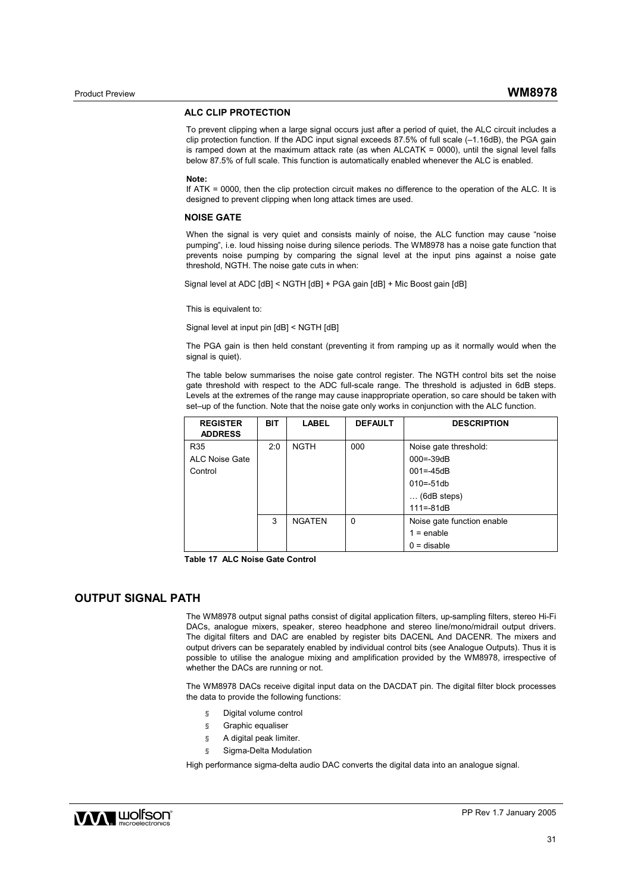### ALC CLIP PROTECTION

To prevent clipping when a large signal occurs just after a period of quiet, the ALC circuit includes a clip protection function. If the ADC input signal exceeds 87.5% of full scale (–1.16dB), the PGA gain is ramped down at the maximum attack rate (as when ALCATK = 0000), until the signal level falls below 87.5% of full scale. This function is automatically enabled whenever the ALC is enabled.

**Note:**
If ATK = 0000, then the clip protection circuit makes no difference to the operation of the ALC. It is designed to prevent clipping when long attack times are used.

### NOISE GATE

When the signal is very quiet and consists mainly of noise, the ALC function may cause “noise pumping”, i.e. loud hissing noise during silence periods. The WM8978 has a noise gate function that prevents noise pumping by comparing the signal level at the input pins against a noise gate threshold, NGTH. The noise gate cuts in when:

Signal level at ADC [dB] < NGTH [dB] + PGA gain [dB] + Mic Boost gain [dB]

This is equivalent to:

Signal level at input pin [dB] < NGTH [dB]

The PGA gain is then held constant (preventing it from ramping up as it normally would when the signal is quiet).

The table below summarises the noise gate control register. The NGTH control bits set the noise gate threshold with respect to the ADC full-scale range. The threshold is adjusted in 6dB steps. Levels at the extremes of the range may cause inappropriate operation, so care should be taken with set–up of the function. Note that the noise gate only works in conjunction with the ALC function.

| REGISTER ADDRESS | BIT | LABEL | DEFAULT | DESCRIPTION |
|---|---|---|---|---|
| R35<br>ALC Noise Gate Control | 2:0 | NGTH | 000 | Noise gate threshold:<br>000=-39dB<br>001=-45dB<br>010=-51db<br>… (6dB steps)<br>111=-81dB |
| | 3 | NGATEN | 0 | Noise gate function enable<br>1 = enable<br>0 = disable |

**Table 17 ALC Noise Gate Control**

## OUTPUT SIGNAL PATH

The WM8978 output signal paths consist of digital application filters, up-sampling filters, stereo Hi-Fi DACs, analogue mixers, speaker, stereo headphone and stereo line/mono/midrail output drivers. The digital filters and DAC are enabled by register bits DACENL And DACENR. The mixers and output drivers can be separately enabled by individual control bits (see Analogue Outputs). Thus it is possible to utilise the analogue mixing and amplification provided by the WM8978, irrespective of whether the DACs are running or not.

The WM8978 DACs receive digital input data on the DACDAT pin. The digital filter block processes the data to provide the following functions:

- Digital volume control
- Graphic equaliser
- A digital peak limiter.
- Sigma-Delta Modulation

High performance sigma-delta audio DAC converts the digital data into an analogue signal.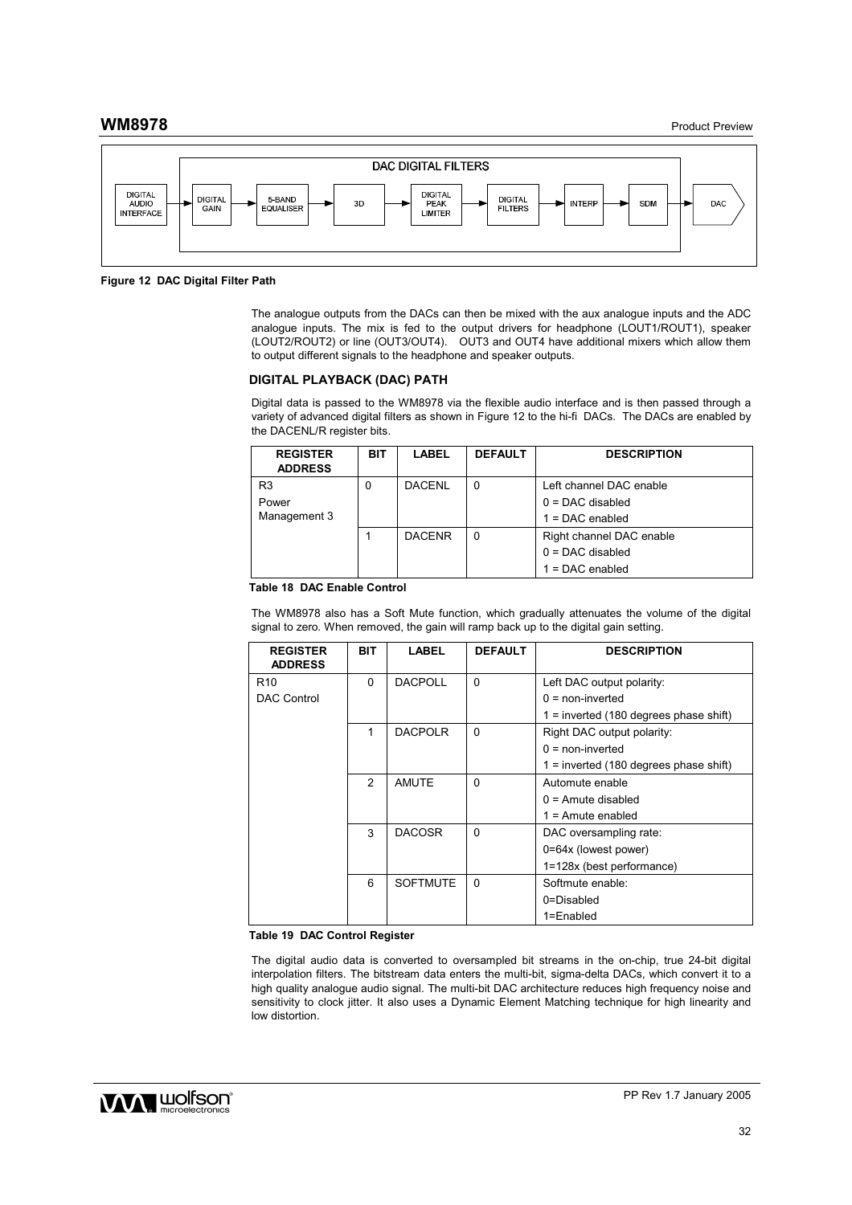DAC DIGITAL FILTERS

DIGITAL AUDIO INTERFACE → DIGITAL GAIN → 5-BAND EQUALISER → 3D → DIGITAL PEAK LIMITER → DIGITAL FILTERS → INTERP → SDM → DAC

**Figure 12 DAC Digital Filter Path**

The analogue outputs from the DACs can then be mixed with the aux analogue inputs and the ADC analogue inputs. The mix is fed to the output drivers for headphone (LOUT1/ROUT1), speaker (LOUT2/ROUT2) or line (OUT3/OUT4). OUT3 and OUT4 have additional mixers which allow them to output different signals to the headphone and speaker outputs.

### DIGITAL PLAYBACK (DAC) PATH

Digital data is passed to the WM8978 via the flexible audio interface and is then passed through a variety of advanced digital filters as shown in Figure 12 to the hi-fi DACs. The DACs are enabled by the DACENL/R register bits.

| REGISTER ADDRESS | BIT | LABEL | DEFAULT | DESCRIPTION |
|---|---|---|---|---|
| R3 Power Management 3 | 0 | DACENL | 0 | Left channel DAC enable<br>0 = DAC disabled<br>1 = DAC enabled |
| | 1 | DACENR | 0 | Right channel DAC enable<br>0 = DAC disabled<br>1 = DAC enabled |

**Table 18 DAC Enable Control**

The WM8978 also has a Soft Mute function, which gradually attenuates the volume of the digital signal to zero. When removed, the gain will ramp back up to the digital gain setting.

| REGISTER ADDRESS | BIT | LABEL | DEFAULT | DESCRIPTION |
|---|---|---|---|---|
| R10 DAC Control | 0 | DACPOLL | 0 | Left DAC output polarity:<br>0 = non-inverted<br>1 = inverted (180 degrees phase shift) |
| | 1 | DACPOLR | 0 | Right DAC output polarity:<br>0 = non-inverted<br>1 = inverted (180 degrees phase shift) |
| | 2 | AMUTE | 0 | Automute enable<br>0 = Amute disabled<br>1 = Amute enabled |
| | 3 | DACOSR | 0 | DAC oversampling rate:<br>0=64x (lowest power)<br>1=128x (best performance) |
| | 6 | SOFTMUTE | 0 | Softmute enable:<br>0=Disabled<br>1=Enabled |

**Table 19 DAC Control Register**

The digital audio data is converted to oversampled bit streams in the on-chip, true 24-bit digital interpolation filters. The bitstream data enters the multi-bit, sigma-delta DACs, which convert it to a high quality analogue audio signal. The multi-bit DAC architecture reduces high frequency noise and sensitivity to clock jitter. It also uses a Dynamic Element Matching technique for high linearity and low distortion.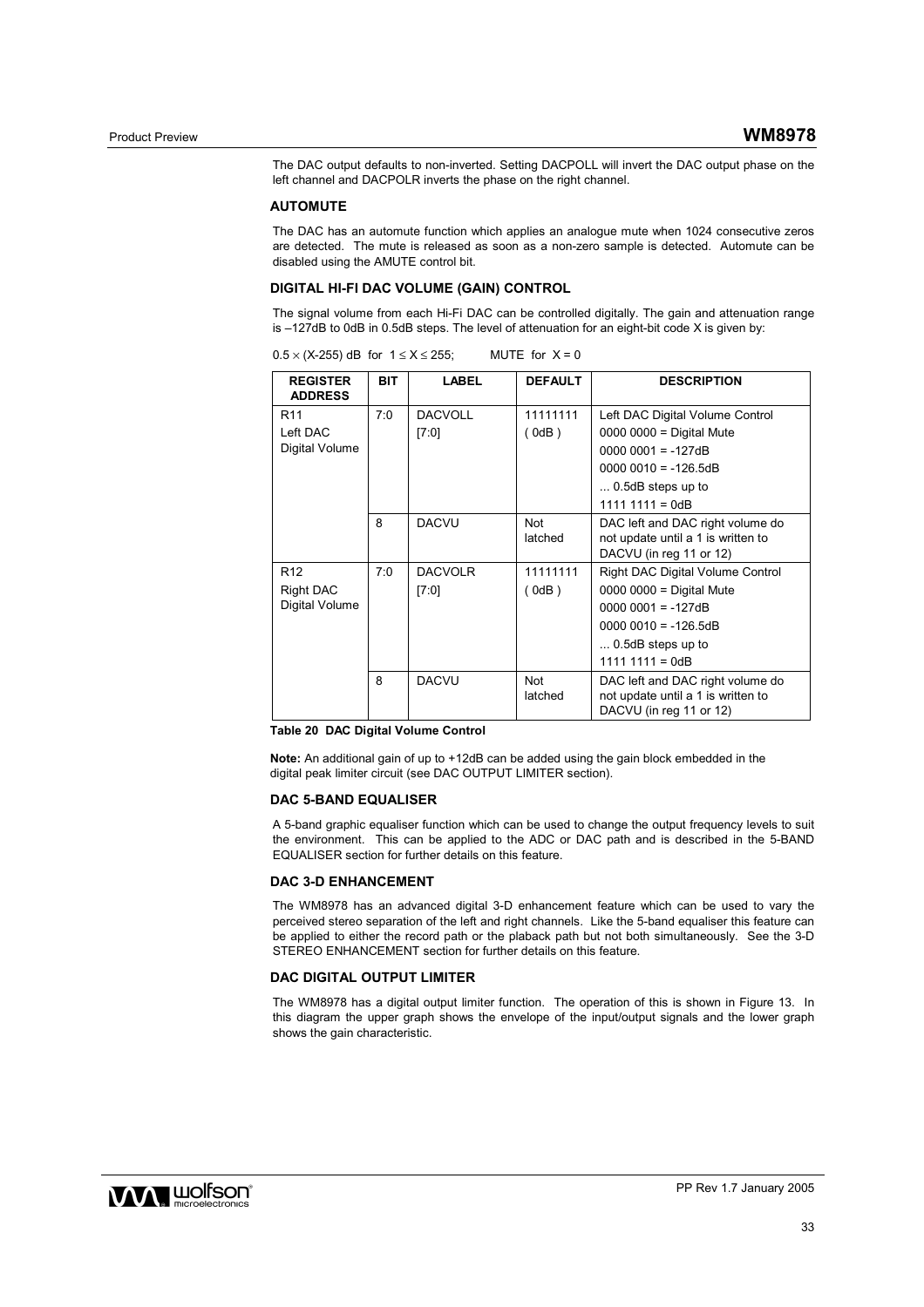The DAC output defaults to non-inverted. Setting DACPOLL will invert the DAC output phase on the left channel and DACPOLR inverts the phase on the right channel.

### AUTOMUTE

The DAC has an automute function which applies an analogue mute when 1024 consecutive zeros are detected. The mute is released as soon as a non-zero sample is detected. Automute can be disabled using the AMUTE control bit.

### DIGITAL HI-FI DAC VOLUME (GAIN) CONTROL

The signal volume from each Hi-Fi DAC can be controlled digitally. The gain and attenuation range is –127dB to 0dB in 0.5dB steps. The level of attenuation for an eight-bit code X is given by:

$0.5 \times (X\text{-}255)$ dB for $1 \leq X \leq 255$;  MUTE for $X = 0$

| REGISTER ADDRESS | BIT | LABEL | DEFAULT | DESCRIPTION |
|---|---|---|---|---|
| R11<br>Left DAC<br>Digital Volume | 7:0 | DACVOLL<br>[7:0] | 11111111<br>( 0dB ) | Left DAC Digital Volume Control<br>0000 0000 = Digital Mute<br>0000 0001 = -127dB<br>0000 0010 = -126.5dB<br>... 0.5dB steps up to<br>1111 1111 = 0dB |
| | 8 | DACVU | Not latched | DAC left and DAC right volume do not update until a 1 is written to DACVU (in reg 11 or 12) |
| R12<br>Right DAC<br>Digital Volume | 7:0 | DACVOLR<br>[7:0] | 11111111<br>( 0dB ) | Right DAC Digital Volume Control<br>0000 0000 = Digital Mute<br>0000 0001 = -127dB<br>0000 0010 = -126.5dB<br>... 0.5dB steps up to<br>1111 1111 = 0dB |
| | 8 | DACVU | Not latched | DAC left and DAC right volume do not update until a 1 is written to DACVU (in reg 11 or 12) |

**Table 20 DAC Digital Volume Control**

**Note:** An additional gain of up to +12dB can be added using the gain block embedded in the digital peak limiter circuit (see DAC OUTPUT LIMITER section).

### DAC 5-BAND EQUALISER

A 5-band graphic equaliser function which can be used to change the output frequency levels to suit the environment. This can be applied to the ADC or DAC path and is described in the 5-BAND EQUALISER section for further details on this feature.

### DAC 3-D ENHANCEMENT

The WM8978 has an advanced digital 3-D enhancement feature which can be used to vary the perceived stereo separation of the left and right channels. Like the 5-band equaliser this feature can be applied to either the record path or the plaback path but not both simultaneously. See the 3-D STEREO ENHANCEMENT section for further details on this feature.

### DAC DIGITAL OUTPUT LIMITER

The WM8978 has a digital output limiter function. The operation of this is shown in Figure 13. In this diagram the upper graph shows the envelope of the input/output signals and the lower graph shows the gain characteristic.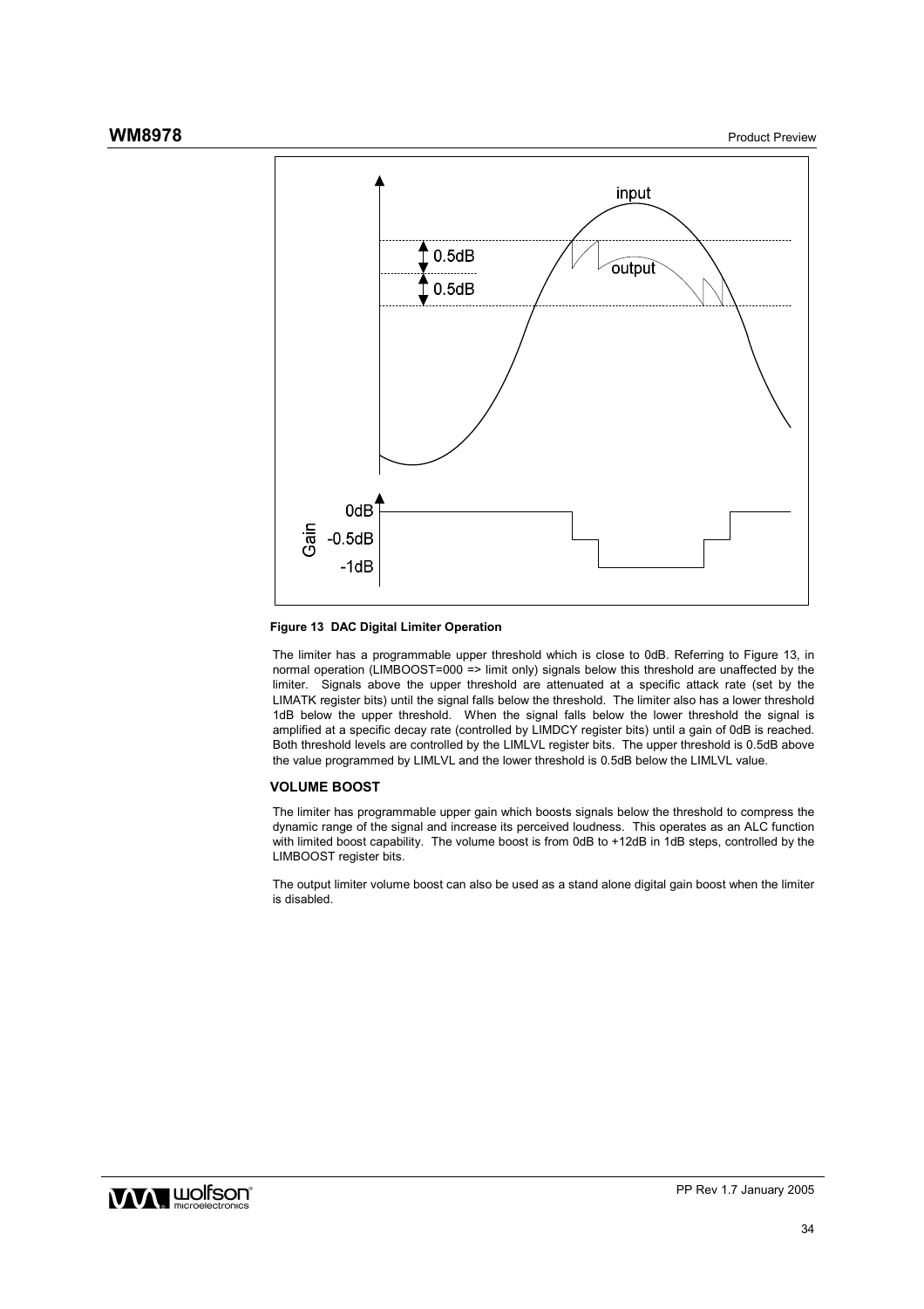input

0.5dB

0.5dB

output

0dB

Gain -0.5dB

-1dB

**Figure 13 DAC Digital Limiter Operation**

The limiter has a programmable upper threshold which is close to 0dB. Referring to Figure 13, in normal operation (LIMBOOST=000 => limit only) signals below this threshold are unaffected by the limiter. Signals above the upper threshold are attenuated at a specific attack rate (set by the LIMATK register bits) until the signal falls below the threshold. The limiter also has a lower threshold 1dB below the upper threshold. When the signal falls below the lower threshold the signal is amplified at a specific decay rate (controlled by LIMDCY register bits) until a gain of 0dB is reached. Both threshold levels are controlled by the LIMLVL register bits. The upper threshold is 0.5dB above the value programmed by LIMLVL and the lower threshold is 0.5dB below the LIMLVL value.

### VOLUME BOOST

The limiter has programmable upper gain which boosts signals below the threshold to compress the dynamic range of the signal and increase its perceived loudness. This operates as an ALC function with limited boost capability. The volume boost is from 0dB to +12dB in 1dB steps, controlled by the LIMBOOST register bits.

The output limiter volume boost can also be used as a stand alone digital gain boost when the limiter is disabled.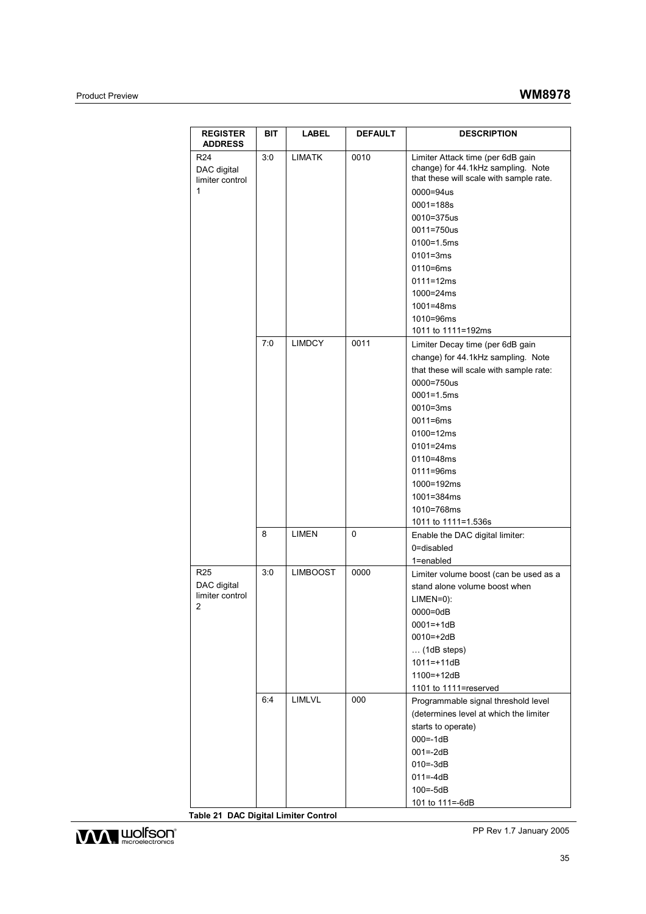| REGISTER ADDRESS | BIT | LABEL | DEFAULT | DESCRIPTION |
|---|---|---|---|---|
| R24<br>DAC digital limiter control 1 | 3:0 | LIMATK | 0010 | Limiter Attack time (per 6dB gain change) for 44.1kHz sampling. Note that these will scale with sample rate.<br>0000=94us<br>0001=188s<br>0010=375us<br>0011=750us<br>0100=1.5ms<br>0101=3ms<br>0110=6ms<br>0111=12ms<br>1000=24ms<br>1001=48ms<br>1010=96ms<br>1011 to 1111=192ms |
| | 7:0 | LIMDCY | 0011 | Limiter Decay time (per 6dB gain change) for 44.1kHz sampling. Note that these will scale with sample rate:<br>0000=750us<br>0001=1.5ms<br>0010=3ms<br>0011=6ms<br>0100=12ms<br>0101=24ms<br>0110=48ms<br>0111=96ms<br>1000=192ms<br>1001=384ms<br>1010=768ms<br>1011 to 1111=1.536s |
| | 8 | LIMEN | 0 | Enable the DAC digital limiter:<br>0=disabled<br>1=enabled |
| R25<br>DAC digital limiter control 2 | 3:0 | LIMBOOST | 0000 | Limiter volume boost (can be used as a stand alone volume boost when LIMEN=0):<br>0000=0dB<br>0001=+1dB<br>0010=+2dB<br>… (1dB steps)<br>1011=+11dB<br>1100=+12dB<br>1101 to 1111=reserved |
| | 6:4 | LIMLVL | 000 | Programmable signal threshold level (determines level at which the limiter starts to operate)<br>000=-1dB<br>001=-2dB<br>010=-3dB<br>011=-4dB<br>100=-5dB<br>101 to 111=-6dB |

**Table 21 DAC Digital Limiter Control**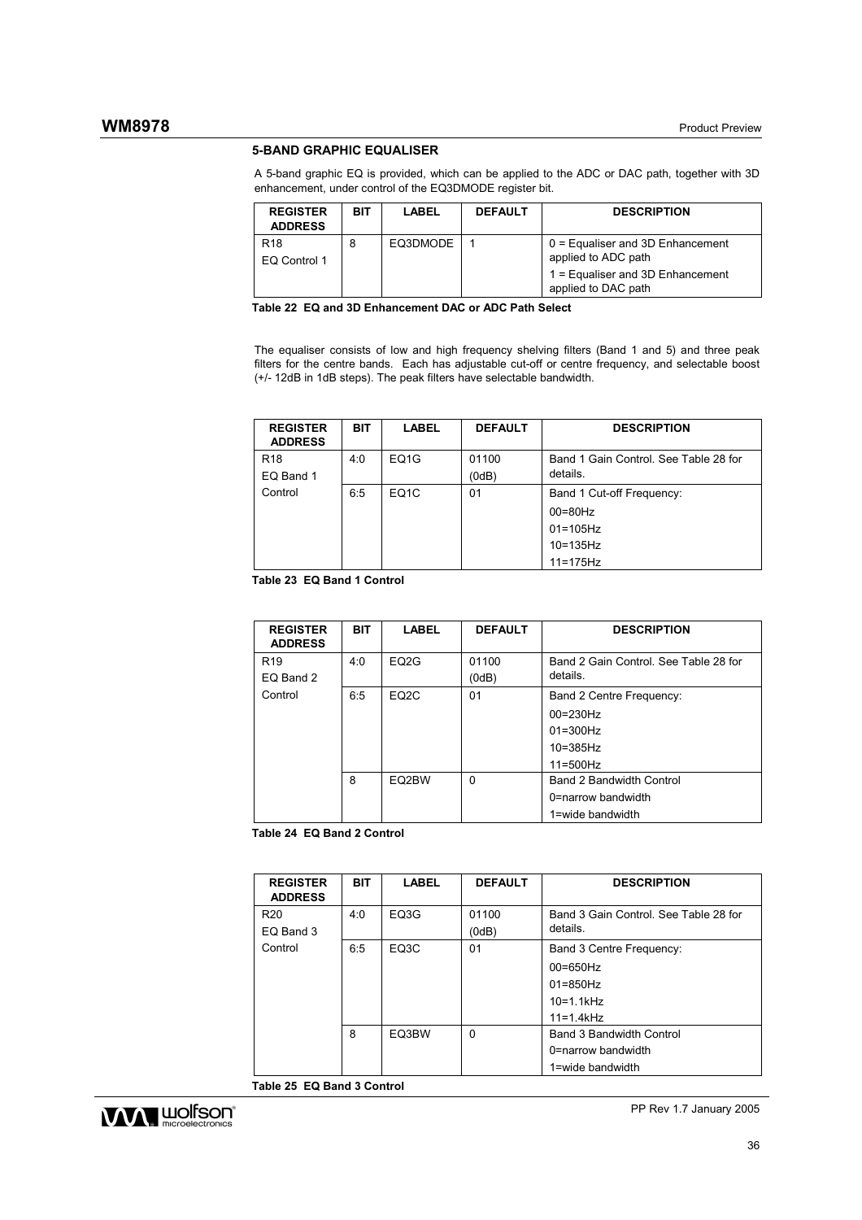### 5-BAND GRAPHIC EQUALISER

A 5-band graphic EQ is provided, which can be applied to the ADC or DAC path, together with 3D enhancement, under control of the EQ3DMODE register bit.

| REGISTER ADDRESS | BIT | LABEL | DEFAULT | DESCRIPTION |
|---|---|---|---|---|
| R18<br>EQ Control 1 | 8 | EQ3DMODE | 1 | 0 = Equaliser and 3D Enhancement applied to ADC path<br>1 = Equaliser and 3D Enhancement applied to DAC path |

**Table 22 EQ and 3D Enhancement DAC or ADC Path Select**

The equaliser consists of low and high frequency shelving filters (Band 1 and 5) and three peak filters for the centre bands. Each has adjustable cut-off or centre frequency, and selectable boost (+/- 12dB in 1dB steps). The peak filters have selectable bandwidth.

| REGISTER ADDRESS | BIT | LABEL | DEFAULT | DESCRIPTION |
|---|---|---|---|---|
| R18<br>EQ Band 1<br>Control | 4:0 | EQ1G | 01100<br>(0dB) | Band 1 Gain Control. See Table 28 for details. |
| | 6:5 | EQ1C | 01 | Band 1 Cut-off Frequency:<br>00=80Hz<br>01=105Hz<br>10=135Hz<br>11=175Hz |

**Table 23 EQ Band 1 Control**

| REGISTER ADDRESS | BIT | LABEL | DEFAULT | DESCRIPTION |
|---|---|---|---|---|
| R19<br>EQ Band 2<br>Control | 4:0 | EQ2G | 01100<br>(0dB) | Band 2 Gain Control. See Table 28 for details. |
| | 6:5 | EQ2C | 01 | Band 2 Centre Frequency:<br>00=230Hz<br>01=300Hz<br>10=385Hz<br>11=500Hz |
| | 8 | EQ2BW | 0 | Band 2 Bandwidth Control<br>0=narrow bandwidth<br>1=wide bandwidth |

**Table 24 EQ Band 2 Control**

| REGISTER ADDRESS | BIT | LABEL | DEFAULT | DESCRIPTION |
|---|---|---|---|---|
| R20<br>EQ Band 3<br>Control | 4:0 | EQ3G | 01100<br>(0dB) | Band 3 Gain Control. See Table 28 for details. |
| | 6:5 | EQ3C | 01 | Band 3 Centre Frequency:<br>00=650Hz<br>01=850Hz<br>10=1.1kHz<br>11=1.4kHz |
| | 8 | EQ3BW | 0 | Band 3 Bandwidth Control<br>0=narrow bandwidth<br>1=wide bandwidth |

**Table 25 EQ Band 3 Control**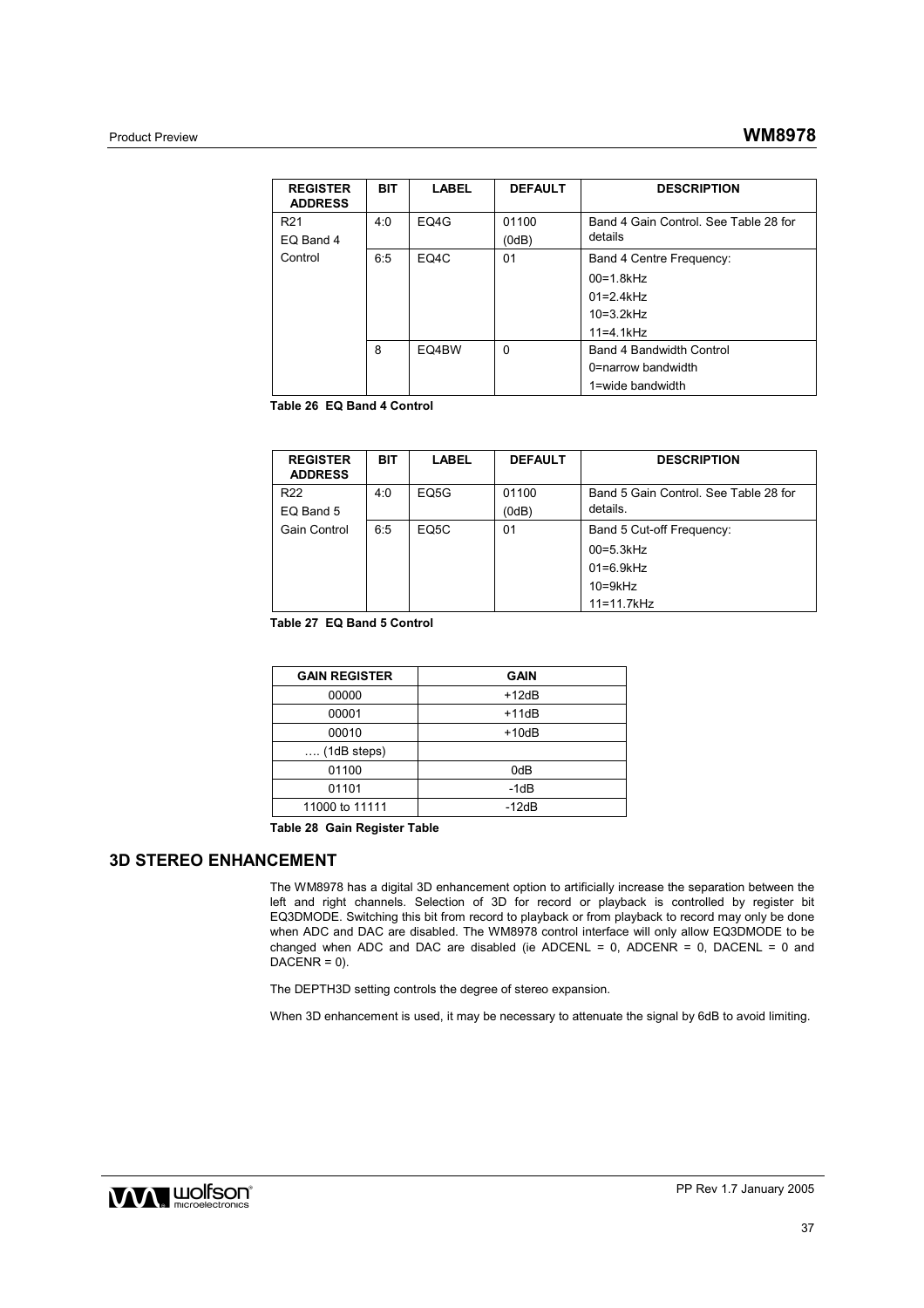| REGISTER ADDRESS | BIT | LABEL | DEFAULT | DESCRIPTION |
|---|---|---|---|---|
| R21<br>EQ Band 4<br>Control | 4:0 | EQ4G | 01100<br>(0dB) | Band 4 Gain Control. See Table 28 for details |
| | 6:5 | EQ4C | 01 | Band 4 Centre Frequency:<br>00=1.8kHz<br>01=2.4kHz<br>10=3.2kHz<br>11=4.1kHz |
| | 8 | EQ4BW | 0 | Band 4 Bandwidth Control<br>0=narrow bandwidth<br>1=wide bandwidth |

**Table 26 EQ Band 4 Control**

| REGISTER ADDRESS | BIT | LABEL | DEFAULT | DESCRIPTION |
|---|---|---|---|---|
| R22<br>EQ Band 5<br>Gain Control | 4:0 | EQ5G | 01100<br>(0dB) | Band 5 Gain Control. See Table 28 for details. |
| | 6:5 | EQ5C | 01 | Band 5 Cut-off Frequency:<br>00=5.3kHz<br>01=6.9kHz<br>10=9kHz<br>11=11.7kHz |

**Table 27 EQ Band 5 Control**

| GAIN REGISTER | GAIN |
|---|---|
| 00000 | +12dB |
| 00001 | +11dB |
| 00010 | +10dB |
| …. (1dB steps) | |
| 01100 | 0dB |
| 01101 | -1dB |
| 11000 to 11111 | -12dB |

**Table 28 Gain Register Table**

## 3D STEREO ENHANCEMENT

The WM8978 has a digital 3D enhancement option to artificially increase the separation between the left and right channels. Selection of 3D for record or playback is controlled by register bit EQ3DMODE. Switching this bit from record to playback or from playback to record may only be done when ADC and DAC are disabled. The WM8978 control interface will only allow EQ3DMODE to be changed when ADC and DAC are disabled (ie ADCENL = 0, ADCENR = 0, DACENL = 0 and DACENR = 0).

The DEPTH3D setting controls the degree of stereo expansion.

When 3D enhancement is used, it may be necessary to attenuate the signal by 6dB to avoid limiting.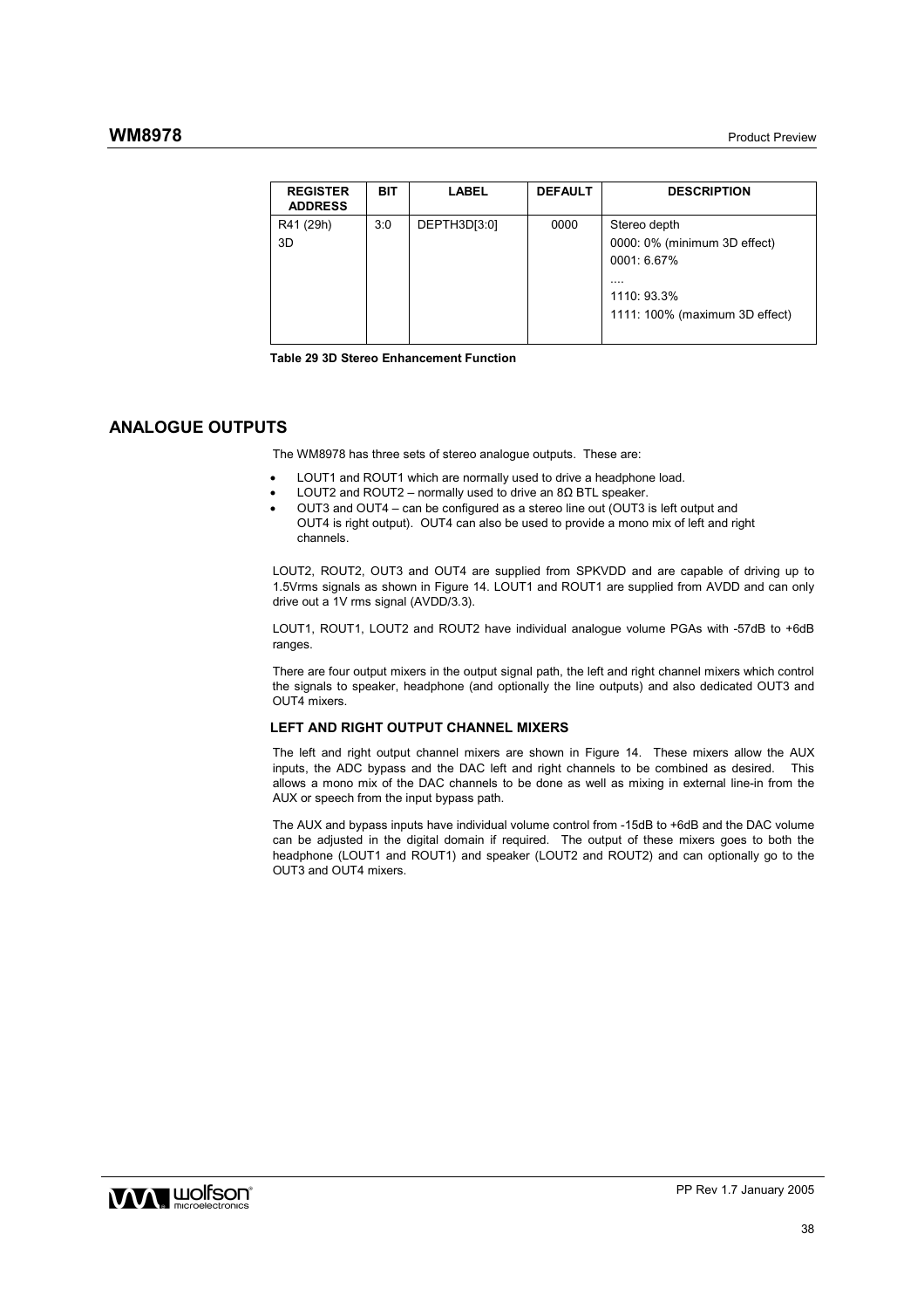| REGISTER ADDRESS | BIT | LABEL | DEFAULT | DESCRIPTION |
|---|---|---|---|---|
| R41 (29h) 3D | 3:0 | DEPTH3D[3:0] | 0000 | Stereo depth<br>0000: 0% (minimum 3D effect)<br>0001: 6.67%<br>....<br>1110: 93.3%<br>1111: 100% (maximum 3D effect) |

**Table 29 3D Stereo Enhancement Function**

## ANALOGUE OUTPUTS

The WM8978 has three sets of stereo analogue outputs. These are:

- LOUT1 and ROUT1 which are normally used to drive a headphone load.
- LOUT2 and ROUT2 – normally used to drive an 8Ω BTL speaker.
- OUT3 and OUT4 – can be configured as a stereo line out (OUT3 is left output and OUT4 is right output). OUT4 can also be used to provide a mono mix of left and right channels.

LOUT2, ROUT2, OUT3 and OUT4 are supplied from SPKVDD and are capable of driving up to 1.5Vrms signals as shown in Figure 14. LOUT1 and ROUT1 are supplied from AVDD and can only drive out a 1V rms signal (AVDD/3.3).

LOUT1, ROUT1, LOUT2 and ROUT2 have individual analogue volume PGAs with -57dB to +6dB ranges.

There are four output mixers in the output signal path, the left and right channel mixers which control the signals to speaker, headphone (and optionally the line outputs) and also dedicated OUT3 and OUT4 mixers.

### LEFT AND RIGHT OUTPUT CHANNEL MIXERS

The left and right output channel mixers are shown in Figure 14. These mixers allow the AUX inputs, the ADC bypass and the DAC left and right channels to be combined as desired. This allows a mono mix of the DAC channels to be done as well as mixing in external line-in from the AUX or speech from the input bypass path.

The AUX and bypass inputs have individual volume control from -15dB to +6dB and the DAC volume can be adjusted in the digital domain if required. The output of these mixers goes to both the headphone (LOUT1 and ROUT1) and speaker (LOUT2 and ROUT2) and can optionally go to the OUT3 and OUT4 mixers.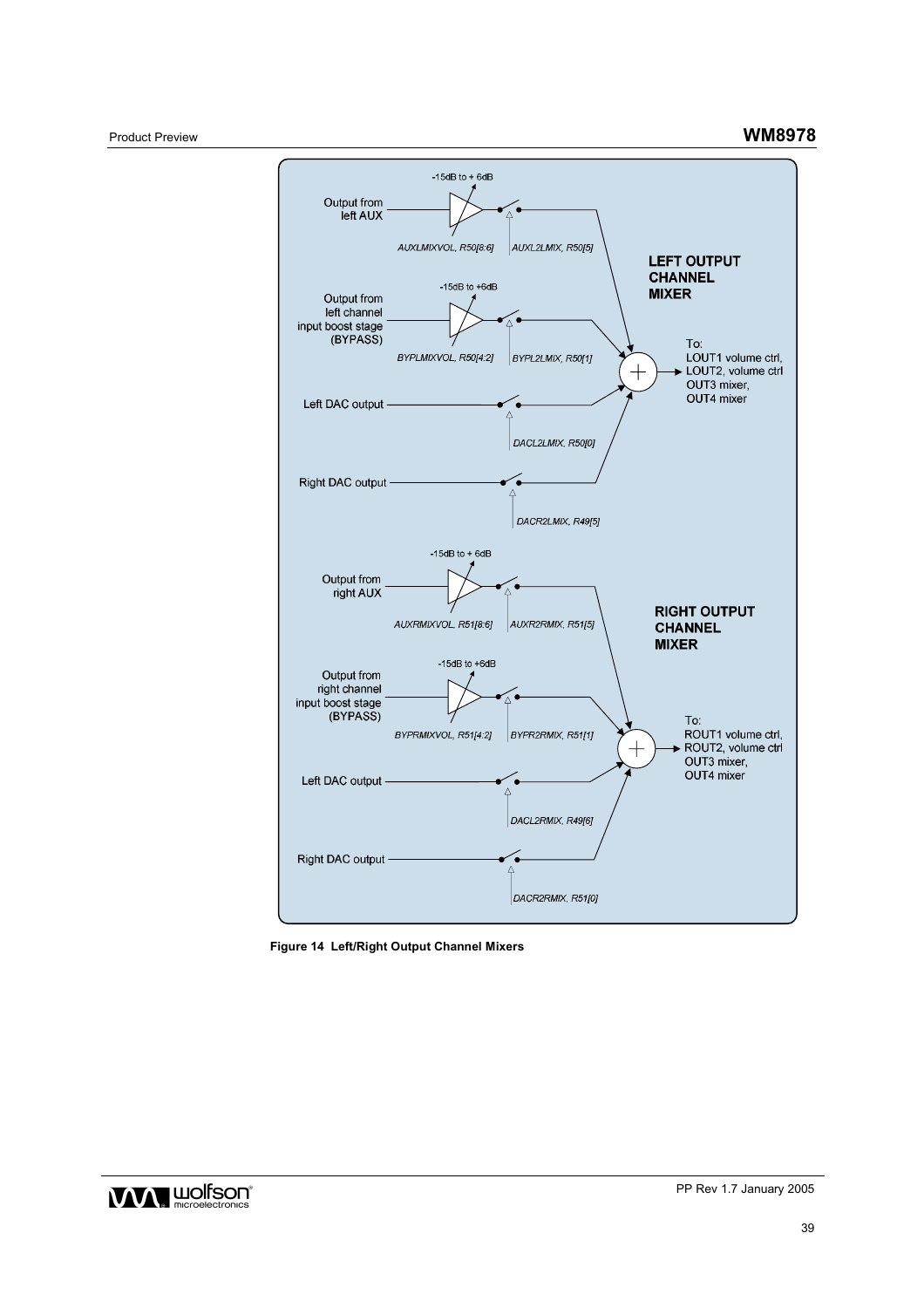-15dB to + 6dB

Output from left AUX

AUXLMIXVOL, R50[8:6]

AUXL2LMIX, R50[5]

**LEFT OUTPUT CHANNEL MIXER**

-15dB to +6dB

Output from left channel input boost stage (BYPASS)

BYPLMIXVOL, R50[4:2]

BYPL2LMIX, R50[1]

To: LOUT1 volume ctrl, LOUT2, volume ctrl OUT3 mixer, OUT4 mixer

Left DAC output

DACL2LMIX, R50[0]

Right DAC output

DACR2LMIX, R49[5]

-15dB to + 6dB

Output from right AUX

AUXRMIXVOL, R51[8:6]

AUXR2RMIX, R51[5]

**RIGHT OUTPUT CHANNEL MIXER**

-15dB to +6dB

Output from right channel input boost stage (BYPASS)

BYPRMIXVOL, R51[4:2]

BYPR2RMIX, R51[1]

To: ROUT1 volume ctrl, ROUT2, volume ctrl OUT3 mixer, OUT4 mixer

Left DAC output

DACL2RMIX, R49[6]

Right DAC output

DACR2RMIX, R51[0]

**Figure 14 Left/Right Output Channel Mixers**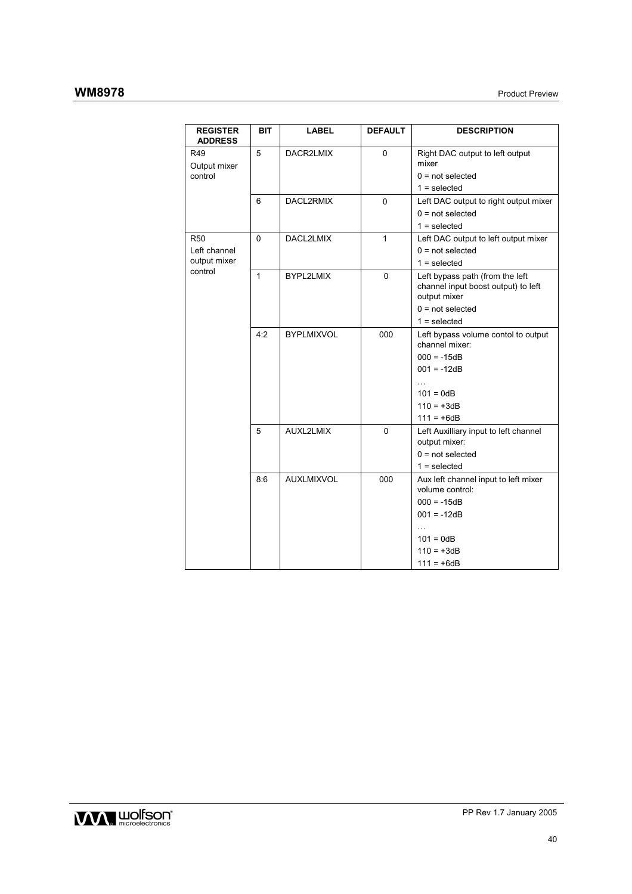| REGISTER ADDRESS | BIT | LABEL | DEFAULT | DESCRIPTION |
|---|---|---|---|---|
| R49 Output mixer control | 5 | DACR2LMIX | 0 | Right DAC output to left output mixer<br>0 = not selected<br>1 = selected |
| | 6 | DACL2RMIX | 0 | Left DAC output to right output mixer<br>0 = not selected<br>1 = selected |
| R50 Left channel output mixer control | 0 | DACL2LMIX | 1 | Left DAC output to left output mixer<br>0 = not selected<br>1 = selected |
| | 1 | BYPL2LMIX | 0 | Left bypass path (from the left channel input boost output) to left output mixer<br>0 = not selected<br>1 = selected |
| | 4:2 | BYPLMIXVOL | 000 | Left bypass volume contol to output channel mixer:<br>000 = -15dB<br>001 = -12dB<br>…<br>101 = 0dB<br>110 = +3dB<br>111 = +6dB |
| | 5 | AUXL2LMIX | 0 | Left Auxilliary input to left channel output mixer:<br>0 = not selected<br>1 = selected |
| | 8:6 | AUXLMIXVOL | 000 | Aux left channel input to left mixer volume control:<br>000 = -15dB<br>001 = -12dB<br>…<br>101 = 0dB<br>110 = +3dB<br>111 = +6dB |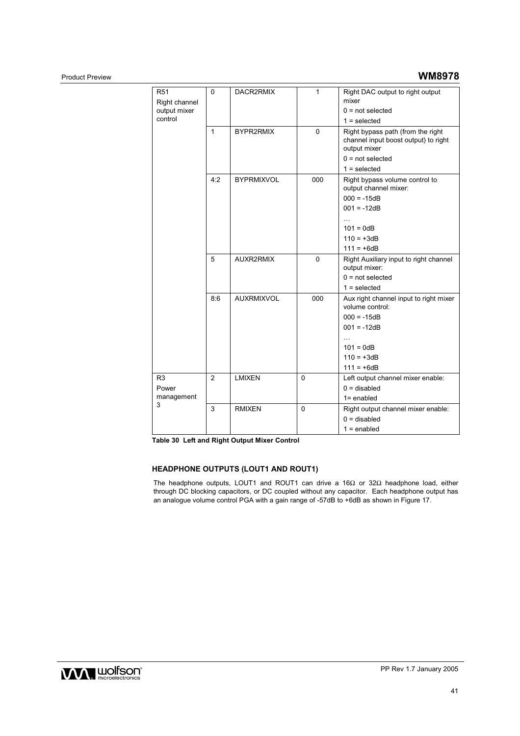| | | | | |
|---|---|---|---|---|
| R51<br>Right channel output mixer control | 0 | DACR2RMIX | 1 | Right DAC output to right output mixer<br>0 = not selected<br>1 = selected |
| | 1 | BYPR2RMIX | 0 | Right bypass path (from the right channel input boost output) to right output mixer<br>0 = not selected<br>1 = selected |
| | 4:2 | BYPRMIXVOL | 000 | Right bypass volume control to output channel mixer:<br>000 = -15dB<br>001 = -12dB<br>…<br>101 = 0dB<br>110 = +3dB<br>111 = +6dB |
| | 5 | AUXR2RMIX | 0 | Right Auxiliary input to right channel output mixer:<br>0 = not selected<br>1 = selected |
| | 8:6 | AUXRMIXVOL | 000 | Aux right channel input to right mixer volume control:<br>000 = -15dB<br>001 = -12dB<br>…<br>101 = 0dB<br>110 = +3dB<br>111 = +6dB |
| R3<br>Power management 3 | 2 | LMIXEN | 0 | Left output channel mixer enable:<br>0 = disabled<br>1= enabled |
| | 3 | RMIXEN | 0 | Right output channel mixer enable:<br>0 = disabled<br>1 = enabled |

**Table 30 Left and Right Output Mixer Control**

### HEADPHONE OUTPUTS (LOUT1 AND ROUT1)

The headphone outputs, LOUT1 and ROUT1 can drive a 16Ω or 32Ω headphone load, either through DC blocking capacitors, or DC coupled without any capacitor. Each headphone output has an analogue volume control PGA with a gain range of -57dB to +6dB as shown in Figure 17.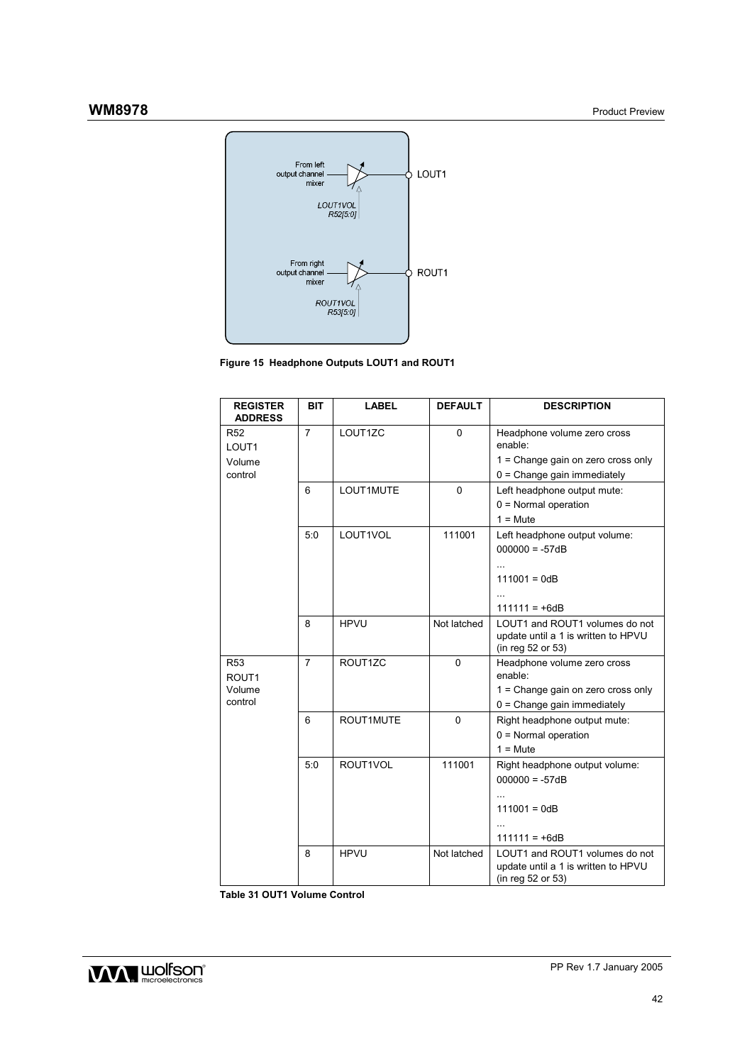From left output channel mixer

LOUT1

*LOUT1VOL R52[5:0]*

From right output channel mixer

ROUT1

*ROUT1VOL R53[5:0]*

**Figure 15 Headphone Outputs LOUT1 and ROUT1**

| REGISTER ADDRESS | BIT | LABEL | DEFAULT | DESCRIPTION |
|---|---|---|---|---|
| R52 LOUT1 Volume control | 7 | LOUT1ZC | 0 | Headphone volume zero cross enable:<br>1 = Change gain on zero cross only<br>0 = Change gain immediately |
| | 6 | LOUT1MUTE | 0 | Left headphone output mute:<br>0 = Normal operation<br>1 = Mute |
| | 5:0 | LOUT1VOL | 111001 | Left headphone output volume:<br>000000 = -57dB<br>...<br>111001 = 0dB<br>...<br>111111 = +6dB |
| | 8 | HPVU | Not latched | LOUT1 and ROUT1 volumes do not update until a 1 is written to HPVU (in reg 52 or 53) |
| R53 ROUT1 Volume control | 7 | ROUT1ZC | 0 | Headphone volume zero cross enable:<br>1 = Change gain on zero cross only<br>0 = Change gain immediately |
| | 6 | ROUT1MUTE | 0 | Right headphone output mute:<br>0 = Normal operation<br>1 = Mute |
| | 5:0 | ROUT1VOL | 111001 | Right headphone output volume:<br>000000 = -57dB<br>...<br>111001 = 0dB<br>...<br>111111 = +6dB |
| | 8 | HPVU | Not latched | LOUT1 and ROUT1 volumes do not update until a 1 is written to HPVU (in reg 52 or 53) |

**Table 31 OUT1 Volume Control**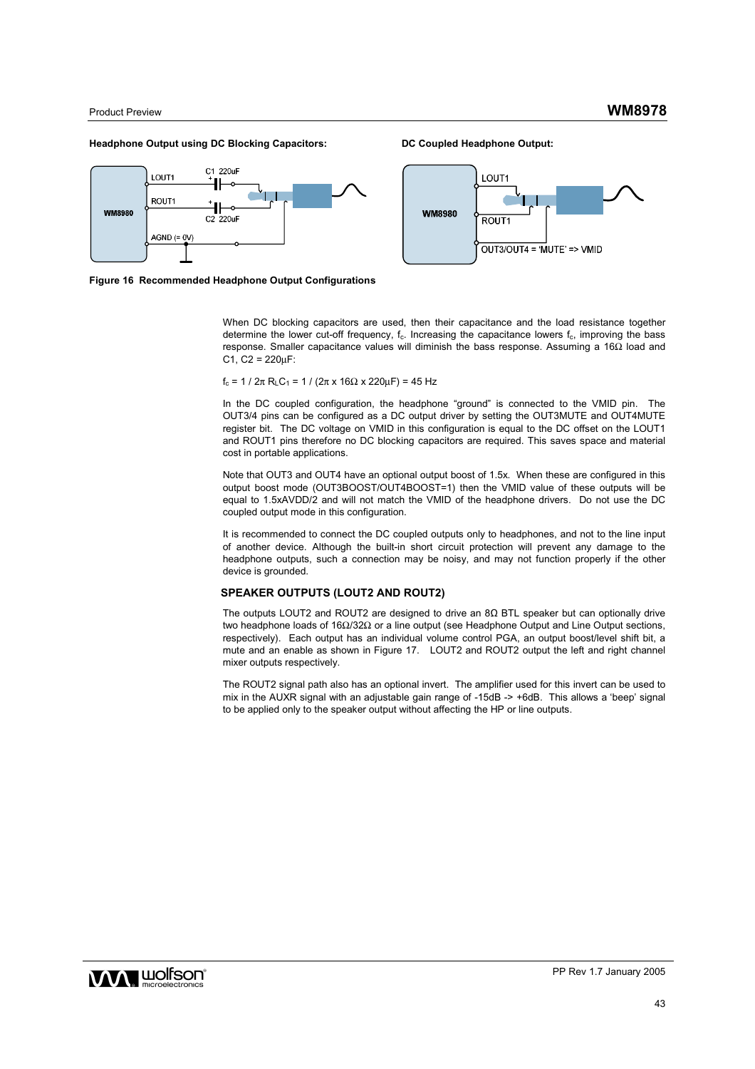**Headphone Output using DC Blocking Capacitors:**

LOUT1
C1 220uF
ROUT1
C2 220uF
WM8980
AGND (= 0V)

**DC Coupled Headphone Output:**

LOUT1
WM8980
ROUT1
OUT3/OUT4 = 'MUTE' => VMID

**Figure 16 Recommended Headphone Output Configurations**

When DC blocking capacitors are used, then their capacitance and the load resistance together determine the lower cut-off frequency, $f_c$. Increasing the capacitance lowers $f_c$, improving the bass response. Smaller capacitance values will diminish the bass response. Assuming a 16Ω load and C1, C2 = 220µF:

$f_c = 1 / 2\pi R_L C_1 = 1 / (2\pi \times 16\Omega \times 220\mu F) = 45$ Hz

In the DC coupled configuration, the headphone "ground" is connected to the VMID pin. The OUT3/4 pins can be configured as a DC output driver by setting the OUT3MUTE and OUT4MUTE register bit. The DC voltage on VMID in this configuration is equal to the DC offset on the LOUT1 and ROUT1 pins therefore no DC blocking capacitors are required. This saves space and material cost in portable applications.

Note that OUT3 and OUT4 have an optional output boost of 1.5x. When these are configured in this output boost mode (OUT3BOOST/OUT4BOOST=1) then the VMID value of these outputs will be equal to 1.5xAVDD/2 and will not match the VMID of the headphone drivers. Do not use the DC coupled output mode in this configuration.

It is recommended to connect the DC coupled outputs only to headphones, and not to the line input of another device. Although the built-in short circuit protection will prevent any damage to the headphone outputs, such a connection may be noisy, and may not function properly if the other device is grounded.

## SPEAKER OUTPUTS (LOUT2 AND ROUT2)

The outputs LOUT2 and ROUT2 are designed to drive an 8Ω BTL speaker but can optionally drive two headphone loads of 16Ω/32Ω or a line output (see Headphone Output and Line Output sections, respectively). Each output has an individual volume control PGA, an output boost/level shift bit, a mute and an enable as shown in Figure 17. LOUT2 and ROUT2 output the left and right channel mixer outputs respectively.

The ROUT2 signal path also has an optional invert. The amplifier used for this invert can be used to mix in the AUXR signal with an adjustable gain range of -15dB -> +6dB. This allows a 'beep' signal to be applied only to the speaker output without affecting the HP or line outputs.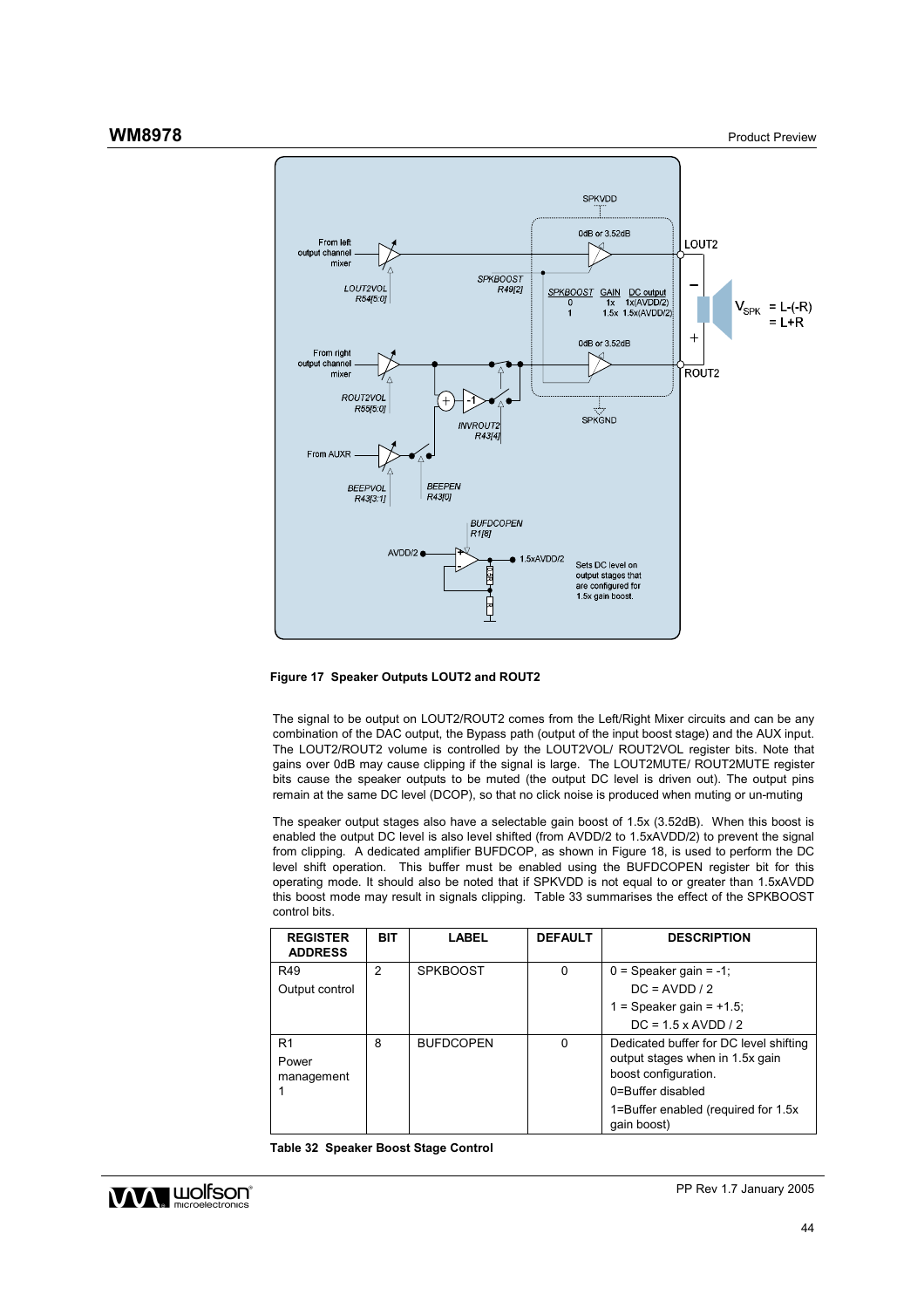**Figure 17 Speaker Outputs LOUT2 and ROUT2**

The signal to be output on LOUT2/ROUT2 comes from the Left/Right Mixer circuits and can be any combination of the DAC output, the Bypass path (output of the input boost stage) and the AUX input. The LOUT2/ROUT2 volume is controlled by the LOUT2VOL/ ROUT2VOL register bits. Note that gains over 0dB may cause clipping if the signal is large. The LOUT2MUTE/ ROUT2MUTE register bits cause the speaker outputs to be muted (the output DC level is driven out). The output pins remain at the same DC level (DCOP), so that no click noise is produced when muting or un-muting

The speaker output stages also have a selectable gain boost of 1.5x (3.52dB). When this boost is enabled the output DC level is also level shifted (from AVDD/2 to 1.5xAVDD/2) to prevent the signal from clipping. A dedicated amplifier BUFDCOP, as shown in Figure 18, is used to perform the DC level shift operation. This buffer must be enabled using the BUFDCOPEN register bit for this operating mode. It should also be noted that if SPKVDD is not equal to or greater than 1.5xAVDD this boost mode may result in signals clipping. Table 33 summarises the effect of the SPKBOOST control bits.

| REGISTER ADDRESS | BIT | LABEL | DEFAULT | DESCRIPTION |
|---|---|---|---|---|
| R49<br>Output control | 2 | SPKBOOST | 0 | 0 = Speaker gain = -1;<br>DC = AVDD / 2<br>1 = Speaker gain = +1.5;<br>DC = 1.5 x AVDD / 2 |
| R1<br>Power management 1 | 8 | BUFDCOPEN | 0 | Dedicated buffer for DC level shifting output stages when in 1.5x gain boost configuration.<br>0=Buffer disabled<br>1=Buffer enabled (required for 1.5x gain boost) |

**Table 32 Speaker Boost Stage Control**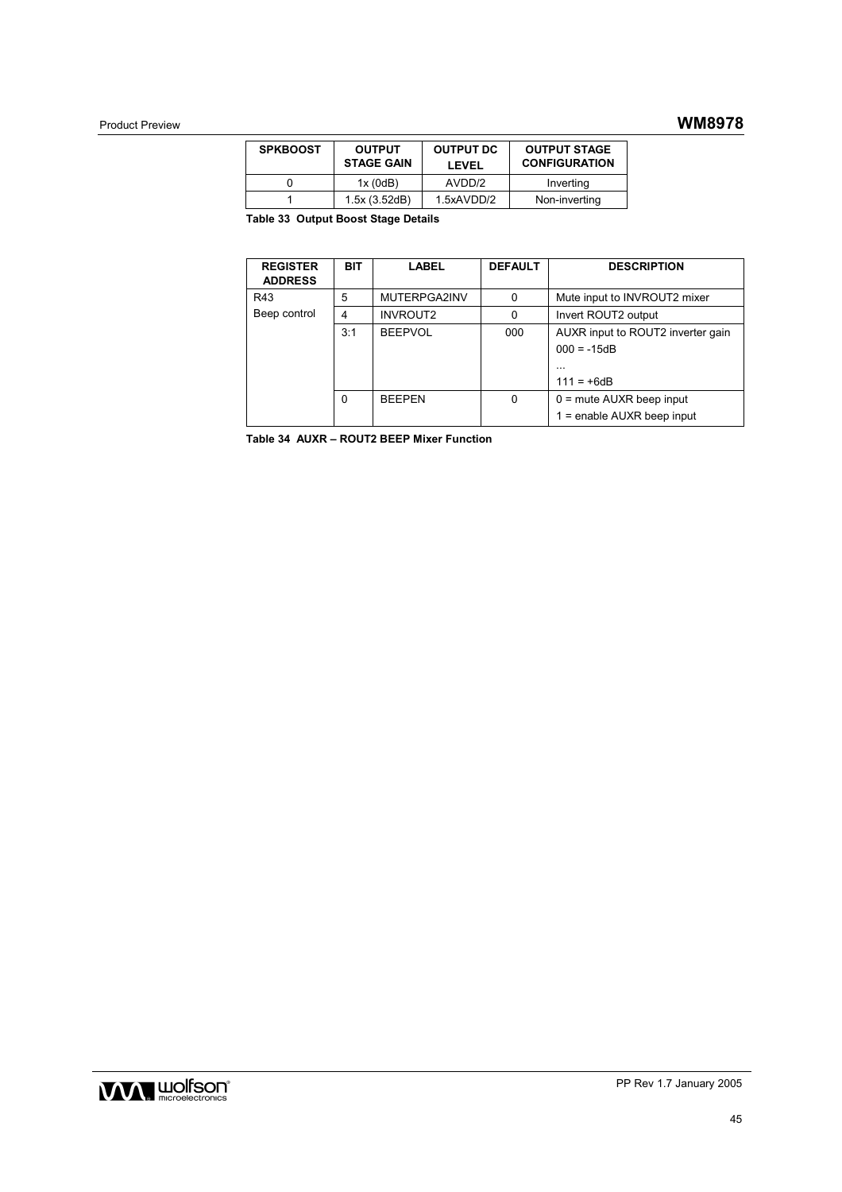| SPKBOOST | OUTPUT STAGE GAIN | OUTPUT DC LEVEL | OUTPUT STAGE CONFIGURATION |
|---|---|---|---|
| 0 | 1x (0dB) | AVDD/2 | Inverting |
| 1 | 1.5x (3.52dB) | 1.5xAVDD/2 | Non-inverting |

**Table 33 Output Boost Stage Details**

| REGISTER ADDRESS | BIT | LABEL | DEFAULT | DESCRIPTION |
|---|---|---|---|---|
| R43 Beep control | 5 | MUTERPGA2INV | 0 | Mute input to INVROUT2 mixer |
| | 4 | INVROUT2 | 0 | Invert ROUT2 output |
| | 3:1 | BEEPVOL | 000 | AUXR input to ROUT2 inverter gain<br>000 = -15dB<br>...<br>111 = +6dB |
| | 0 | BEEPEN | 0 | 0 = mute AUXR beep input<br>1 = enable AUXR beep input |

**Table 34 AUXR – ROUT2 BEEP Mixer Function**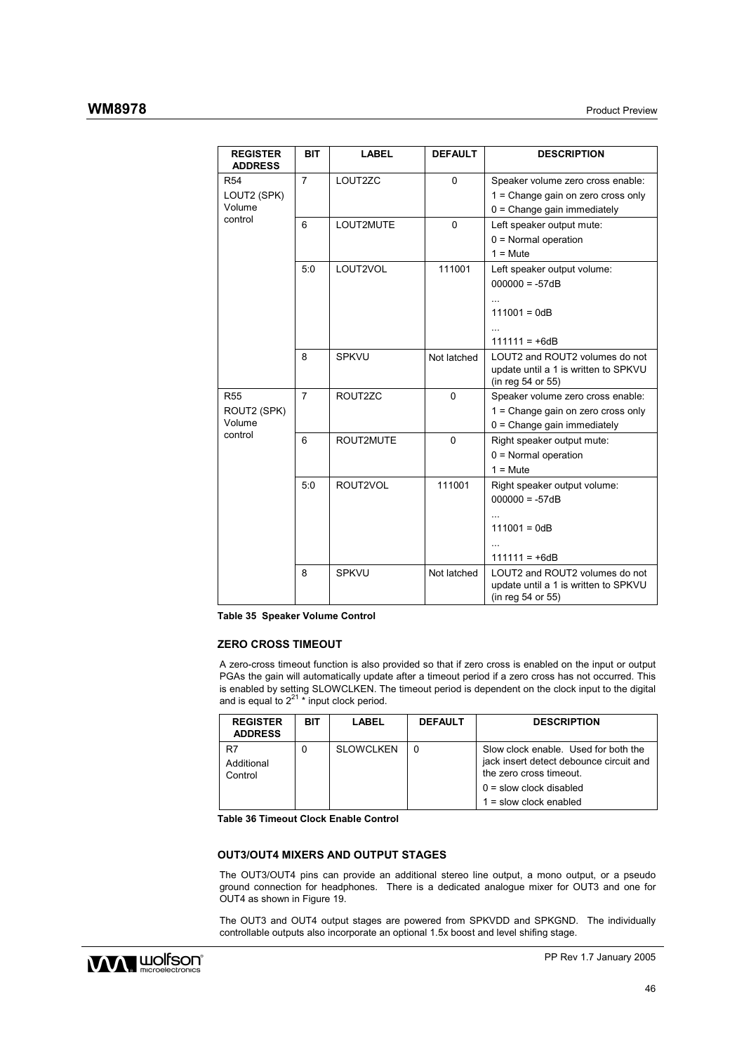| REGISTER ADDRESS | BIT | LABEL | DEFAULT | DESCRIPTION |
|---|---|---|---|---|
| R54 LOUT2 (SPK) Volume control | 7 | LOUT2ZC | 0 | Speaker volume zero cross enable:<br>1 = Change gain on zero cross only<br>0 = Change gain immediately |
| | 6 | LOUT2MUTE | 0 | Left speaker output mute:<br>0 = Normal operation<br>1 = Mute |
| | 5:0 | LOUT2VOL | 111001 | Left speaker output volume:<br>000000 = -57dB<br>...<br>111001 = 0dB<br>...<br>111111 = +6dB |
| | 8 | SPKVU | Not latched | LOUT2 and ROUT2 volumes do not update until a 1 is written to SPKVU (in reg 54 or 55) |
| R55 ROUT2 (SPK) Volume control | 7 | ROUT2ZC | 0 | Speaker volume zero cross enable:<br>1 = Change gain on zero cross only<br>0 = Change gain immediately |
| | 6 | ROUT2MUTE | 0 | Right speaker output mute:<br>0 = Normal operation<br>1 = Mute |
| | 5:0 | ROUT2VOL | 111001 | Right speaker output volume:<br>000000 = -57dB<br>...<br>111001 = 0dB<br>...<br>111111 = +6dB |
| | 8 | SPKVU | Not latched | LOUT2 and ROUT2 volumes do not update until a 1 is written to SPKVU (in reg 54 or 55) |

**Table 35 Speaker Volume Control**

### ZERO CROSS TIMEOUT

A zero-cross timeout function is also provided so that if zero cross is enabled on the input or output PGAs the gain will automatically update after a timeout period if a zero cross has not occurred. This is enabled by setting SLOWCLKEN. The timeout period is dependent on the clock input to the digital and is equal to $2^{21}$ * input clock period.

| REGISTER ADDRESS | BIT | LABEL | DEFAULT | DESCRIPTION |
|---|---|---|---|---|
| R7 Additional Control | 0 | SLOWCLKEN | 0 | Slow clock enable. Used for both the jack insert detect debounce circuit and the zero cross timeout.<br>0 = slow clock disabled<br>1 = slow clock enabled |

**Table 36 Timeout Clock Enable Control**

### OUT3/OUT4 MIXERS AND OUTPUT STAGES

The OUT3/OUT4 pins can provide an additional stereo line output, a mono output, or a pseudo ground connection for headphones. There is a dedicated analogue mixer for OUT3 and one for OUT4 as shown in Figure 19.

The OUT3 and OUT4 output stages are powered from SPKVDD and SPKGND. The individually controllable outputs also incorporate an optional 1.5x boost and level shifing stage.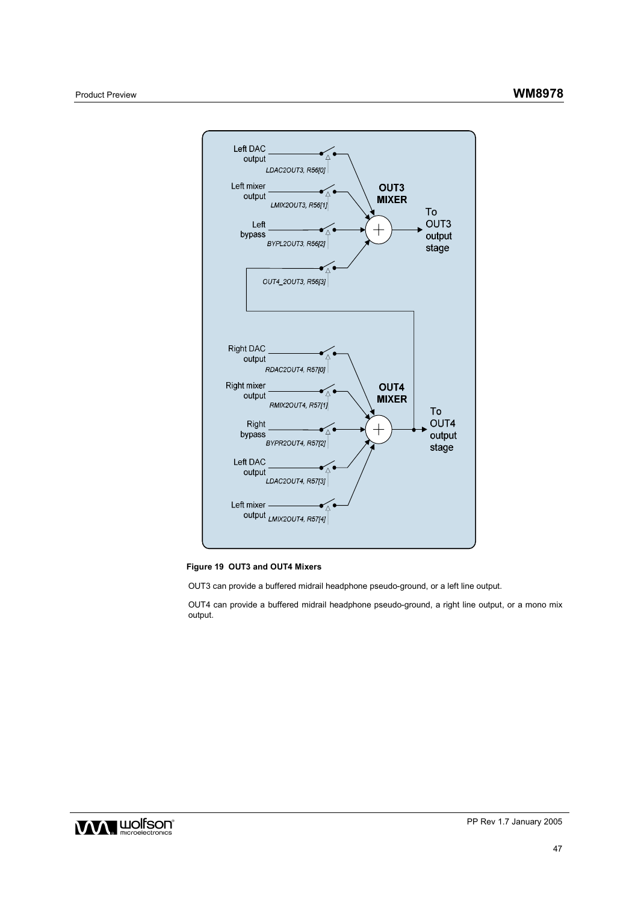Left DAC output
LDAC2OUT3, R56[0]

Left mixer output
LMIX2OUT3, R56[1]

Left bypass
BYPL2OUT3, R56[2]

OUT4_2OUT3, R56[3]

OUT3 MIXER

To OUT3 output stage

Right DAC output
RDAC2OUT4, R57[0]

Right mixer output
RMIX2OUT4, R57[1]

Right bypass
BYPR2OUT4, R57[2]

Left DAC output
LDAC2OUT4, R57[3]

Left mixer output
LMIX2OUT4, R57[4]

OUT4 MIXER

To OUT4 output stage

**Figure 19 OUT3 and OUT4 Mixers**

OUT3 can provide a buffered midrail headphone pseudo-ground, or a left line output.

OUT4 can provide a buffered midrail headphone pseudo-ground, a right line output, or a mono mix output.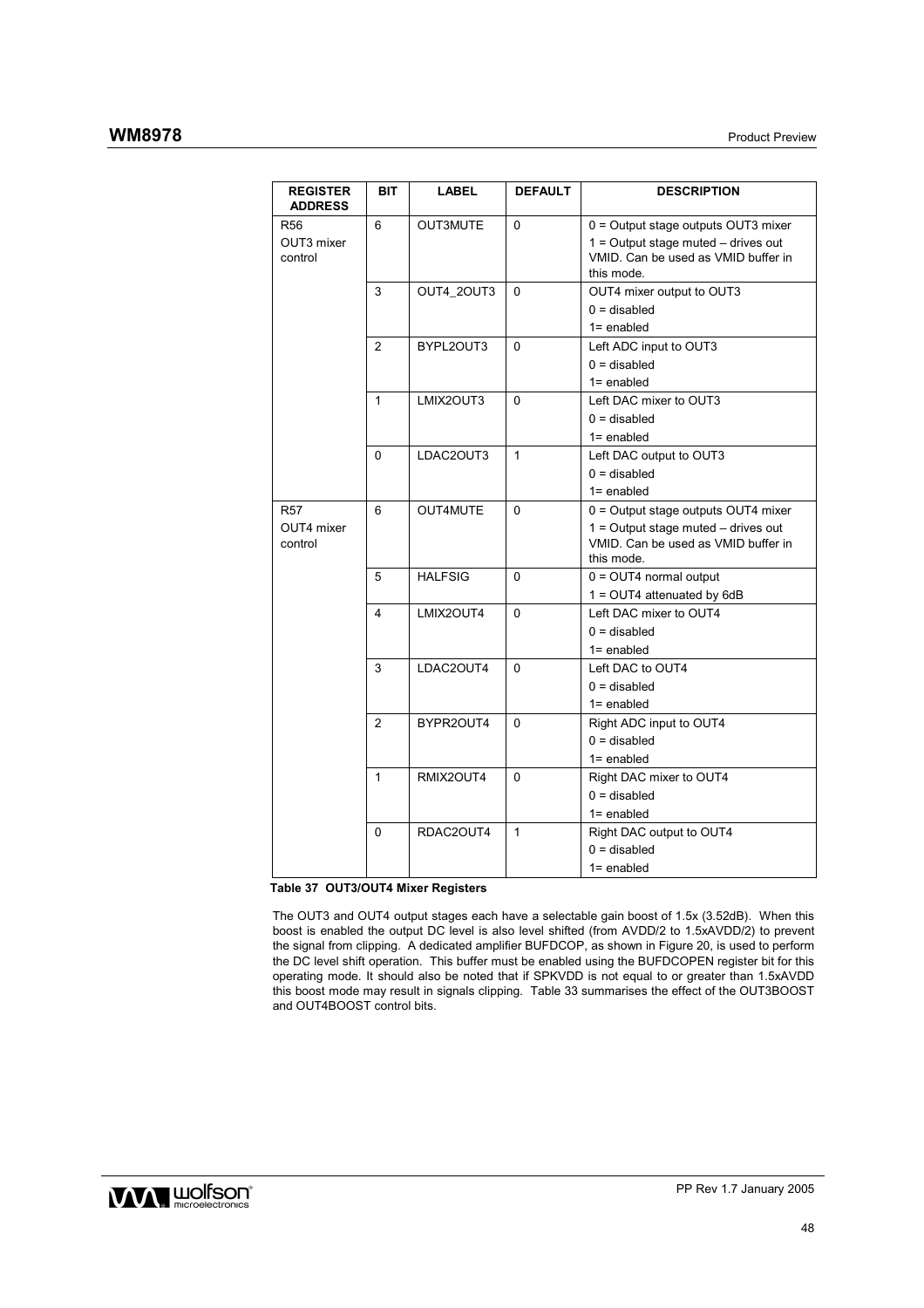| REGISTER ADDRESS | BIT | LABEL | DEFAULT | DESCRIPTION |
| --- | --- | --- | --- | --- |
| R56 OUT3 mixer control | 6 | OUT3MUTE | 0 | 0 = Output stage outputs OUT3 mixer<br>1 = Output stage muted – drives out VMID. Can be used as VMID buffer in this mode. |
| | 3 | OUT4_2OUT3 | 0 | OUT4 mixer output to OUT3<br>0 = disabled<br>1= enabled |
| | 2 | BYPL2OUT3 | 0 | Left ADC input to OUT3<br>0 = disabled<br>1= enabled |
| | 1 | LMIX2OUT3 | 0 | Left DAC mixer to OUT3<br>0 = disabled<br>1= enabled |
| | 0 | LDAC2OUT3 | 1 | Left DAC output to OUT3<br>0 = disabled<br>1= enabled |
| R57 OUT4 mixer control | 6 | OUT4MUTE | 0 | 0 = Output stage outputs OUT4 mixer<br>1 = Output stage muted – drives out VMID. Can be used as VMID buffer in this mode. |
| | 5 | HALFSIG | 0 | 0 = OUT4 normal output<br>1 = OUT4 attenuated by 6dB |
| | 4 | LMIX2OUT4 | 0 | Left DAC mixer to OUT4<br>0 = disabled<br>1= enabled |
| | 3 | LDAC2OUT4 | 0 | Left DAC to OUT4<br>0 = disabled<br>1= enabled |
| | 2 | BYPR2OUT4 | 0 | Right ADC input to OUT4<br>0 = disabled<br>1= enabled |
| | 1 | RMIX2OUT4 | 0 | Right DAC mixer to OUT4<br>0 = disabled<br>1= enabled |
| | 0 | RDAC2OUT4 | 1 | Right DAC output to OUT4<br>0 = disabled<br>1= enabled |

**Table 37 OUT3/OUT4 Mixer Registers**

The OUT3 and OUT4 output stages each have a selectable gain boost of 1.5x (3.52dB). When this boost is enabled the output DC level is also level shifted (from AVDD/2 to 1.5xAVDD/2) to prevent the signal from clipping. A dedicated amplifier BUFDCOP, as shown in Figure 20, is used to perform the DC level shift operation. This buffer must be enabled using the BUFDCOPEN register bit for this operating mode. It should also be noted that if SPKVDD is not equal to or greater than 1.5xAVDD this boost mode may result in signals clipping. Table 33 summarises the effect of the OUT3BOOST and OUT4BOOST control bits.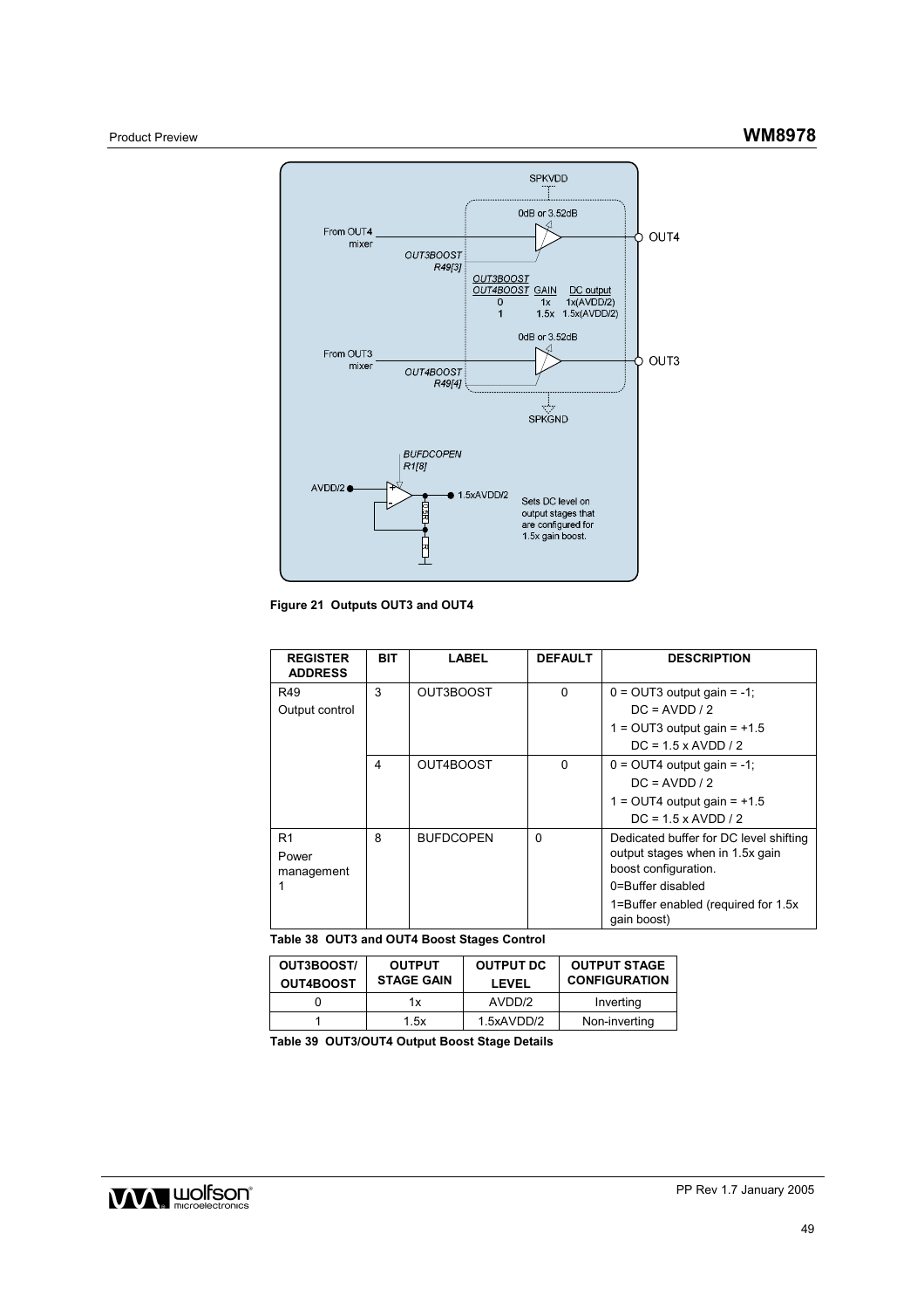From OUT4 mixer

OUT3BOOST R49[3]

SPKVDD

0dB or 3.52dB

OUT4

OUT3BOOST OUT4BOOST GAIN DC output
0 1x 1x(AVDD/2)
1 1.5x 1.5x(AVDD/2)

0dB or 3.52dB

From OUT3 mixer

OUT4BOOST R49[4]

OUT3

SPKGND

BUFDCOPEN R1[8]

AVDD/2

1.5xAVDD/2

Sets DC level on output stages that are configured for 1.5x gain boost.

0.5R

R

**Figure 21 Outputs OUT3 and OUT4**

| REGISTER ADDRESS | BIT | LABEL | DEFAULT | DESCRIPTION |
|---|---|---|---|---|
| R49<br>Output control | 3 | OUT3BOOST | 0 | 0 = OUT3 output gain = -1;<br>DC = AVDD / 2<br>1 = OUT3 output gain = +1.5<br>DC = 1.5 x AVDD / 2 |
| | 4 | OUT4BOOST | 0 | 0 = OUT4 output gain = -1;<br>DC = AVDD / 2<br>1 = OUT4 output gain = +1.5<br>DC = 1.5 x AVDD / 2 |
| R1<br>Power management 1 | 8 | BUFDCOPEN | 0 | Dedicated buffer for DC level shifting output stages when in 1.5x gain boost configuration.<br>0=Buffer disabled<br>1=Buffer enabled (required for 1.5x gain boost) |

**Table 38 OUT3 and OUT4 Boost Stages Control**

| OUT3BOOST/ OUT4BOOST | OUTPUT STAGE GAIN | OUTPUT DC LEVEL | OUTPUT STAGE CONFIGURATION |
|---|---|---|---|
| 0 | 1x | AVDD/2 | Inverting |
| 1 | 1.5x | 1.5xAVDD/2 | Non-inverting |

**Table 39 OUT3/OUT4 Output Boost Stage Details**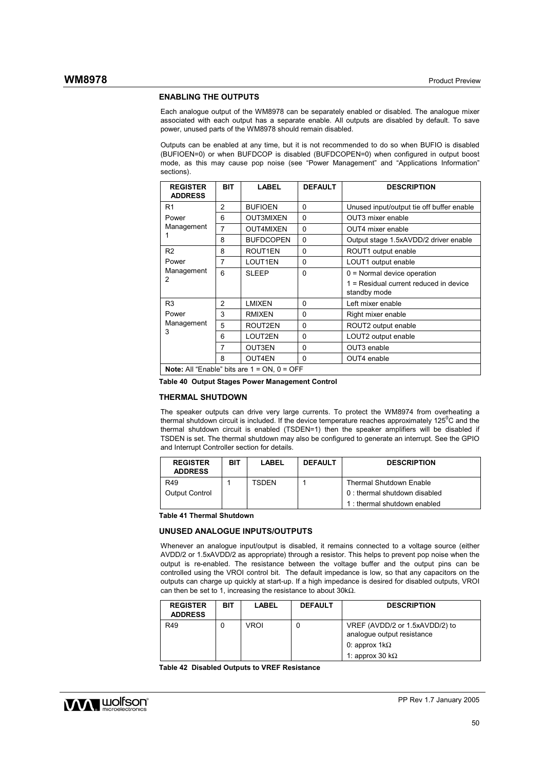## ENABLING THE OUTPUTS

Each analogue output of the WM8978 can be separately enabled or disabled. The analogue mixer associated with each output has a separate enable. All outputs are disabled by default. To save power, unused parts of the WM8978 should remain disabled.

Outputs can be enabled at any time, but it is not recommended to do so when BUFIO is disabled (BUFIOEN=0) or when BUFDCOP is disabled (BUFDCOPEN=0) when configured in output boost mode, as this may cause pop noise (see "Power Management" and "Applications Information" sections).

| REGISTER ADDRESS | BIT | LABEL | DEFAULT | DESCRIPTION |
|---|---|---|---|---|
| R1 Power Management 1 | 2 | BUFIOEN | 0 | Unused input/output tie off buffer enable |
| | 6 | OUT3MIXEN | 0 | OUT3 mixer enable |
| | 7 | OUT4MIXEN | 0 | OUT4 mixer enable |
| | 8 | BUFDCOPEN | 0 | Output stage 1.5xAVDD/2 driver enable |
| R2 Power Management 2 | 8 | ROUT1EN | 0 | ROUT1 output enable |
| | 7 | LOUT1EN | 0 | LOUT1 output enable |
| | 6 | SLEEP | 0 | 0 = Normal device operation<br>1 = Residual current reduced in device standby mode |
| R3 Power Management 3 | 2 | LMIXEN | 0 | Left mixer enable |
| | 3 | RMIXEN | 0 | Right mixer enable |
| | 5 | ROUT2EN | 0 | ROUT2 output enable |
| | 6 | LOUT2EN | 0 | LOUT2 output enable |
| | 7 | OUT3EN | 0 | OUT3 enable |
| | 8 | OUT4EN | 0 | OUT4 enable |
| **Note:** All "Enable" bits are 1 = ON, 0 = OFF | | | | |

**Table 40 Output Stages Power Management Control**

## THERMAL SHUTDOWN

The speaker outputs can drive very large currents. To protect the WM8974 from overheating a thermal shutdown circuit is included. If the device temperature reaches approximately 125$^0$C and the thermal shutdown circuit is enabled (TSDEN=1) then the speaker amplifiers will be disabled if TSDEN is set. The thermal shutdown may also be configured to generate an interrupt. See the GPIO and Interrupt Controller section for details.

| REGISTER ADDRESS | BIT | LABEL | DEFAULT | DESCRIPTION |
|---|---|---|---|---|
| R49 Output Control | 1 | TSDEN | 1 | Thermal Shutdown Enable<br>0 : thermal shutdown disabled<br>1 : thermal shutdown enabled |

**Table 41 Thermal Shutdown**

## UNUSED ANALOGUE INPUTS/OUTPUTS

Whenever an analogue input/output is disabled, it remains connected to a voltage source (either AVDD/2 or 1.5xAVDD/2 as appropriate) through a resistor. This helps to prevent pop noise when the output is re-enabled. The resistance between the voltage buffer and the output pins can be controlled using the VROI control bit. The default impedance is low, so that any capacitors on the outputs can charge up quickly at start-up. If a high impedance is desired for disabled outputs, VROI can then be set to 1, increasing the resistance to about 30kΩ.

| REGISTER ADDRESS | BIT | LABEL | DEFAULT | DESCRIPTION |
|---|---|---|---|---|
| R49 | 0 | VROI | 0 | VREF (AVDD/2 or 1.5xAVDD/2) to analogue output resistance<br>0: approx 1kΩ<br>1: approx 30 kΩ |

**Table 42 Disabled Outputs to VREF Resistance**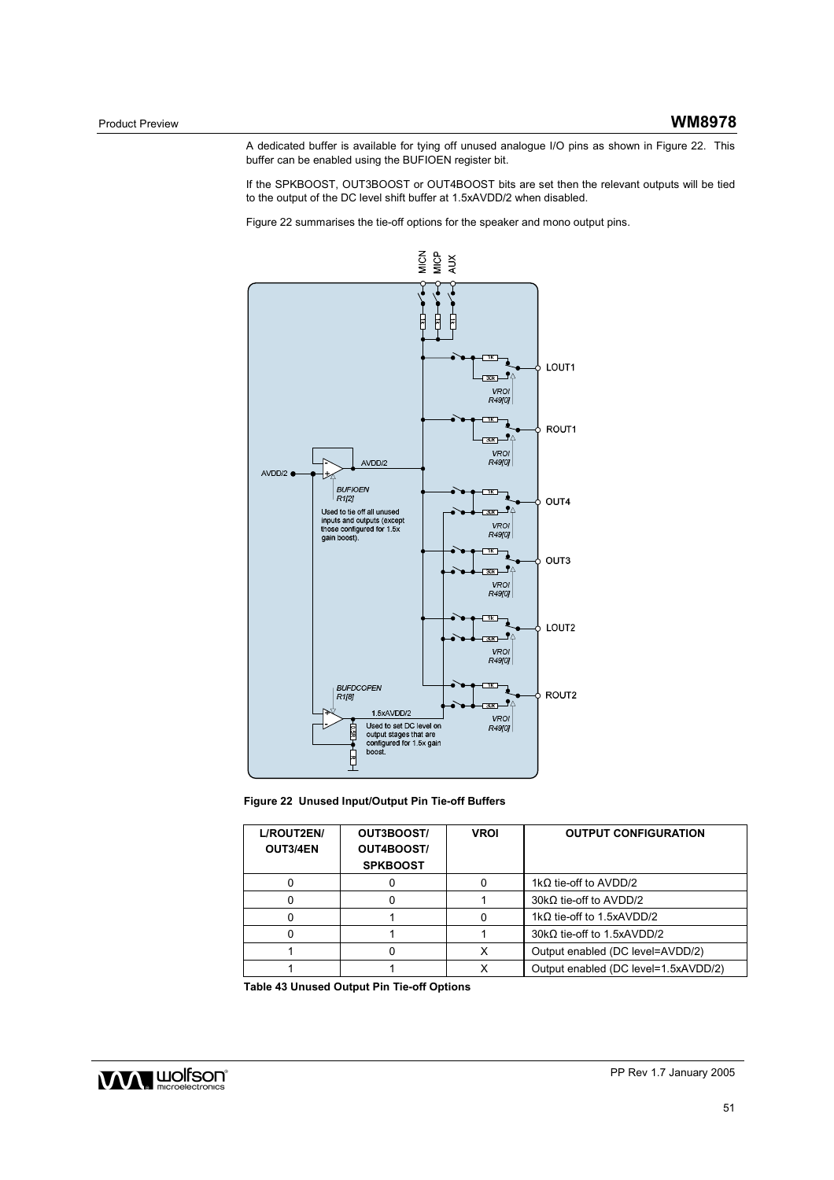A dedicated buffer is available for tying off unused analogue I/O pins as shown in Figure 22. This buffer can be enabled using the BUFIOEN register bit.

If the SPKBOOST, OUT3BOOST or OUT4BOOST bits are set then the relevant outputs will be tied to the output of the DC level shift buffer at 1.5xAVDD/2 when disabled.

Figure 22 summarises the tie-off options for the speaker and mono output pins.

MICN
MICP
AUX
LOUT1
ROUT1
OUT4
OUT3
LOUT2
ROUT2
AVDD/2
AVDD/2
BUFIOEN
R1[2]
Used to tie off all unused inputs and outputs (except those configured for 1.5x gain boost).
BUFDCOPEN
R1[8]
1.5xAVDD/2
Used to set DC level on output stages that are configured for 1.5x gain boost.
VROI
R49[0]
1K
30K

**Figure 22 Unused Input/Output Pin Tie-off Buffers**

| L/ROUT2EN/ OUT3/4EN | OUT3BOOST/ OUT4BOOST/ SPKBOOST | VROI | OUTPUT CONFIGURATION |
|---|---|---|---|
| 0 | 0 | 0 | 1kΩ tie-off to AVDD/2 |
| 0 | 0 | 1 | 30kΩ tie-off to AVDD/2 |
| 0 | 1 | 0 | 1kΩ tie-off to 1.5xAVDD/2 |
| 0 | 1 | 1 | 30kΩ tie-off to 1.5xAVDD/2 |
| 1 | 0 | X | Output enabled (DC level=AVDD/2) |
| 1 | 1 | X | Output enabled (DC level=1.5xAVDD/2) |

**Table 43 Unused Output Pin Tie-off Options**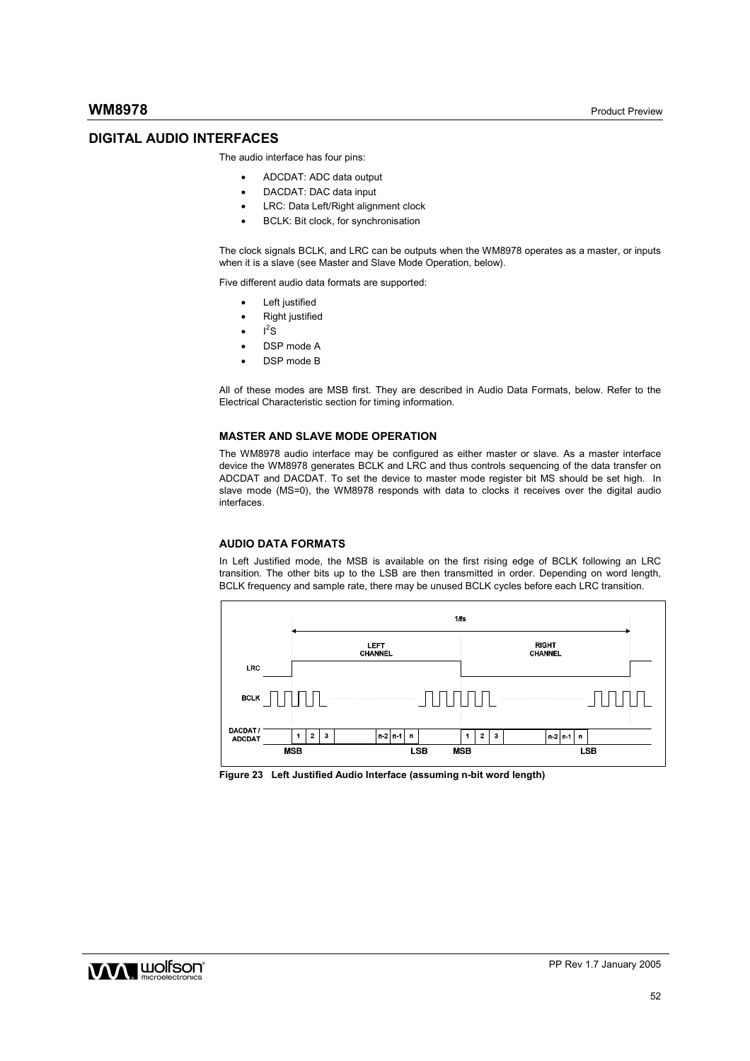## DIGITAL AUDIO INTERFACES

The audio interface has four pins:

- ADCDAT: ADC data output
- DACDAT: DAC data input
- LRC: Data Left/Right alignment clock
- BCLK: Bit clock, for synchronisation

The clock signals BCLK, and LRC can be outputs when the WM8978 operates as a master, or inputs when it is a slave (see Master and Slave Mode Operation, below).

Five different audio data formats are supported:

- Left justified
- Right justified
- $I^2S$
- DSP mode A
- DSP mode B

All of these modes are MSB first. They are described in Audio Data Formats, below. Refer to the Electrical Characteristic section for timing information.

### MASTER AND SLAVE MODE OPERATION

The WM8978 audio interface may be configured as either master or slave. As a master interface device the WM8978 generates BCLK and LRC and thus controls sequencing of the data transfer on ADCDAT and DACDAT. To set the device to master mode register bit MS should be set high. In slave mode (MS=0), the WM8978 responds with data to clocks it receives over the digital audio interfaces.

### AUDIO DATA FORMATS

In Left Justified mode, the MSB is available on the first rising edge of BCLK following an LRC transition. The other bits up to the LSB are then transmitted in order. Depending on word length, BCLK frequency and sample rate, there may be unused BCLK cycles before each LRC transition.

**Figure 23 Left Justified Audio Interface (assuming n-bit word length)**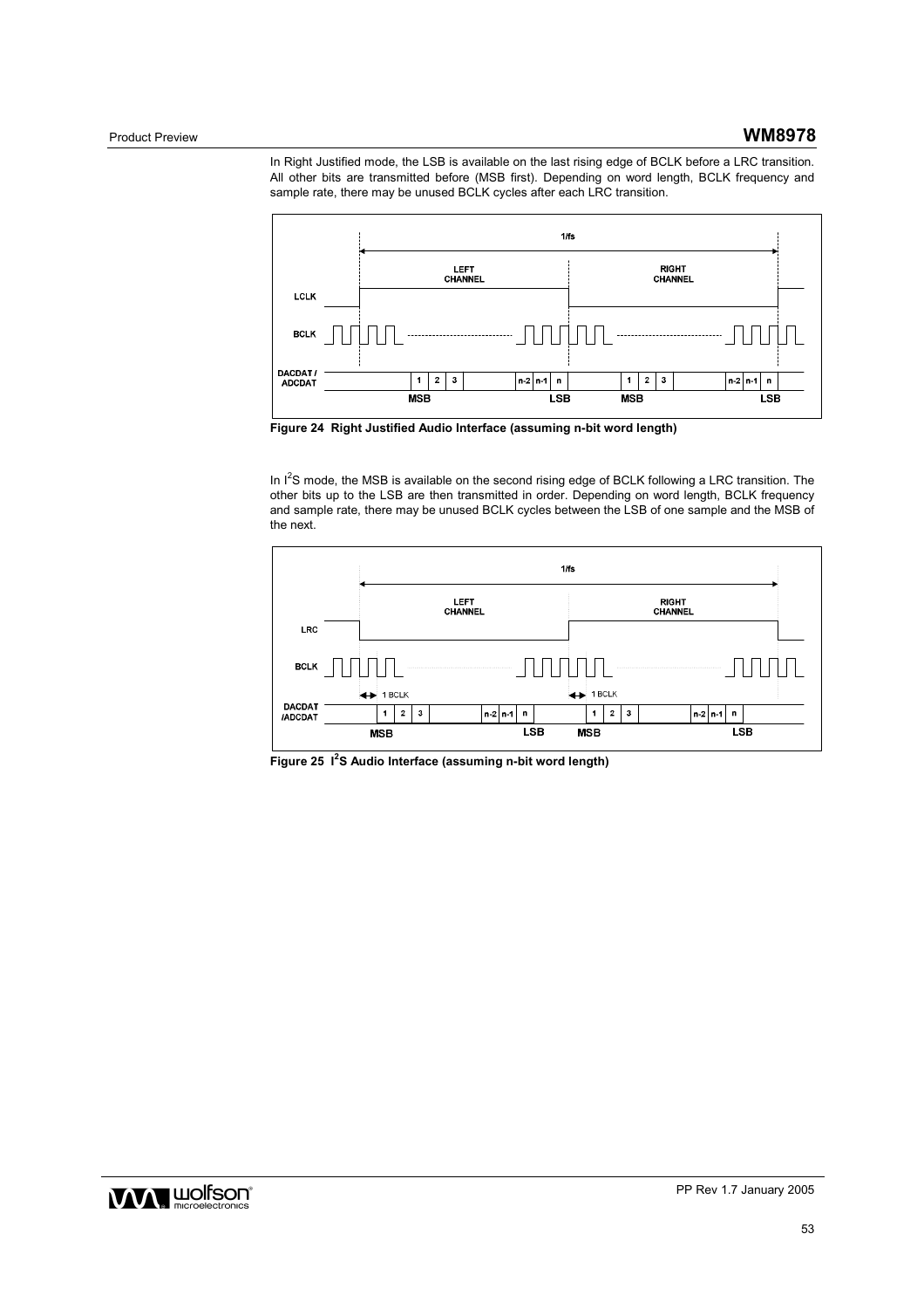In Right Justified mode, the LSB is available on the last rising edge of BCLK before a LRC transition. All other bits are transmitted before (MSB first). Depending on word length, BCLK frequency and sample rate, there may be unused BCLK cycles after each LRC transition.

1/fs

LEFT CHANNEL

RIGHT CHANNEL

LCLK

BCLK

DACDAT / ADCDAT

1 2 3 n-2 n-1 n 1 2 3 n-2 n-1 n

MSB LSB MSB LSB

**Figure 24 Right Justified Audio Interface (assuming n-bit word length)**

In $I^2S$ mode, the MSB is available on the second rising edge of BCLK following a LRC transition. The other bits up to the LSB are then transmitted in order. Depending on word length, BCLK frequency and sample rate, there may be unused BCLK cycles between the LSB of one sample and the MSB of the next.

1/fs

LEFT CHANNEL

RIGHT CHANNEL

LRC

BCLK

1 BCLK

1 BCLK

DACDAT /ADCDAT

1 2 3 n-2 n-1 n 1 2 3 n-2 n-1 n

MSB LSB MSB LSB

**Figure 25 $I^2S$ Audio Interface (assuming n-bit word length)**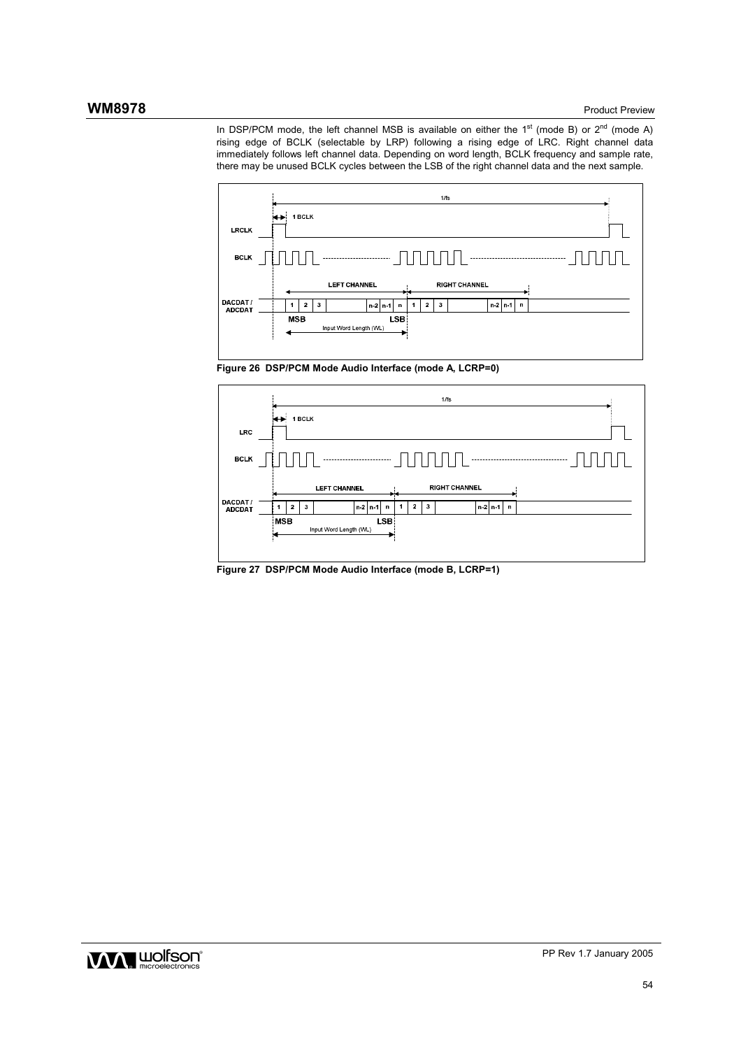In DSP/PCM mode, the left channel MSB is available on either the 1st (mode B) or 2nd (mode A) rising edge of BCLK (selectable by LRP) following a rising edge of LRC. Right channel data immediately follows left channel data. Depending on word length, BCLK frequency and sample rate, there may be unused BCLK cycles between the LSB of the right channel data and the next sample.

1/fs

1 BCLK

LRCLK

BCLK

LEFT CHANNEL

RIGHT CHANNEL

DACDAT / ADCDAT

1 2 3 n-2 n-1 n 1 2 3 n-2 n-1 n

MSB

LSB

Input Word Length (WL)

**Figure 26 DSP/PCM Mode Audio Interface (mode A, LCRP=0)**

1/fs

1 BCLK

LRC

BCLK

LEFT CHANNEL

RIGHT CHANNEL

DACDAT / ADCDAT

1 2 3 n-2 n-1 n 1 2 3 n-2 n-1 n

MSB

LSB

Input Word Length (WL)

**Figure 27 DSP/PCM Mode Audio Interface (mode B, LCRP=1)**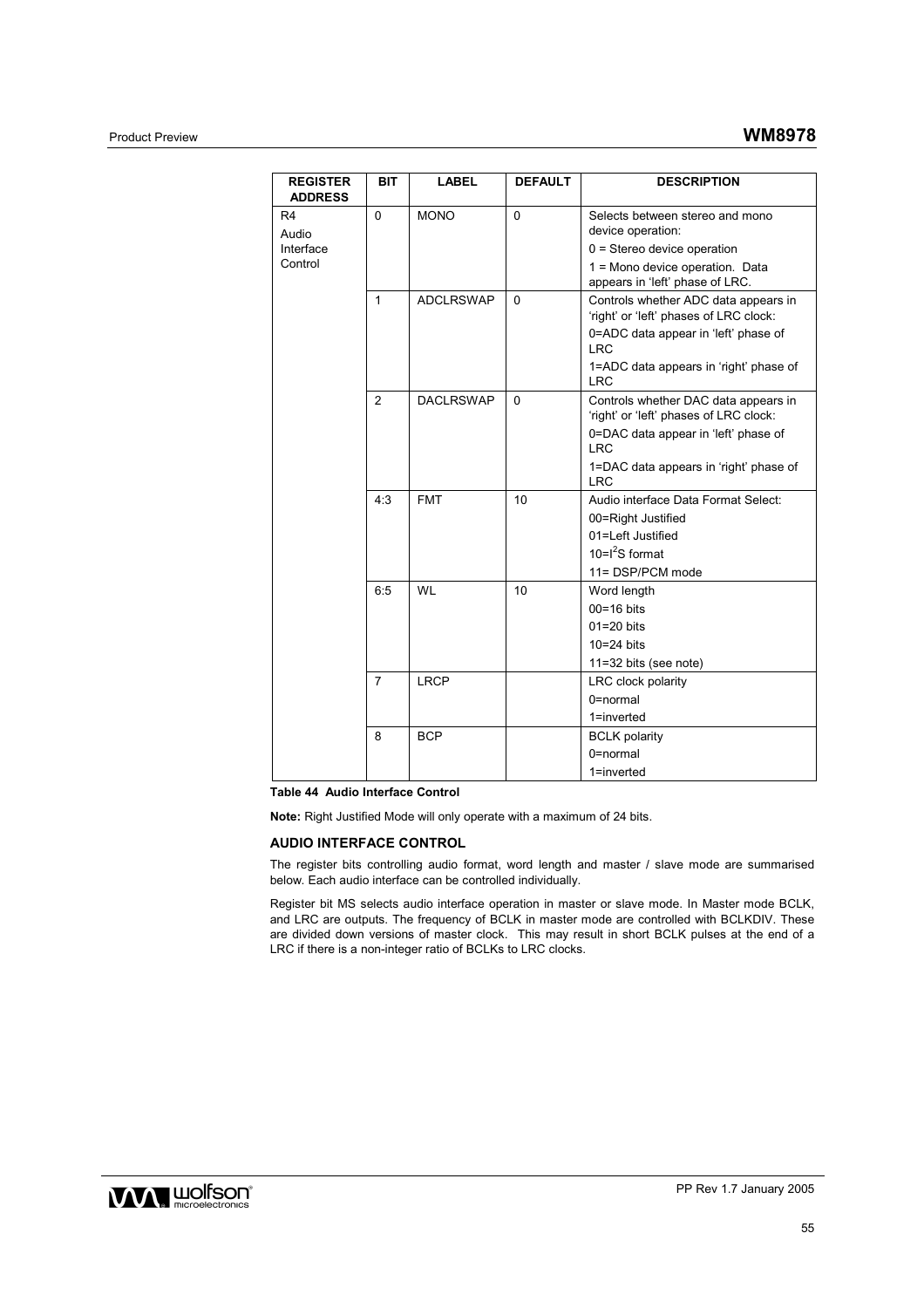| REGISTER ADDRESS | BIT | LABEL | DEFAULT | DESCRIPTION |
|---|---|---|---|---|
| R4<br>Audio Interface Control | 0 | MONO | 0 | Selects between stereo and mono device operation:<br>0 = Stereo device operation<br>1 = Mono device operation. Data appears in 'left' phase of LRC. |
| | 1 | ADCLRSWAP | 0 | Controls whether ADC data appears in 'right' or 'left' phases of LRC clock:<br>0=ADC data appear in 'left' phase of LRC<br>1=ADC data appears in 'right' phase of LRC |
| | 2 | DACLRSWAP | 0 | Controls whether DAC data appears in 'right' or 'left' phases of LRC clock:<br>0=DAC data appear in 'left' phase of LRC<br>1=DAC data appears in 'right' phase of LRC |
| | 4:3 | FMT | 10 | Audio interface Data Format Select:<br>00=Right Justified<br>01=Left Justified<br>10=I$^2$S format<br>11= DSP/PCM mode |
| | 6:5 | WL | 10 | Word length<br>00=16 bits<br>01=20 bits<br>10=24 bits<br>11=32 bits (see note) |
| | 7 | LRCP | | LRC clock polarity<br>0=normal<br>1=inverted |
| | 8 | BCP | | BCLK polarity<br>0=normal<br>1=inverted |

**Table 44 Audio Interface Control**

**Note:** Right Justified Mode will only operate with a maximum of 24 bits.

### AUDIO INTERFACE CONTROL

The register bits controlling audio format, word length and master / slave mode are summarised below. Each audio interface can be controlled individually.

Register bit MS selects audio interface operation in master or slave mode. In Master mode BCLK, and LRC are outputs. The frequency of BCLK in master mode are controlled with BCLKDIV. These are divided down versions of master clock. This may result in short BCLK pulses at the end of a LRC if there is a non-integer ratio of BCLKs to LRC clocks.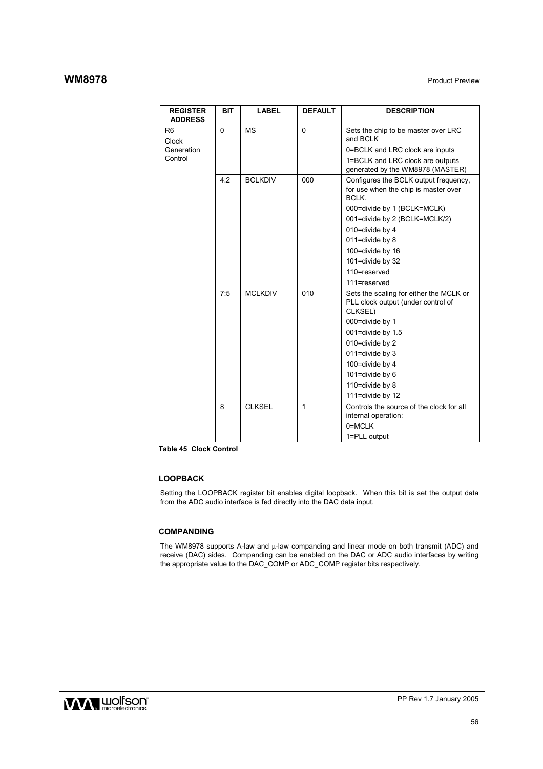| REGISTER ADDRESS | BIT | LABEL | DEFAULT | DESCRIPTION |
|---|---|---|---|---|
| R6 Clock Generation Control | 0 | MS | 0 | Sets the chip to be master over LRC and BCLK<br>0=BCLK and LRC clock are inputs<br>1=BCLK and LRC clock are outputs generated by the WM8978 (MASTER) |
| | 4:2 | BCLKDIV | 000 | Configures the BCLK output frequency, for use when the chip is master over BCLK.<br>000=divide by 1 (BCLK=MCLK)<br>001=divide by 2 (BCLK=MCLK/2)<br>010=divide by 4<br>011=divide by 8<br>100=divide by 16<br>101=divide by 32<br>110=reserved<br>111=reserved |
| | 7:5 | MCLKDIV | 010 | Sets the scaling for either the MCLK or PLL clock output (under control of CLKSEL)<br>000=divide by 1<br>001=divide by 1.5<br>010=divide by 2<br>011=divide by 3<br>100=divide by 4<br>101=divide by 6<br>110=divide by 8<br>111=divide by 12 |
| | 8 | CLKSEL | 1 | Controls the source of the clock for all internal operation:<br>0=MCLK<br>1=PLL output |

**Table 45 Clock Control**

### LOOPBACK

Setting the LOOPBACK register bit enables digital loopback. When this bit is set the output data from the ADC audio interface is fed directly into the DAC data input.

### COMPANDING

The WM8978 supports A-law and µ-law companding and linear mode on both transmit (ADC) and receive (DAC) sides. Companding can be enabled on the DAC or ADC audio interfaces by writing the appropriate value to the DAC_COMP or ADC_COMP register bits respectively.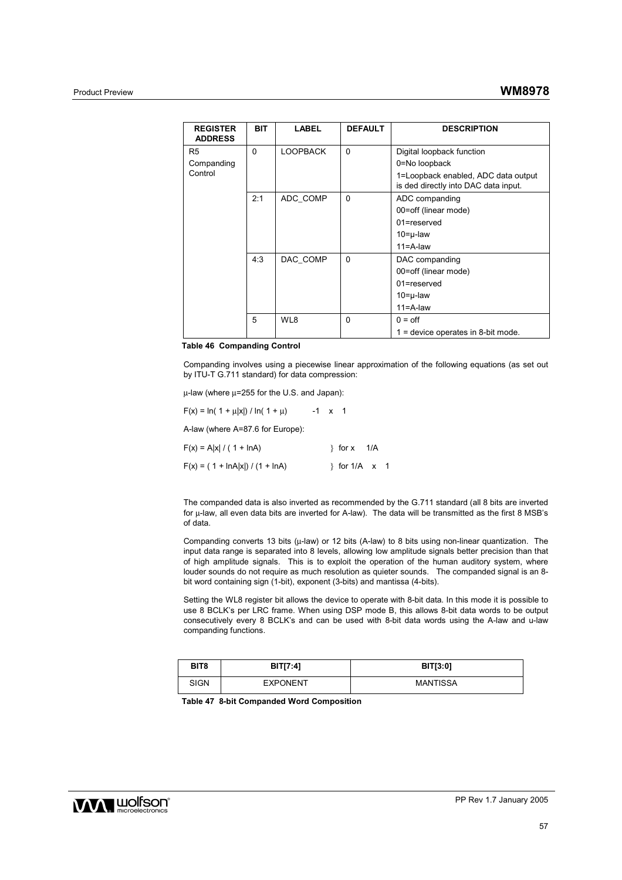| REGISTER ADDRESS | BIT | LABEL | DEFAULT | DESCRIPTION |
|---|---|---|---|---|
| R5 Companding Control | 0 | LOOPBACK | 0 | Digital loopback function<br>0=No loopback<br>1=Loopback enabled, ADC data output is ded directly into DAC data input. |
| | 2:1 | ADC_COMP | 0 | ADC companding<br>00=off (linear mode)<br>01=reserved<br>10=µ-law<br>11=A-law |
| | 4:3 | DAC_COMP | 0 | DAC companding<br>00=off (linear mode)<br>01=reserved<br>10=µ-law<br>11=A-law |
| | 5 | WL8 | 0 | 0 = off<br>1 = device operates in 8-bit mode. |

**Table 46 Companding Control**

Companding involves using a piecewise linear approximation of the following equations (as set out by ITU-T G.711 standard) for data compression:

µ-law (where µ=255 for the U.S. and Japan):

$F(x) = \ln( 1 + \mu|x|) / \ln( 1 + \mu) \qquad -1 \le x \le 1$

A-law (where A=87.6 for Europe):

$F(x) = A|x| / ( 1 + \ln A) \qquad \} \text{ for } x \le 1/A$

$F(x) = ( 1 + \ln A|x|) / (1 + \ln A) \qquad \} \text{ for } 1/A \le x \le 1$

The companded data is also inverted as recommended by the G.711 standard (all 8 bits are inverted for µ-law, all even data bits are inverted for A-law). The data will be transmitted as the first 8 MSB's of data.

Companding converts 13 bits (µ-law) or 12 bits (A-law) to 8 bits using non-linear quantization. The input data range is separated into 8 levels, allowing low amplitude signals better precision than that of high amplitude signals. This is to exploit the operation of the human auditory system, where louder sounds do not require as much resolution as quieter sounds. The companded signal is an 8-bit word containing sign (1-bit), exponent (3-bits) and mantissa (4-bits).

Setting the WL8 register bit allows the device to operate with 8-bit data. In this mode it is possible to use 8 BCLK's per LRC frame. When using DSP mode B, this allows 8-bit data words to be output consecutively every 8 BCLK's and can be used with 8-bit data words using the A-law and u-law companding functions.

| BIT8 | BIT[7:4] | BIT[3:0] |
|---|---|---|
| SIGN | EXPONENT | MANTISSA |

**Table 47 8-bit Companded Word Composition**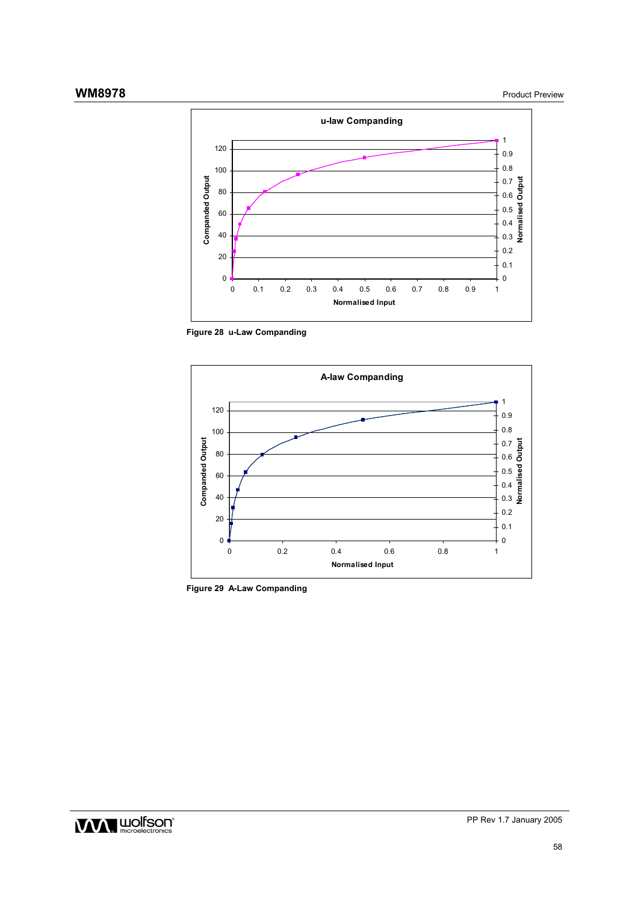u-law Companding

Companded Output

120

100

80

60

40

20

0

0 0.1 0.2 0.3 0.4 0.5 0.6 0.7 0.8 0.9 1

Normalised Input

Normalised Output

1

0.9

0.8

0.7

0.6

0.5

0.4

0.3

0.2

0.1

0

**Figure 28 u-Law Companding**

A-law Companding

Companded Output

120

100

80

60

40

20

0

0 0.2 0.4 0.6 0.8 1

Normalised Input

Normalised Output

1

0.9

0.8

0.7

0.6

0.5

0.4

0.3

0.2

0.1

0

**Figure 29 A-Law Companding**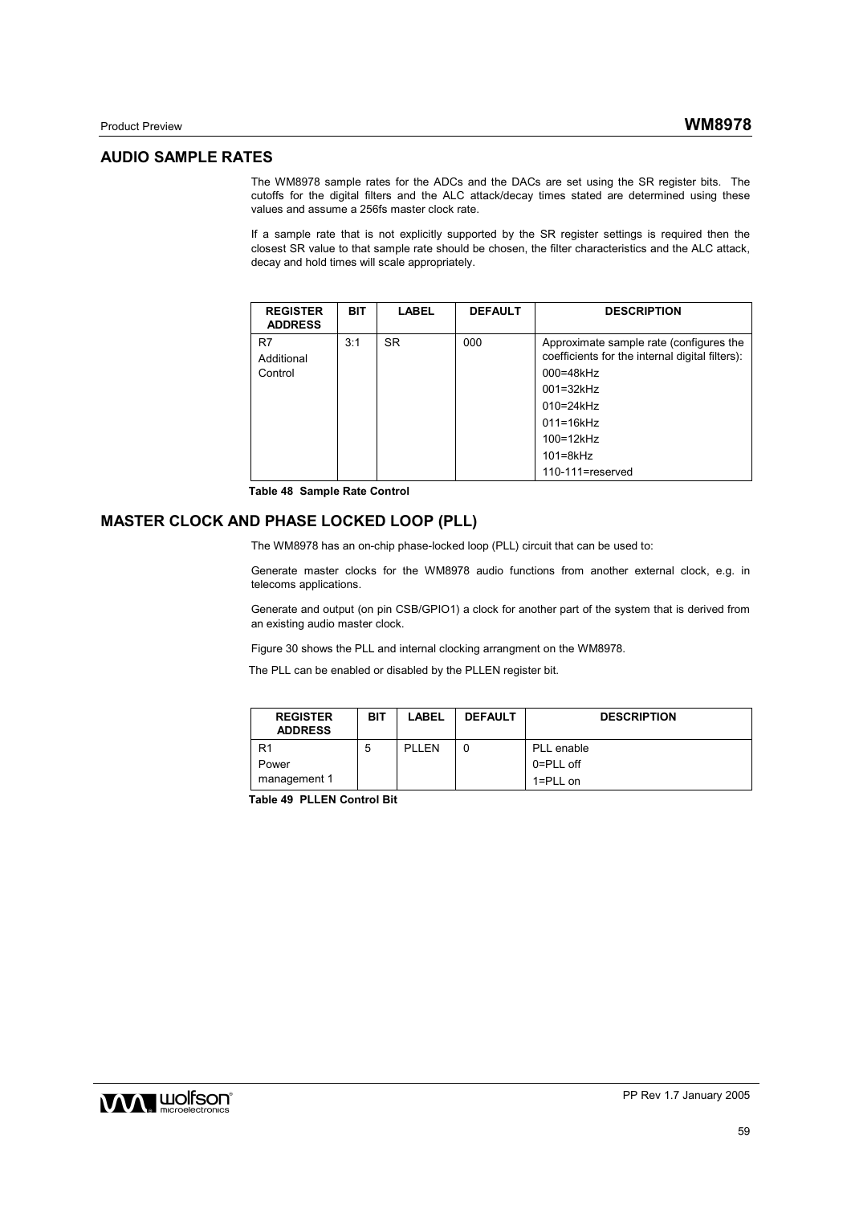## AUDIO SAMPLE RATES

The WM8978 sample rates for the ADCs and the DACs are set using the SR register bits. The cutoffs for the digital filters and the ALC attack/decay times stated are determined using these values and assume a 256fs master clock rate.

If a sample rate that is not explicitly supported by the SR register settings is required then the closest SR value to that sample rate should be chosen, the filter characteristics and the ALC attack, decay and hold times will scale appropriately.

| REGISTER ADDRESS | BIT | LABEL | DEFAULT | DESCRIPTION |
|---|---|---|---|---|
| R7 Additional Control | 3:1 | SR | 000 | Approximate sample rate (configures the coefficients for the internal digital filters):<br>000=48kHz<br>001=32kHz<br>010=24kHz<br>011=16kHz<br>100=12kHz<br>101=8kHz<br>110-111=reserved |

**Table 48 Sample Rate Control**

## MASTER CLOCK AND PHASE LOCKED LOOP (PLL)

The WM8978 has an on-chip phase-locked loop (PLL) circuit that can be used to:

Generate master clocks for the WM8978 audio functions from another external clock, e.g. in telecoms applications.

Generate and output (on pin CSB/GPIO1) a clock for another part of the system that is derived from an existing audio master clock.

Figure 30 shows the PLL and internal clocking arrangment on the WM8978.

The PLL can be enabled or disabled by the PLLEN register bit.

| REGISTER ADDRESS | BIT | LABEL | DEFAULT | DESCRIPTION |
|---|---|---|---|---|
| R1 Power management 1 | 5 | PLLEN | 0 | PLL enable<br>0=PLL off<br>1=PLL on |

**Table 49 PLLEN Control Bit**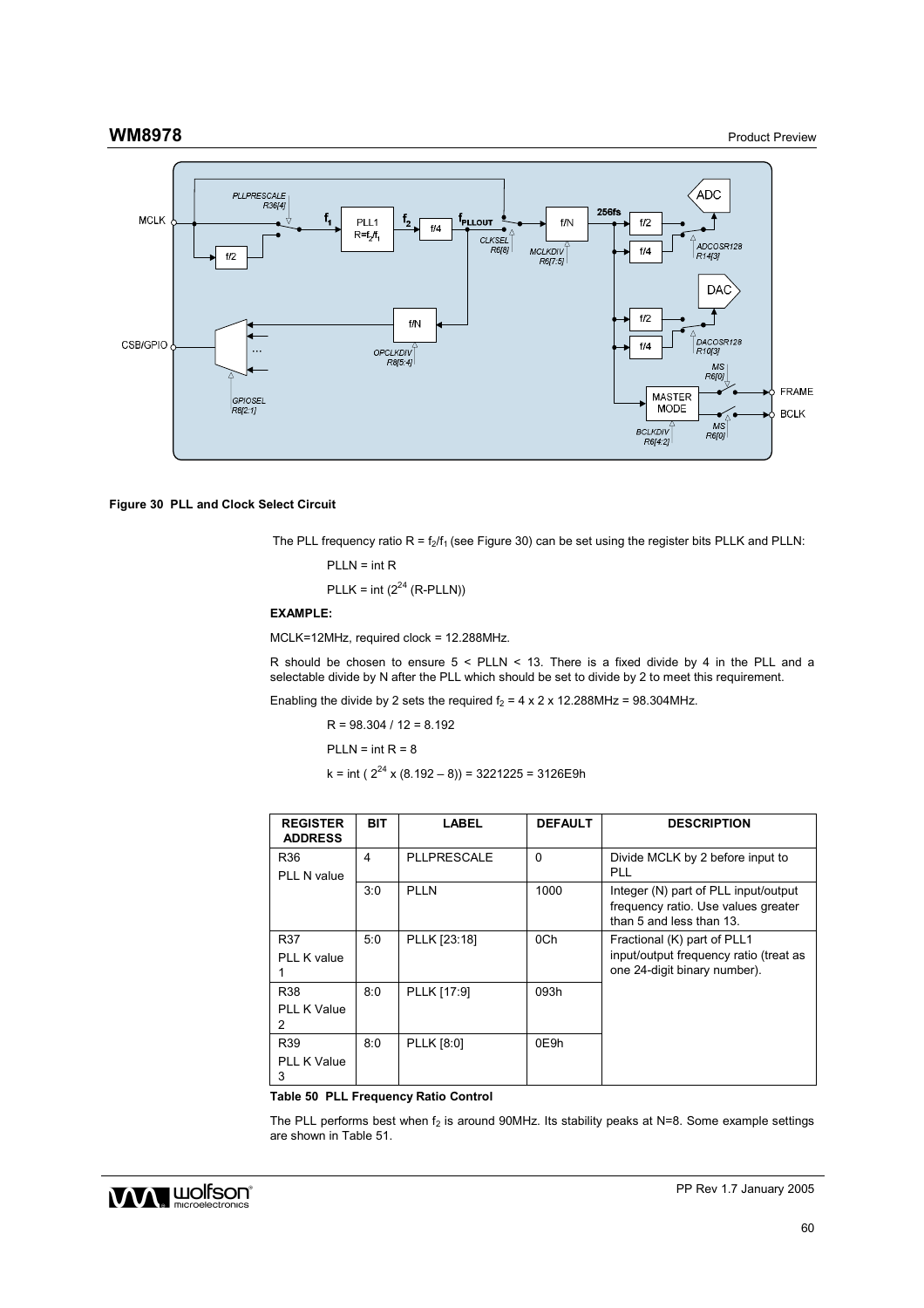MCLK

PLLPRESCALE R36[4]

f/2

$f_1$

PLL1 $R=f_2/f_1$

$f_2$

f/4

$f_{PLLOUT}$

CLKSEL R6[8]

f/N

MCLKDIV R6[7:5]

256fs

f/2

f/4

ADCOSR128 R14[3]

ADC

DAC

f/2

f/4

DACOSR128 R10[3]

MS R6[0]

MASTER MODE

BCLKDIV R6[4:2]

MS R6[0]

FRAME

BCLK

CSB/GPIO

...

GPIOSEL R8[2:1]

f/N

OPCLKDIV R8[5:4]

**Figure 30 PLL and Clock Select Circuit**

The PLL frequency ratio $R = f_2/f_1$ (see Figure 30) can be set using the register bits PLLK and PLLN:

PLLN = int R

PLLK = int ($2^{24}$ (R-PLLN))

**EXAMPLE:**

MCLK=12MHz, required clock = 12.288MHz.

R should be chosen to ensure 5 < PLLN < 13. There is a fixed divide by 4 in the PLL and a selectable divide by N after the PLL which should be set to divide by 2 to meet this requirement.

Enabling the divide by 2 sets the required $f_2$ = 4 x 2 x 12.288MHz = 98.304MHz.

R = 98.304 / 12 = 8.192

PLLN = int R = 8

k = int ( $2^{24}$ x (8.192 – 8)) = 3221225 = 3126E9h

| REGISTER ADDRESS | BIT | LABEL | DEFAULT | DESCRIPTION |
|---|---|---|---|---|
| R36 PLL N value | 4 | PLLPRESCALE | 0 | Divide MCLK by 2 before input to PLL |
| | 3:0 | PLLN | 1000 | Integer (N) part of PLL input/output frequency ratio. Use values greater than 5 and less than 13. |
| R37 PLL K value 1 | 5:0 | PLLK [23:18] | 0Ch | Fractional (K) part of PLL1 input/output frequency ratio (treat as one 24-digit binary number). |
| R38 PLL K Value 2 | 8:0 | PLLK [17:9] | 093h | |
| R39 PLL K Value 3 | 8:0 | PLLK [8:0] | 0E9h | |

**Table 50 PLL Frequency Ratio Control**

The PLL performs best when $f_2$ is around 90MHz. Its stability peaks at N=8. Some example settings are shown in Table 51.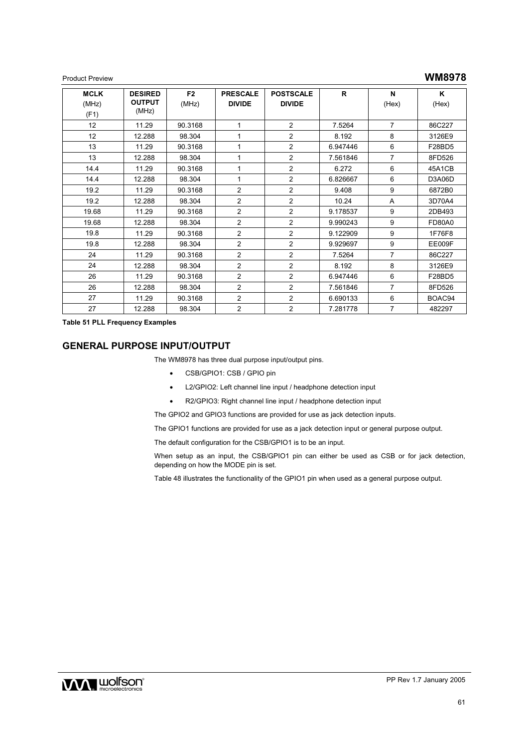| MCLK (MHz) (F1) | DESIRED OUTPUT (MHz) | F2 (MHz) | PRESCALE DIVIDE | POSTSCALE DIVIDE | R | N (Hex) | K (Hex) |
|---|---|---|---|---|---|---|---|
| 12 | 11.29 | 90.3168 | 1 | 2 | 7.5264 | 7 | 86C227 |
| 12 | 12.288 | 98.304 | 1 | 2 | 8.192 | 8 | 3126E9 |
| 13 | 11.29 | 90.3168 | 1 | 2 | 6.947446 | 6 | F28BD5 |
| 13 | 12.288 | 98.304 | 1 | 2 | 7.561846 | 7 | 8FD526 |
| 14.4 | 11.29 | 90.3168 | 1 | 2 | 6.272 | 6 | 45A1CB |
| 14.4 | 12.288 | 98.304 | 1 | 2 | 6.826667 | 6 | D3A06D |
| 19.2 | 11.29 | 90.3168 | 2 | 2 | 9.408 | 9 | 6872B0 |
| 19.2 | 12.288 | 98.304 | 2 | 2 | 10.24 | A | 3D70A4 |
| 19.68 | 11.29 | 90.3168 | 2 | 2 | 9.178537 | 9 | 2DB493 |
| 19.68 | 12.288 | 98.304 | 2 | 2 | 9.990243 | 9 | FD80A0 |
| 19.8 | 11.29 | 90.3168 | 2 | 2 | 9.122909 | 9 | 1F76F8 |
| 19.8 | 12.288 | 98.304 | 2 | 2 | 9.929697 | 9 | EE009F |
| 24 | 11.29 | 90.3168 | 2 | 2 | 7.5264 | 7 | 86C227 |
| 24 | 12.288 | 98.304 | 2 | 2 | 8.192 | 8 | 3126E9 |
| 26 | 11.29 | 90.3168 | 2 | 2 | 6.947446 | 6 | F28BD5 |
| 26 | 12.288 | 98.304 | 2 | 2 | 7.561846 | 7 | 8FD526 |
| 27 | 11.29 | 90.3168 | 2 | 2 | 6.690133 | 6 | BOAC94 |
| 27 | 12.288 | 98.304 | 2 | 2 | 7.281778 | 7 | 482297 |

**Table 51 PLL Frequency Examples**

## GENERAL PURPOSE INPUT/OUTPUT

The WM8978 has three dual purpose input/output pins.

- CSB/GPIO1: CSB / GPIO pin
- L2/GPIO2: Left channel line input / headphone detection input
- R2/GPIO3: Right channel line input / headphone detection input

The GPIO2 and GPIO3 functions are provided for use as jack detection inputs.

The GPIO1 functions are provided for use as a jack detection input or general purpose output.

The default configuration for the CSB/GPIO1 is to be an input.

When setup as an input, the CSB/GPIO1 pin can either be used as CSB or for jack detection, depending on how the MODE pin is set.

Table 48 illustrates the functionality of the GPIO1 pin when used as a general purpose output.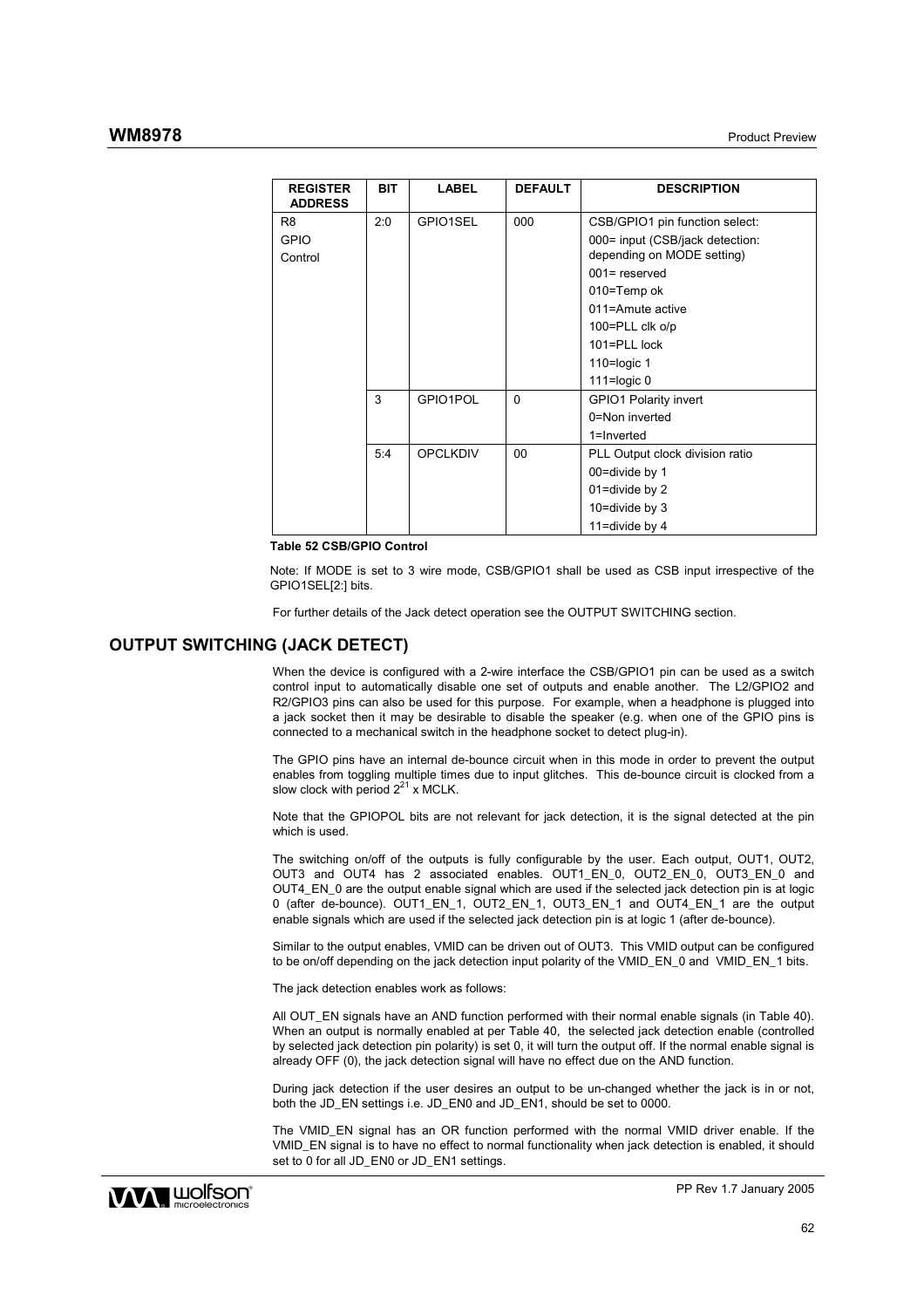| REGISTER ADDRESS | BIT | LABEL | DEFAULT | DESCRIPTION |
|---|---|---|---|---|
| R8 GPIO Control | 2:0 | GPIO1SEL | 000 | CSB/GPIO1 pin function select:<br>000= input (CSB/jack detection: depending on MODE setting)<br>001= reserved<br>010=Temp ok<br>011=Amute active<br>100=PLL clk o/p<br>101=PLL lock<br>110=logic 1<br>111=logic 0 |
| | 3 | GPIO1POL | 0 | GPIO1 Polarity invert<br>0=Non inverted<br>1=Inverted |
| | 5:4 | OPCLKDIV | 00 | PLL Output clock division ratio<br>00=divide by 1<br>01=divide by 2<br>10=divide by 3<br>11=divide by 4 |

**Table 52 CSB/GPIO Control**

Note: If MODE is set to 3 wire mode, CSB/GPIO1 shall be used as CSB input irrespective of the GPIO1SEL[2:] bits.

For further details of the Jack detect operation see the OUTPUT SWITCHING section.

## OUTPUT SWITCHING (JACK DETECT)

When the device is configured with a 2-wire interface the CSB/GPIO1 pin can be used as a switch control input to automatically disable one set of outputs and enable another. The L2/GPIO2 and R2/GPIO3 pins can also be used for this purpose. For example, when a headphone is plugged into a jack socket then it may be desirable to disable the speaker (e.g. when one of the GPIO pins is connected to a mechanical switch in the headphone socket to detect plug-in).

The GPIO pins have an internal de-bounce circuit when in this mode in order to prevent the output enables from toggling multiple times due to input glitches. This de-bounce circuit is clocked from a slow clock with period $2^{21}$ x MCLK.

Note that the GPIOPOL bits are not relevant for jack detection, it is the signal detected at the pin which is used.

The switching on/off of the outputs is fully configurable by the user. Each output, OUT1, OUT2, OUT3 and OUT4 has 2 associated enables. OUT1_EN_0, OUT2_EN_0, OUT3_EN_0 and OUT4_EN_0 are the output enable signal which are used if the selected jack detection pin is at logic 0 (after de-bounce). OUT1_EN_1, OUT2_EN_1, OUT3_EN_1 and OUT4_EN_1 are the output enable signals which are used if the selected jack detection pin is at logic 1 (after de-bounce).

Similar to the output enables, VMID can be driven out of OUT3. This VMID output can be configured to be on/off depending on the jack detection input polarity of the VMID_EN_0 and VMID_EN_1 bits.

The jack detection enables work as follows:

All OUT_EN signals have an AND function performed with their normal enable signals (in Table 40). When an output is normally enabled at per Table 40, the selected jack detection enable (controlled by selected jack detection pin polarity) is set 0, it will turn the output off. If the normal enable signal is already OFF (0), the jack detection signal will have no effect due on the AND function.

During jack detection if the user desires an output to be un-changed whether the jack is in or not, both the JD_EN settings i.e. JD_EN0 and JD_EN1, should be set to 0000.

The VMID_EN signal has an OR function performed with the normal VMID driver enable. If the VMID_EN signal is to have no effect to normal functionality when jack detection is enabled, it should set to 0 for all JD_EN0 or JD_EN1 settings.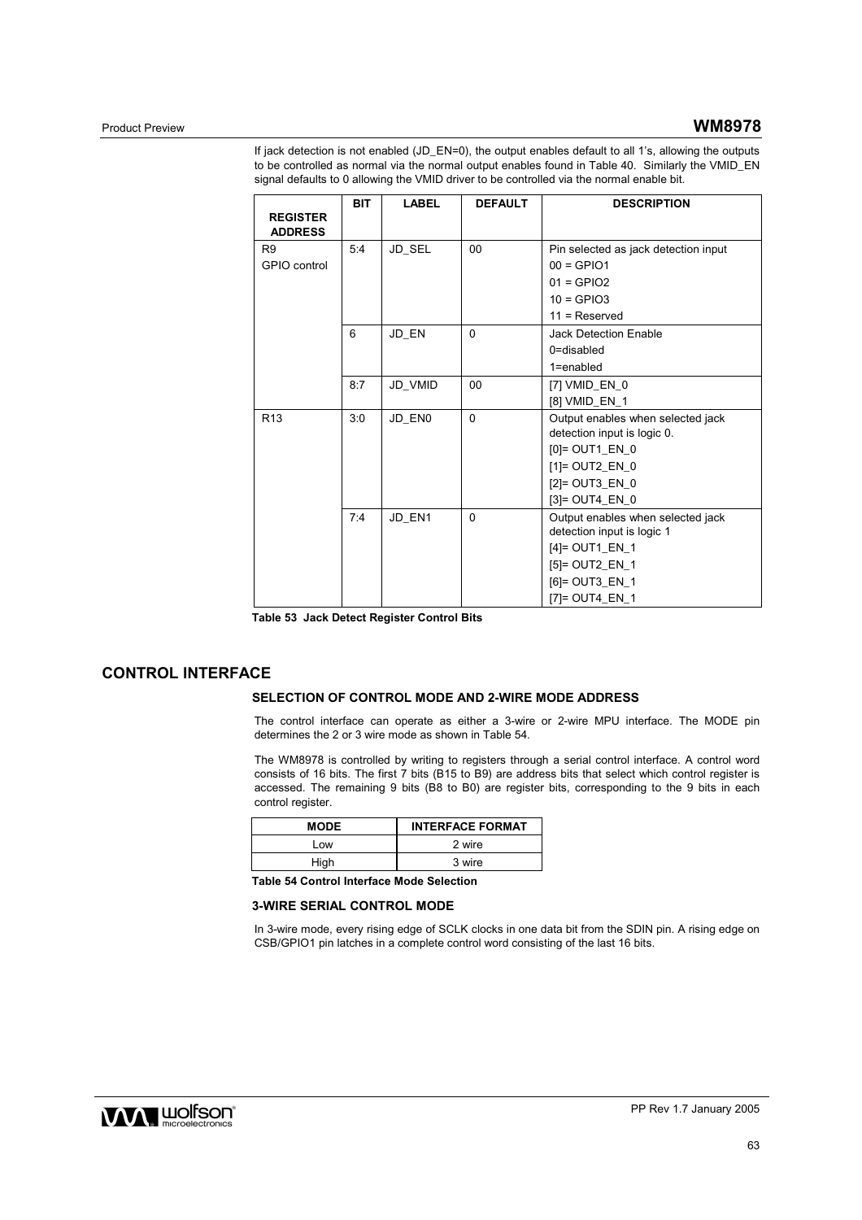If jack detection is not enabled (JD_EN=0), the output enables default to all 1's, allowing the outputs to be controlled as normal via the normal output enables found in Table 40. Similarly the VMID_EN signal defaults to 0 allowing the VMID driver to be controlled via the normal enable bit.

| REGISTER ADDRESS | BIT | LABEL | DEFAULT | DESCRIPTION |
|---|---|---|---|---|
| R9<br>GPIO control | 5:4 | JD_SEL | 00 | Pin selected as jack detection input<br>00 = GPIO1<br>01 = GPIO2<br>10 = GPIO3<br>11 = Reserved |
| | 6 | JD_EN | 0 | Jack Detection Enable<br>0=disabled<br>1=enabled |
| | 8:7 | JD_VMID | 00 | [7] VMID_EN_0<br>[8] VMID_EN_1 |
| R13 | 3:0 | JD_EN0 | 0 | Output enables when selected jack detection input is logic 0.<br>[0]= OUT1_EN_0<br>[1]= OUT2_EN_0<br>[2]= OUT3_EN_0<br>[3]= OUT4_EN_0 |
| | 7:4 | JD_EN1 | 0 | Output enables when selected jack detection input is logic 1<br>[4]= OUT1_EN_1<br>[5]= OUT2_EN_1<br>[6]= OUT3_EN_1<br>[7]= OUT4_EN_1 |

**Table 53 Jack Detect Register Control Bits**

## CONTROL INTERFACE

### SELECTION OF CONTROL MODE AND 2-WIRE MODE ADDRESS

The control interface can operate as either a 3-wire or 2-wire MPU interface. The MODE pin determines the 2 or 3 wire mode as shown in Table 54.

The WM8978 is controlled by writing to registers through a serial control interface. A control word consists of 16 bits. The first 7 bits (B15 to B9) are address bits that select which control register is accessed. The remaining 9 bits (B8 to B0) are register bits, corresponding to the 9 bits in each control register.

| MODE | INTERFACE FORMAT |
|---|---|
| Low | 2 wire |
| High | 3 wire |

**Table 54 Control Interface Mode Selection**

### 3-WIRE SERIAL CONTROL MODE

In 3-wire mode, every rising edge of SCLK clocks in one data bit from the SDIN pin. A rising edge on CSB/GPIO1 pin latches in a complete control word consisting of the last 16 bits.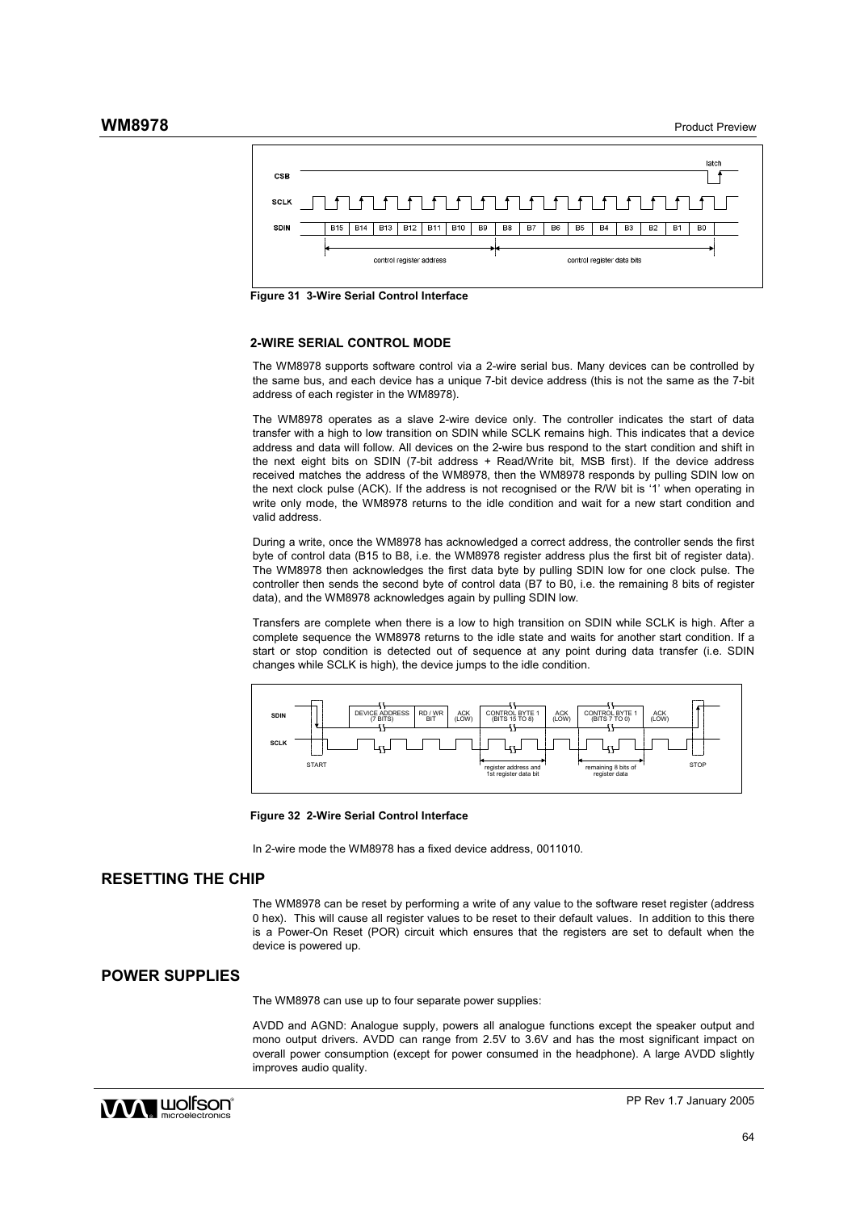CSB

SCLK

SDIN

B15 B14 B13 B12 B11 B10 B9 B8 B7 B6 B5 B4 B3 B2 B1 B0

latch

control register address

control register data bits

**Figure 31 3-Wire Serial Control Interface**

### 2-WIRE SERIAL CONTROL MODE

The WM8978 supports software control via a 2-wire serial bus. Many devices can be controlled by the same bus, and each device has a unique 7-bit device address (this is not the same as the 7-bit address of each register in the WM8978).

The WM8978 operates as a slave 2-wire device only. The controller indicates the start of data transfer with a high to low transition on SDIN while SCLK remains high. This indicates that a device address and data will follow. All devices on the 2-wire bus respond to the start condition and shift in the next eight bits on SDIN (7-bit address + Read/Write bit, MSB first). If the device address received matches the address of the WM8978, then the WM8978 responds by pulling SDIN low on the next clock pulse (ACK). If the address is not recognised or the R/W bit is '1' when operating in write only mode, the WM8978 returns to the idle condition and wait for a new start condition and valid address.

During a write, once the WM8978 has acknowledged a correct address, the controller sends the first byte of control data (B15 to B8, i.e. the WM8978 register address plus the first bit of register data). The WM8978 then acknowledges the first data byte by pulling SDIN low for one clock pulse. The controller then sends the second byte of control data (B7 to B0, i.e. the remaining 8 bits of register data), and the WM8978 acknowledges again by pulling SDIN low.

Transfers are complete when there is a low to high transition on SDIN while SCLK is high. After a complete sequence the WM8978 returns to the idle state and waits for another start condition. If a start or stop condition is detected out of sequence at any point during data transfer (i.e. SDIN changes while SCLK is high), the device jumps to the idle condition.

SDIN

SCLK

DEVICE ADDRESS (7 BITS)

RD / WR BIT

ACK (LOW)

CONTROL BYTE 1 (BITS 15 TO 8)

ACK (LOW)

CONTROL BYTE 1 (BITS 7 TO 0)

ACK (LOW)

START

register address and 1st register data bit

remaining 8 bits of register data

STOP

**Figure 32 2-Wire Serial Control Interface**

In 2-wire mode the WM8978 has a fixed device address, 0011010.

## RESETTING THE CHIP

The WM8978 can be reset by performing a write of any value to the software reset register (address 0 hex). This will cause all register values to be reset to their default values. In addition to this there is a Power-On Reset (POR) circuit which ensures that the registers are set to default when the device is powered up.

## POWER SUPPLIES

The WM8978 can use up to four separate power supplies:

AVDD and AGND: Analogue supply, powers all analogue functions except the speaker output and mono output drivers. AVDD can range from 2.5V to 3.6V and has the most significant impact on overall power consumption (except for power consumed in the headphone). A large AVDD slightly improves audio quality.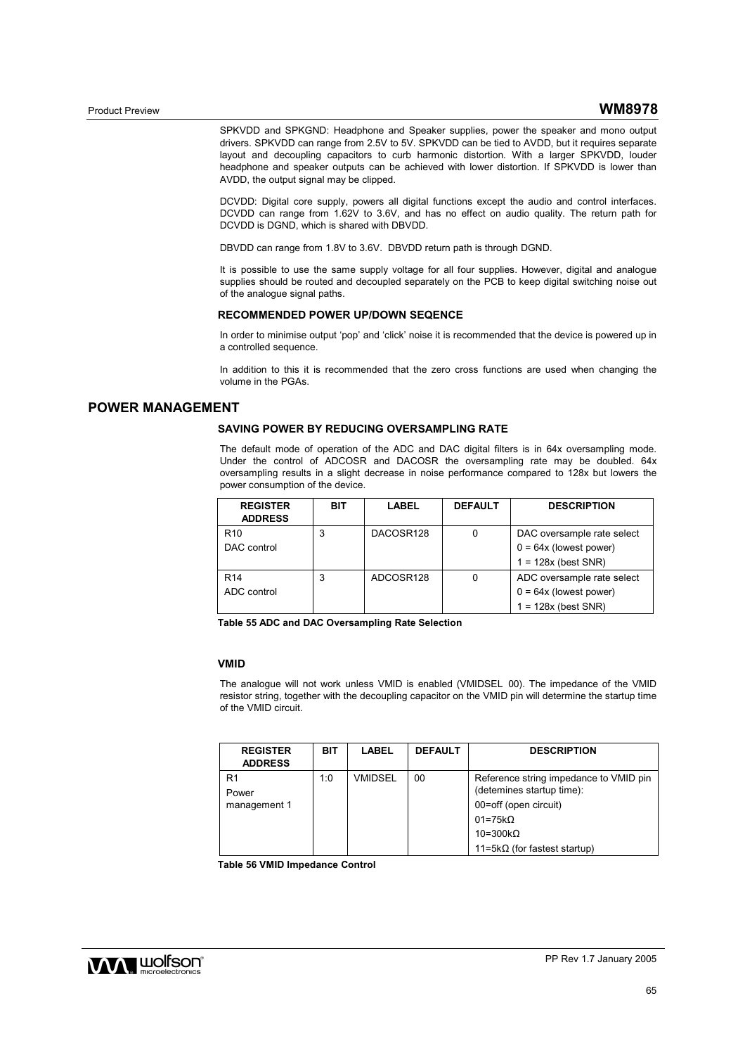SPKVDD and SPKGND: Headphone and Speaker supplies, power the speaker and mono output drivers. SPKVDD can range from 2.5V to 5V. SPKVDD can be tied to AVDD, but it requires separate layout and decoupling capacitors to curb harmonic distortion. With a larger SPKVDD, louder headphone and speaker outputs can be achieved with lower distortion. If SPKVDD is lower than AVDD, the output signal may be clipped.

DCVDD: Digital core supply, powers all digital functions except the audio and control interfaces. DCVDD can range from 1.62V to 3.6V, and has no effect on audio quality. The return path for DCVDD is DGND, which is shared with DBVDD.

DBVDD can range from 1.8V to 3.6V. DBVDD return path is through DGND.

It is possible to use the same supply voltage for all four supplies. However, digital and analogue supplies should be routed and decoupled separately on the PCB to keep digital switching noise out of the analogue signal paths.

### RECOMMENDED POWER UP/DOWN SEQENCE

In order to minimise output 'pop' and 'click' noise it is recommended that the device is powered up in a controlled sequence.

In addition to this it is recommended that the zero cross functions are used when changing the volume in the PGAs.

## POWER MANAGEMENT

### SAVING POWER BY REDUCING OVERSAMPLING RATE

The default mode of operation of the ADC and DAC digital filters is in 64x oversampling mode. Under the control of ADCOSR and DACOSR the oversampling rate may be doubled. 64x oversampling results in a slight decrease in noise performance compared to 128x but lowers the power consumption of the device.

| REGISTER ADDRESS | BIT | LABEL | DEFAULT | DESCRIPTION |
|---|---|---|---|---|
| R10<br>DAC control | 3 | DACOSR128 | 0 | DAC oversample rate select<br>0 = 64x (lowest power)<br>1 = 128x (best SNR) |
| R14<br>ADC control | 3 | ADCOSR128 | 0 | ADC oversample rate select<br>0 = 64x (lowest power)<br>1 = 128x (best SNR) |

**Table 55 ADC and DAC Oversampling Rate Selection**

### VMID

The analogue will not work unless VMID is enabled (VMIDSEL 00). The impedance of the VMID resistor string, together with the decoupling capacitor on the VMID pin will determine the startup time of the VMID circuit.

| REGISTER ADDRESS | BIT | LABEL | DEFAULT | DESCRIPTION |
|---|---|---|---|---|
| R1<br>Power management 1 | 1:0 | VMIDSEL | 00 | Reference string impedance to VMID pin (detemines startup time):<br>00=off (open circuit)<br>01=75kΩ<br>10=300kΩ<br>11=5kΩ (for fastest startup) |

**Table 56 VMID Impedance Control**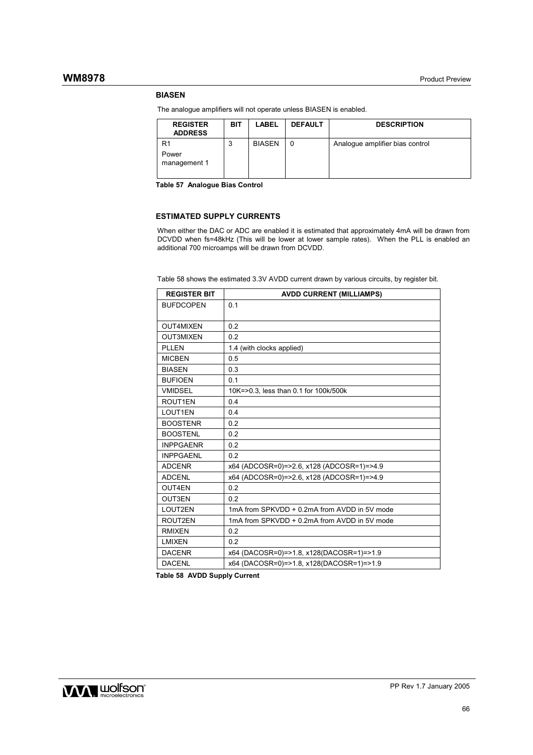### BIASEN

The analogue amplifiers will not operate unless BIASEN is enabled.

| REGISTER ADDRESS | BIT | LABEL | DEFAULT | DESCRIPTION |
|---|---|---|---|---|
| R1<br>Power management 1 | 3 | BIASEN | 0 | Analogue amplifier bias control |

**Table 57 Analogue Bias Control**

## ESTIMATED SUPPLY CURRENTS

When either the DAC or ADC are enabled it is estimated that approximately 4mA will be drawn from DCVDD when fs=48kHz (This will be lower at lower sample rates). When the PLL is enabled an additional 700 microamps will be drawn from DCVDD.

Table 58 shows the estimated 3.3V AVDD current drawn by various circuits, by register bit.

| REGISTER BIT | AVDD CURRENT (MILLIAMPS) |
|---|---|
| BUFDCOPEN | 0.1 |
| OUT4MIXEN | 0.2 |
| OUT3MIXEN | 0.2 |
| PLLEN | 1.4 (with clocks applied) |
| MICBEN | 0.5 |
| BIASEN | 0.3 |
| BUFIOEN | 0.1 |
| VMIDSEL | 10K=>0.3, less than 0.1 for 100k/500k |
| ROUT1EN | 0.4 |
| LOUT1EN | 0.4 |
| BOOSTENR | 0.2 |
| BOOSTENL | 0.2 |
| INPPGAENR | 0.2 |
| INPPGAENL | 0.2 |
| ADCENR | x64 (ADCOSR=0)=>2.6, x128 (ADCOSR=1)=>4.9 |
| ADCENL | x64 (ADCOSR=0)=>2.6, x128 (ADCOSR=1)=>4.9 |
| OUT4EN | 0.2 |
| OUT3EN | 0.2 |
| LOUT2EN | 1mA from SPKVDD + 0.2mA from AVDD in 5V mode |
| ROUT2EN | 1mA from SPKVDD + 0.2mA from AVDD in 5V mode |
| RMIXEN | 0.2 |
| LMIXEN | 0.2 |
| DACENR | x64 (DACOSR=0)=>1.8, x128(DACOSR=1)=>1.9 |
| DACENL | x64 (DACOSR=0)=>1.8, x128(DACOSR=1)=>1.9 |

**Table 58 AVDD Supply Current**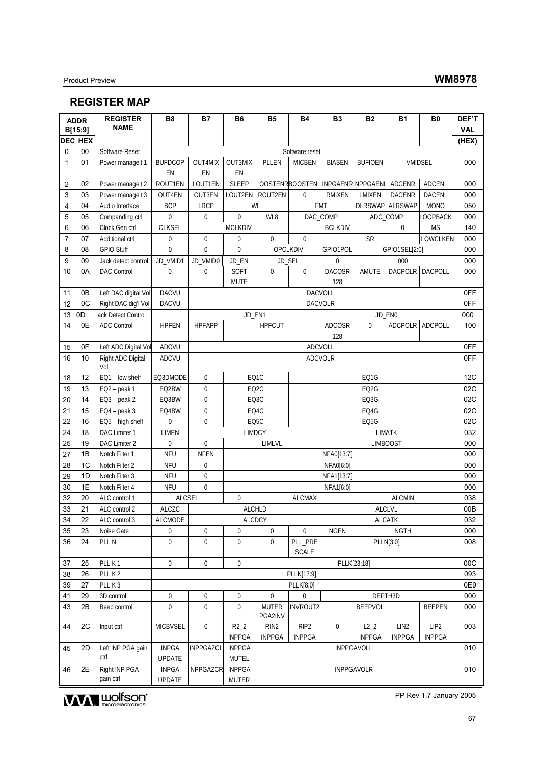## REGISTER MAP

| ADDR B[15:9] DEC | HEX | REGISTER NAME | B8 | B7 | B6 | B5 | B4 | B3 | B2 | B1 | B0 | DEF'T VAL (HEX) |
|---|---|---|---|---|---|---|---|---|---|---|---|---|
| 0 | 00 | Software Reset | Software reset | | | | | | | | | |
| 1 | 01 | Power manage't 1 | BUFDCOPEN | OUT4MIXEN | OUT3MIXEN | PLLEN | MICBEN | BIASEN | BUFIOEN | VMIDSEL | | 000 |
| 2 | 02 | Power manage't 2 | ROUT1EN | LOUT1EN | SLEEP | OOSTENR | BOOSTENL | INPGAENR | NPPGAENL | ADCENR | ADCENL | 000 |
| 3 | 03 | Power manage't 3 | OUT4EN | OUT3EN | LOUT2EN | ROUT2EN | 0 | RMIXEN | LMIXEN | DACENR | DACENL | 000 |
| 4 | 04 | Audio Interface | BCP | LRCP | WL | | FMT | | DLRSWAP | ALRSWAP | MONO | 050 |
| 5 | 05 | Companding ctrl | 0 | 0 | 0 | WL8 | DAC_COMP | | ADC_COMP | | LOOPBACK | 000 |
| 6 | 06 | Clock Gen ctrl | CLKSEL | MCLKDIV | | | BCLKDIV | | | 0 | MS | 140 |
| 7 | 07 | Additional ctrl | 0 | 0 | 0 | 0 | 0 | SR | | | LOWCLKEN | 000 |
| 8 | 08 | GPIO Stuff | 0 | 0 | 0 | OPCLKDIV | | GPIO1POL | GPIO1SEL[2:0] | | | 000 |
| 9 | 09 | Jack detect control | JD_VMID1 | JD_VMID0 | JD_EN | JD_SEL | | 0 | 000 | | | 000 |
| 10 | 0A | DAC Control | 0 | 0 | SOFT MUTE | 0 | 0 | DACOSR 128 | AMUTE | DACPOLR | DACPOLL | 000 |
| 11 | 0B | Left DAC digital Vol | DACVU | DACVOLL | | | | | | | | 0FF |
| 12 | 0C | Right DAC dig'l Vol | DACVU | DACVOLR | | | | | | | | 0FF |
| 13 | 0D | ack Detect Control | | JD_EN1 | | | | JD_EN0 | | | | 000 |
| 14 | 0E | ADC Control | HPFEN | HPFAPP | HPFCUT | | | ADCOSR 128 | 0 | ADCPOLR | ADCPOLL | 100 |
| 15 | 0F | Left ADC Digital Vol | ADCVU | ADCVOLL | | | | | | | | 0FF |
| 16 | 10 | Right ADC Digital Vol | ADCVU | ADCVOLR | | | | | | | | 0FF |
| 18 | 12 | EQ1 – low shelf | EQ3DMODE | 0 | EQ1C | | EQ1G | | | | | 12C |
| 19 | 13 | EQ2 – peak 1 | EQ2BW | 0 | EQ2C | | EQ2G | | | | | 02C |
| 20 | 14 | EQ3 – peak 2 | EQ3BW | 0 | EQ3C | | EQ3G | | | | | 02C |
| 21 | 15 | EQ4 – peak 3 | EQ4BW | 0 | EQ4C | | EQ4G | | | | | 02C |
| 22 | 16 | EQ5 – high shelf | 0 | 0 | EQ5C | | EQ5G | | | | | 02C |
| 24 | 18 | DAC Limiter 1 | LIMEN | LIMDCY | | | | LIMATK | | | | 032 |
| 25 | 19 | DAC Limiter 2 | 0 | 0 | LIMLVL | | | LIMBOOST | | | | 000 |
| 27 | 1B | Notch Filter 1 | NFU | NFEN | NFA0[13:7] | | | | | | | 000 |
| 28 | 1C | Notch Filter 2 | NFU | 0 | NFA0[6:0] | | | | | | | 000 |
| 29 | 1D | Notch Filter 3 | NFU | 0 | NFA1[13:7] | | | | | | | 000 |
| 30 | 1E | Notch Filter 4 | NFU | 0 | NFA1[6:0] | | | | | | | 000 |
| 32 | 20 | ALC control 1 | ALCSEL | | 0 | ALCMAX | | | ALCMIN | | | 038 |
| 33 | 21 | ALC control 2 | ALCZC | ALCHLD | | | | ALCLVL | | | | 00B |
| 34 | 22 | ALC control 3 | ALCMODE | ALCDCY | | | | ALCATK | | | | 032 |
| 35 | 23 | Noise Gate | 0 | 0 | 0 | 0 | 0 | NGEN | NGTH | | | 000 |
| 36 | 24 | PLL N | 0 | 0 | 0 | 0 | PLL_PRESCALE | PLLN[3:0] | | | | 008 |
| 37 | 25 | PLL K 1 | 0 | 0 | 0 | PLLK[23:18] | | | | | | 00C |
| 38 | 26 | PLL K 2 | PLLK[17:9] | | | | | | | | | 093 |
| 39 | 27 | PLL K 3 | PLLK[8:0] | | | | | | | | | 0E9 |
| 41 | 29 | 3D control | 0 | 0 | 0 | 0 | 0 | DEPTH3D | | | | 000 |
| 43 | 2B | Beep control | 0 | 0 | 0 | MUTER PGA2INV | INVROUT2 | BEEPVOL | | | BEEPEN | 000 |
| 44 | 2C | Input ctrl | MICBVSEL | 0 | R2_2 INPPGA | RIN2 INPPGA | RIP2 INPPGA | 0 | L2_2 INPPGA | LIN2 INPPGA | LIP2 INPPGA | 003 |
| 45 | 2D | Left INP PGA gain ctrl | INPGA UPDATE | INPPGAZCL | INPPGA MUTEL | INPPGAVOLL | | | | | | 010 |
| 46 | 2E | Right INP PGA gain ctrl | INPGA UPDATE | NPPGAZCR | INPPGA MUTER | INPPGAVOLR | | | | | | 010 |

PP Rev 1.7 January 2005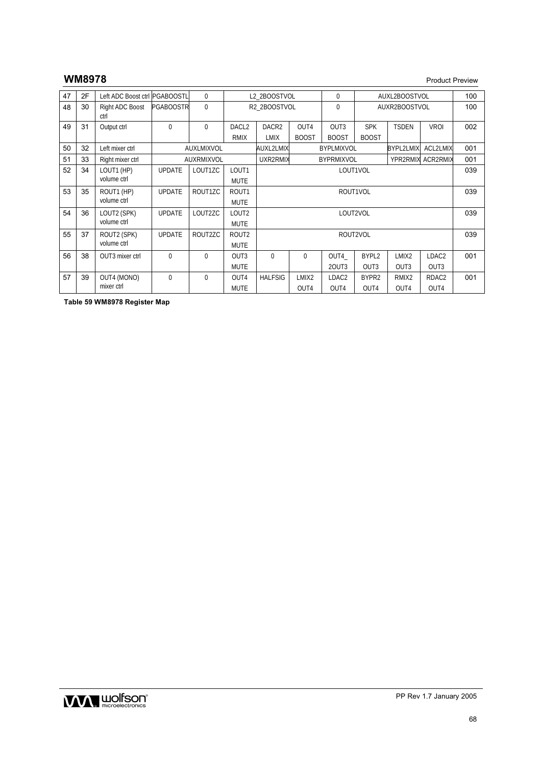| | | | | | | | | | | | | | |
|---|---|---|---|---|---|---|---|---|---|---|---|---|---|
| 47 | 2F | Left ADC Boost ctrl | PGABOOSTL | 0 | L2_2BOOSTVOL | | | 0 | AUXL2BOOSTVOL | | | | 100 |
| 48 | 30 | Right ADC Boost ctrl | PGABOOSTR | 0 | R2_2BOOSTVOL | | | 0 | AUXR2BOOSTVOL | | | | 100 |
| 49 | 31 | Output ctrl | 0 | 0 | DACL2 RMIX | DACR2 LMIX | OUT4 BOOST | OUT3 BOOST | SPK BOOST | TSDEN | VROI | | 002 |
| 50 | 32 | Left mixer ctrl | AUXLMIXVOL | | | AUXL2LMIX | BYPLMIXVOL | | | BYPL2LMIX | ACL2LMIX | | 001 |
| 51 | 33 | Right mixer ctrl | AUXRMIXVOL | | | UXR2RMIX | BYPRMIXVOL | | | YPR2RMIX | ACR2RMIX | | 001 |
| 52 | 34 | LOUT1 (HP) volume ctrl | UPDATE | LOUT1ZC | LOUT1 MUTE | LOUT1VOL | | | | | | | 039 |
| 53 | 35 | ROUT1 (HP) volume ctrl | UPDATE | ROUT1ZC | ROUT1 MUTE | ROUT1VOL | | | | | | | 039 |
| 54 | 36 | LOUT2 (SPK) volume ctrl | UPDATE | LOUT2ZC | LOUT2 MUTE | LOUT2VOL | | | | | | | 039 |
| 55 | 37 | ROUT2 (SPK) volume ctrl | UPDATE | ROUT2ZC | ROUT2 MUTE | ROUT2VOL | | | | | | | 039 |
| 56 | 38 | OUT3 mixer ctrl | 0 | 0 | OUT3 MUTE | 0 | 0 | OUT4_ 2OUT3 | BYPL2 OUT3 | LMIX2 OUT3 | LDAC2 OUT3 | | 001 |
| 57 | 39 | OUT4 (MONO) mixer ctrl | 0 | 0 | OUT4 MUTE | HALFSIG | LMIX2 OUT4 | LDAC2 OUT4 | BYPR2 OUT4 | RMIX2 OUT4 | RDAC2 OUT4 | | 001 |

**Table 59 WM8978 Register Map**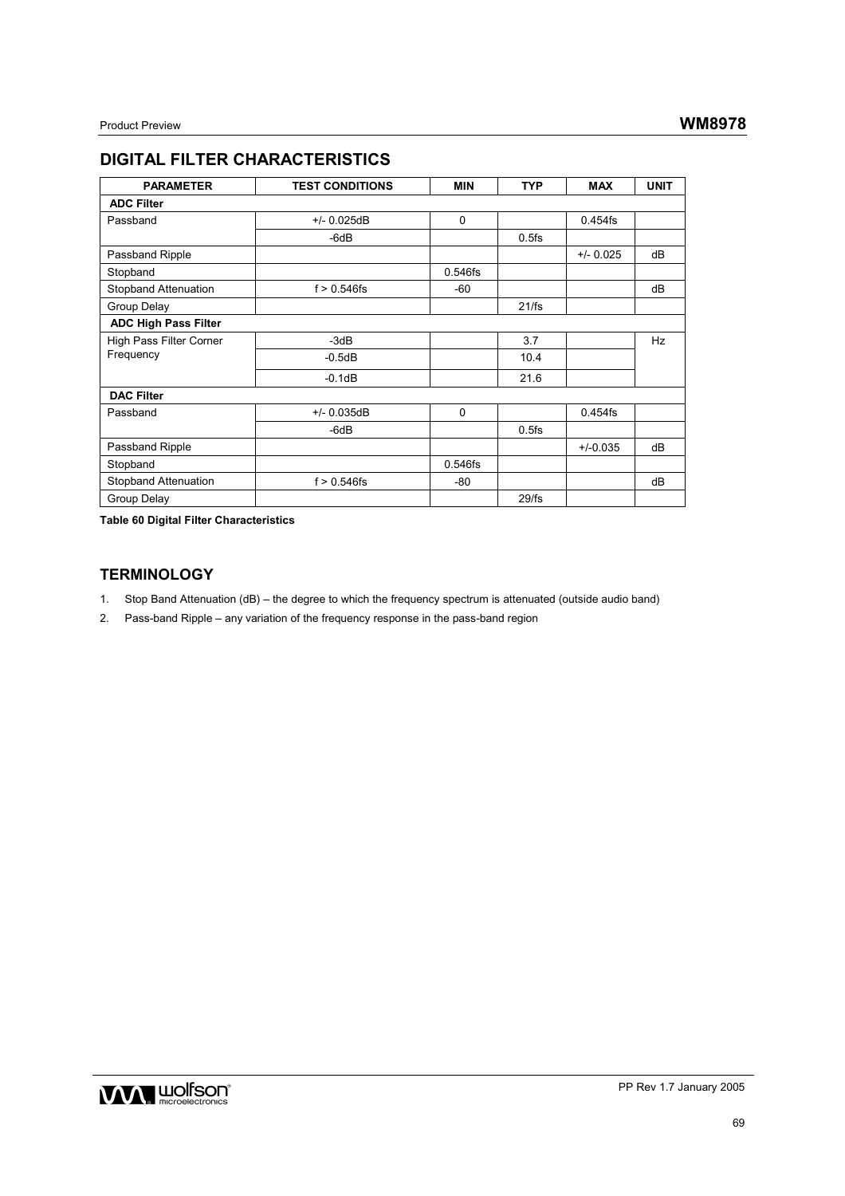## DIGITAL FILTER CHARACTERISTICS

| PARAMETER | TEST CONDITIONS | MIN | TYP | MAX | UNIT |
|---|---|---|---|---|---|
| **ADC Filter** | | | | | |
| Passband | +/- 0.025dB | 0 | | 0.454fs | |
| | -6dB | | 0.5fs | | |
| Passband Ripple | | | | +/- 0.025 | dB |
| Stopband | | 0.546fs | | | |
| Stopband Attenuation | f > 0.546fs | -60 | | | dB |
| Group Delay | | | 21/fs | | |
| **ADC High Pass Filter** | | | | | |
| High Pass Filter Corner Frequency | -3dB | | 3.7 | | Hz |
| | -0.5dB | | 10.4 | | |
| | -0.1dB | | 21.6 | | |
| **DAC Filter** | | | | | |
| Passband | +/- 0.035dB | 0 | | 0.454fs | |
| | -6dB | | 0.5fs | | |
| Passband Ripple | | | | +/-0.035 | dB |
| Stopband | | 0.546fs | | | |
| Stopband Attenuation | f > 0.546fs | -80 | | | dB |
| Group Delay | | | 29/fs | | |

**Table 60 Digital Filter Characteristics**

## TERMINOLOGY

1. Stop Band Attenuation (dB) – the degree to which the frequency spectrum is attenuated (outside audio band)
2. Pass-band Ripple – any variation of the frequency response in the pass-band region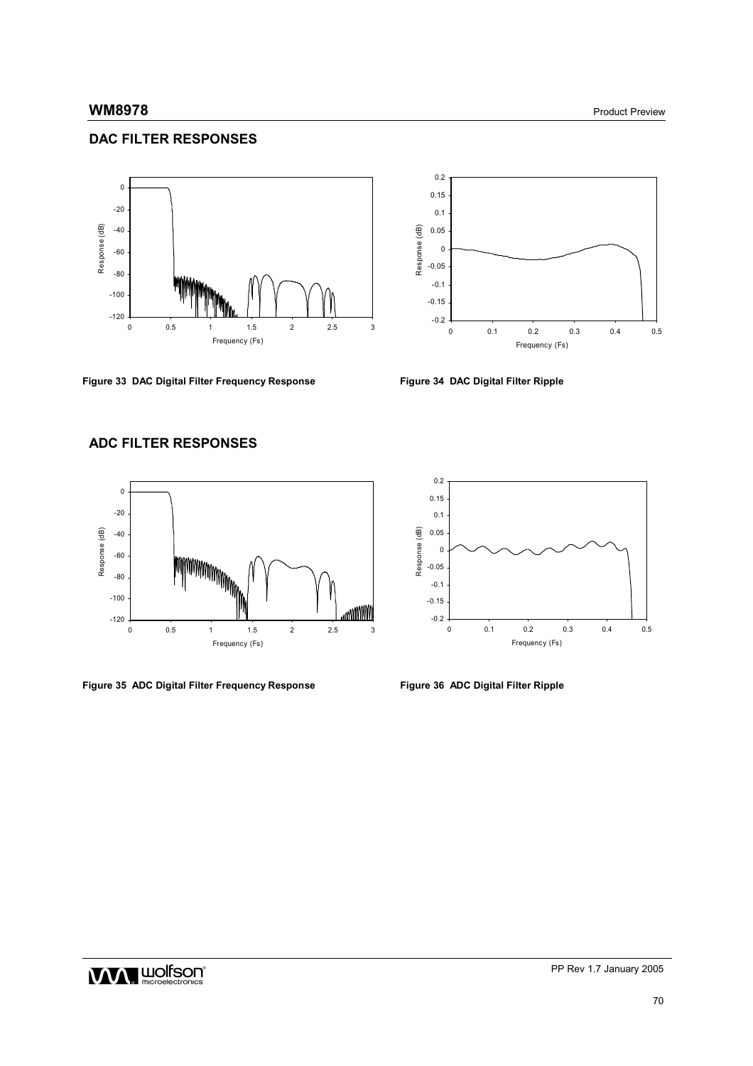## DAC FILTER RESPONSES

0
-20
-40
-60
-80
-100
-120
Response (dB)
0 0.5 1 1.5 2 2.5 3
Frequency (Fs)

**Figure 33 DAC Digital Filter Frequency Response**

0.2
0.15
0.1
0.05
0
-0.05
-0.1
-0.15
-0.2
Response (dB)
0 0.1 0.2 0.3 0.4 0.5
Frequency (Fs)

**Figure 34 DAC Digital Filter Ripple**

## ADC FILTER RESPONSES

0
-20
-40
-60
-80
-100
-120
Response (dB)
0 0.5 1 1.5 2 2.5 3
Frequency (Fs)

**Figure 35 ADC Digital Filter Frequency Response**

0.2
0.15
0.1
0.05
0
-0.05
-0.1
-0.15
-0.2
Response (dB)
0 0.1 0.2 0.3 0.4 0.5
Frequency (Fs)

**Figure 36 ADC Digital Filter Ripple**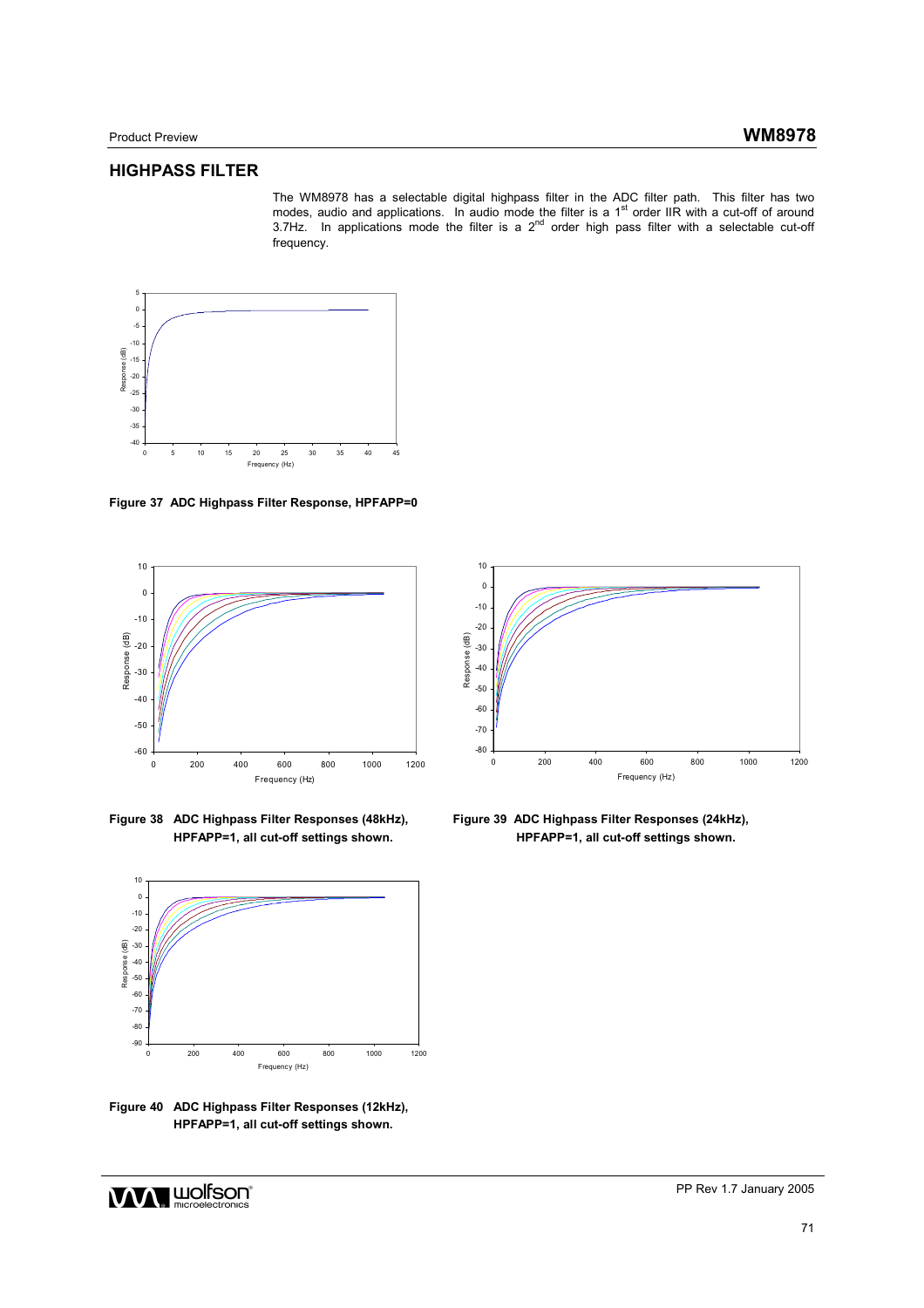## HIGHPASS FILTER

The WM8978 has a selectable digital highpass filter in the ADC filter path. This filter has two modes, audio and applications. In audio mode the filter is a 1st order IIR with a cut-off of around 3.7Hz. In applications mode the filter is a 2nd order high pass filter with a selectable cut-off frequency.

Response (dB)
5
0
-5
-10
-15
-20
-25
-30
-35
-40
0 5 10 15 20 25 30 35 40 45
Frequency (Hz)

**Figure 37 ADC Highpass Filter Response, HPFAPP=0**

Response (dB)
10
0
-10
-20
-30
-40
-50
-60
0 200 400 600 800 1000 1200
Frequency (Hz)

**Figure 38 ADC Highpass Filter Responses (48kHz), HPFAPP=1, all cut-off settings shown.**

Response (dB)
10
0
-10
-20
-30
-40
-50
-60
-70
-80
0 200 400 600 800 1000 1200
Frequency (Hz)

**Figure 39 ADC Highpass Filter Responses (24kHz), HPFAPP=1, all cut-off settings shown.**

Response (dB)
10
0
-10
-20
-30
-40
-50
-60
-70
-80
-90
0 200 400 600 800 1000 1200
Frequency (Hz)

**Figure 40 ADC Highpass Filter Responses (12kHz), HPFAPP=1, all cut-off settings shown.**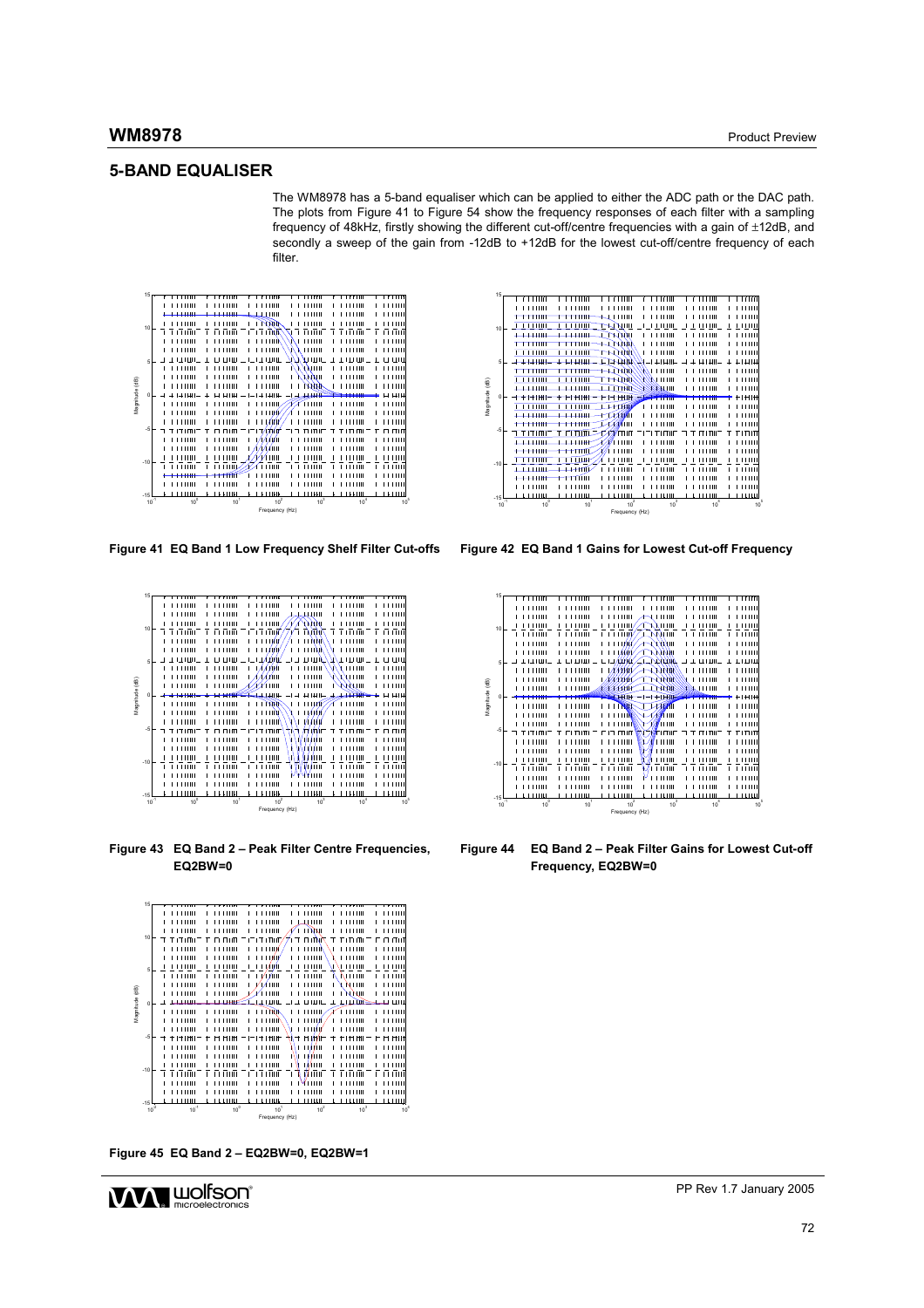## 5-BAND EQUALISER

The WM8978 has a 5-band equaliser which can be applied to either the ADC path or the DAC path. The plots from Figure 41 to Figure 54 show the frequency responses of each filter with a sampling frequency of 48kHz, firstly showing the different cut-off/centre frequencies with a gain of ±12dB, and secondly a sweep of the gain from -12dB to +12dB for the lowest cut-off/centre frequency of each filter.

Magnitude (dB)
Frequency (Hz)

**Figure 41 EQ Band 1 Low Frequency Shelf Filter Cut-offs**

Magnitude (dB)
Frequency (Hz)

**Figure 42 EQ Band 1 Gains for Lowest Cut-off Frequency**

Magnitude (dB)
Frequency (Hz)

**Figure 43 EQ Band 2 – Peak Filter Centre Frequencies, EQ2BW=0**

Magnitude (dB)
Frequency (Hz)

**Figure 44 EQ Band 2 – Peak Filter Gains for Lowest Cut-off Frequency, EQ2BW=0**

Magnitude (dB)
Frequency (Hz)

**Figure 45 EQ Band 2 – EQ2BW=0, EQ2BW=1**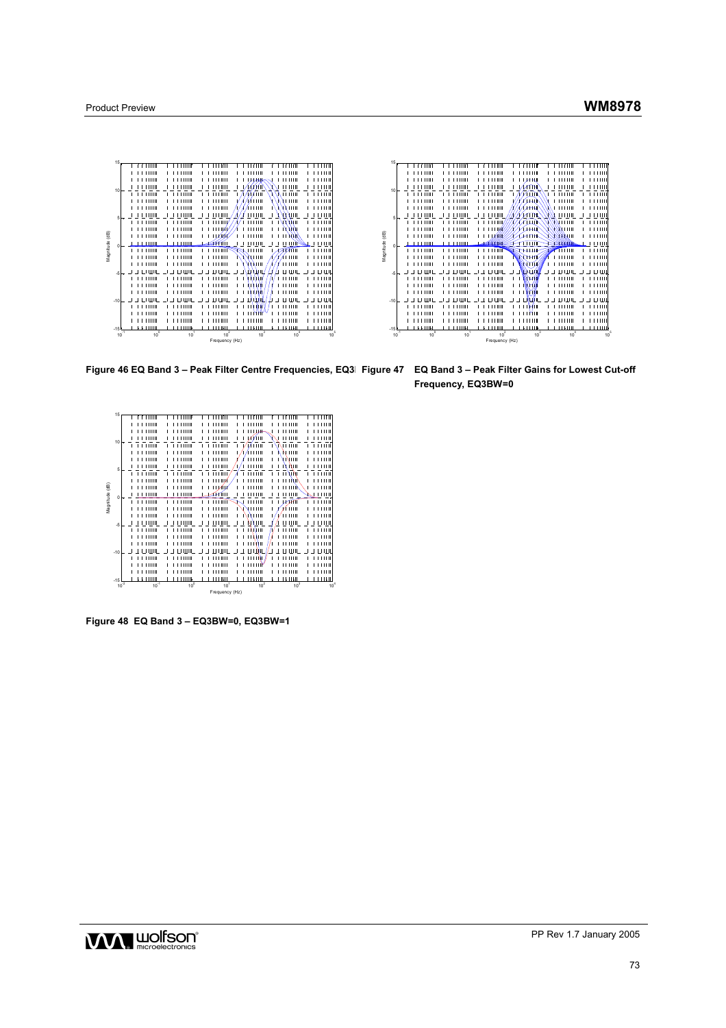Figure 46 EQ Band 3 – Peak Filter Centre Frequencies, EQ3BW=0

Figure 47 EQ Band 3 – Peak Filter Gains for Lowest Cut-off Frequency, EQ3BW=0

Figure 48 EQ Band 3 – EQ3BW=0, EQ3BW=1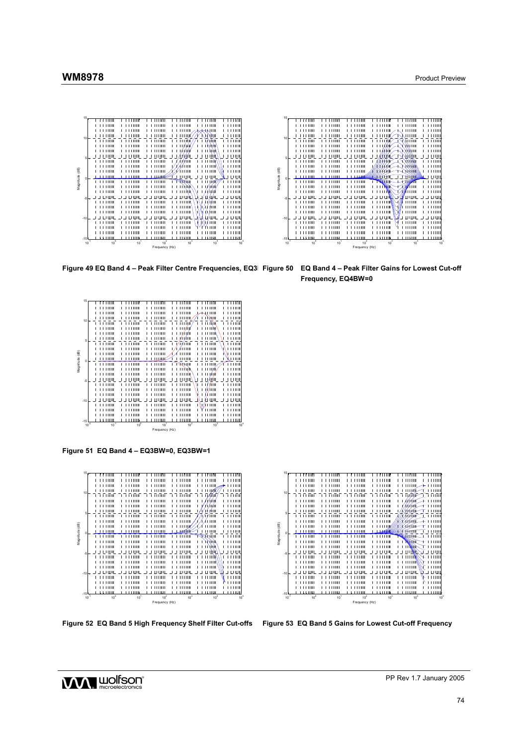15

10

5

0

-5

-10

-15

Magnitude (dB)

Frequency (Hz)

$10^{-1}$ $10^{0}$ $10^{1}$ $10^{2}$ $10^{3}$ $10^{4}$ $10^{5}$

**Figure 49 EQ Band 4 – Peak Filter Centre Frequencies, EQ3**

15

10

5

0

-5

-10

-15

Magnitude (dB)

Frequency (Hz)

$10^{-1}$ $10^{0}$ $10^{1}$ $10^{2}$ $10^{3}$ $10^{4}$ $10^{5}$

**Figure 50 EQ Band 4 – Peak Filter Gains for Lowest Cut-off Frequency, EQ4BW=0**

15

10

5

0

-5

-10

-15

Magnitude (dB)

Frequency (Hz)

$10^{-1}$ $10^{0}$ $10^{1}$ $10^{2}$ $10^{3}$ $10^{4}$ $10^{5}$

**Figure 51 EQ Band 4 – EQ3BW=0, EQ3BW=1**

15

10

5

0

-5

-10

-15

Magnitude (dB)

Frequency (Hz)

$10^{-1}$ $10^{0}$ $10^{1}$ $10^{2}$ $10^{3}$ $10^{4}$ $10^{5}$

**Figure 52 EQ Band 5 High Frequency Shelf Filter Cut-offs**

15

10

5

0

-5

-10

-15

Magnitude (dB)

Frequency (Hz)

$10^{-1}$ $10^{0}$ $10^{1}$ $10^{2}$ $10^{3}$ $10^{4}$ $10^{5}$

**Figure 53 EQ Band 5 Gains for Lowest Cut-off Frequency**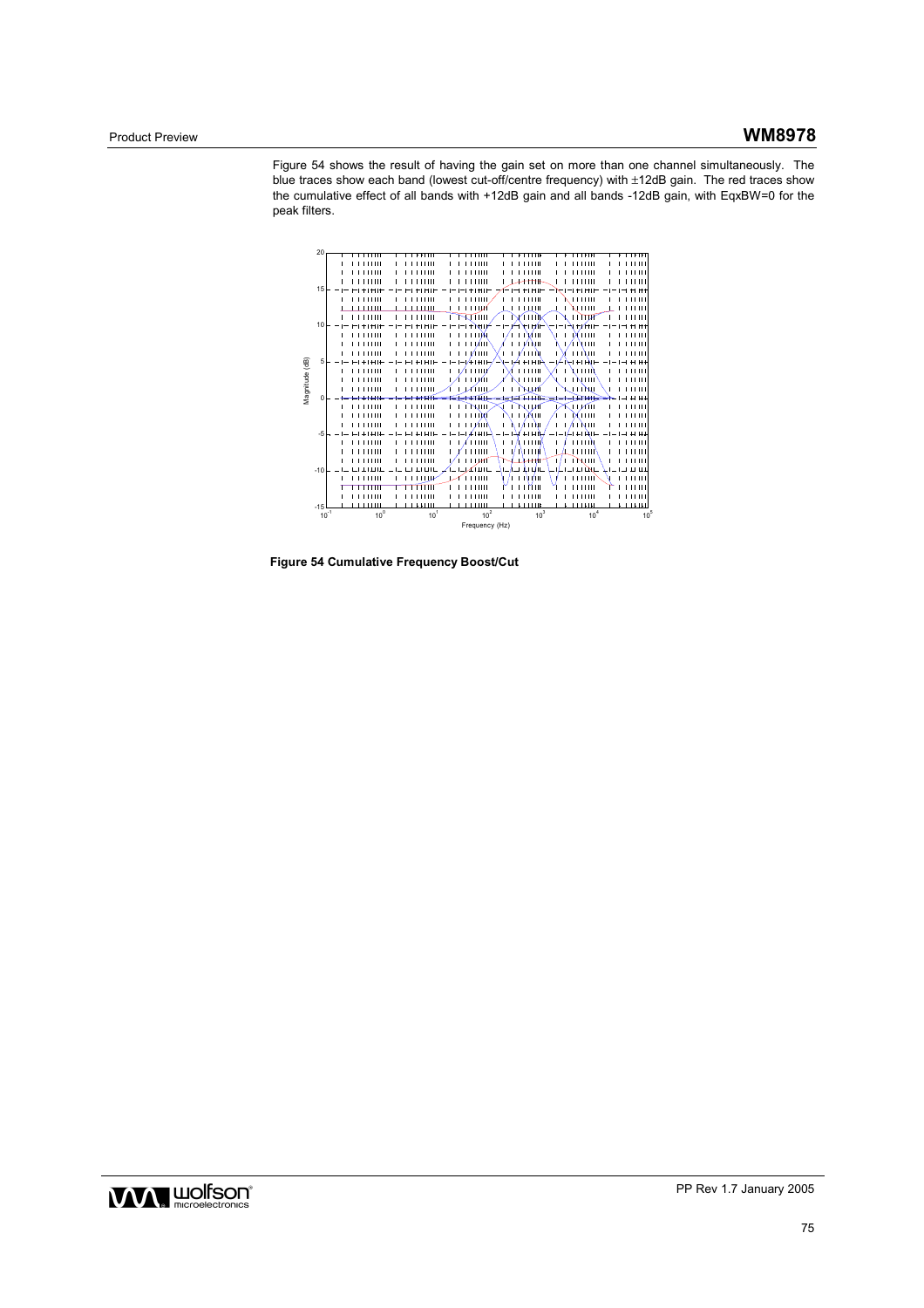Figure 54 shows the result of having the gain set on more than one channel simultaneously. The blue traces show each band (lowest cut-off/centre frequency) with ±12dB gain. The red traces show the cumulative effect of all bands with +12dB gain and all bands -12dB gain, with EqxBW=0 for the peak filters.

20
15
10
5
0
-5
-10
-15

Magnitude (dB)

$10^{-1}$ $10^{0}$ $10^{1}$ $10^{2}$ $10^{3}$ $10^{4}$ $10^{5}$

Frequency (Hz)

**Figure 54 Cumulative Frequency Boost/Cut**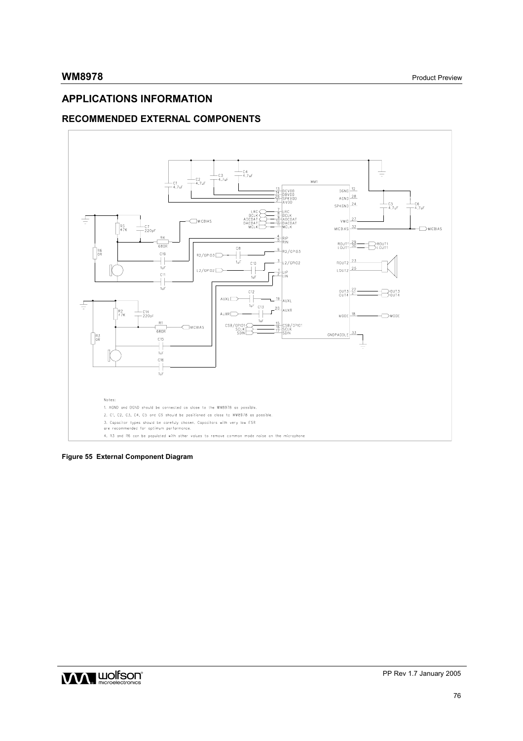# APPLICATIONS INFORMATION

## RECOMMENDED EXTERNAL COMPONENTS

Notes:

1. AGND and DGND should be connected as close to the WM8978 as possible.
2. C1, C2, C3, C4, C5 and C6 should be positioned as close to WM8978 as possible.
3. Capacitor types should be carefuly chosen. Capacitors with very low ESR are recommended for optimum performance.
4. R3 and R6 can be populated with other values to remove common mode noise on the microphone

**Figure 55 External Component Diagram**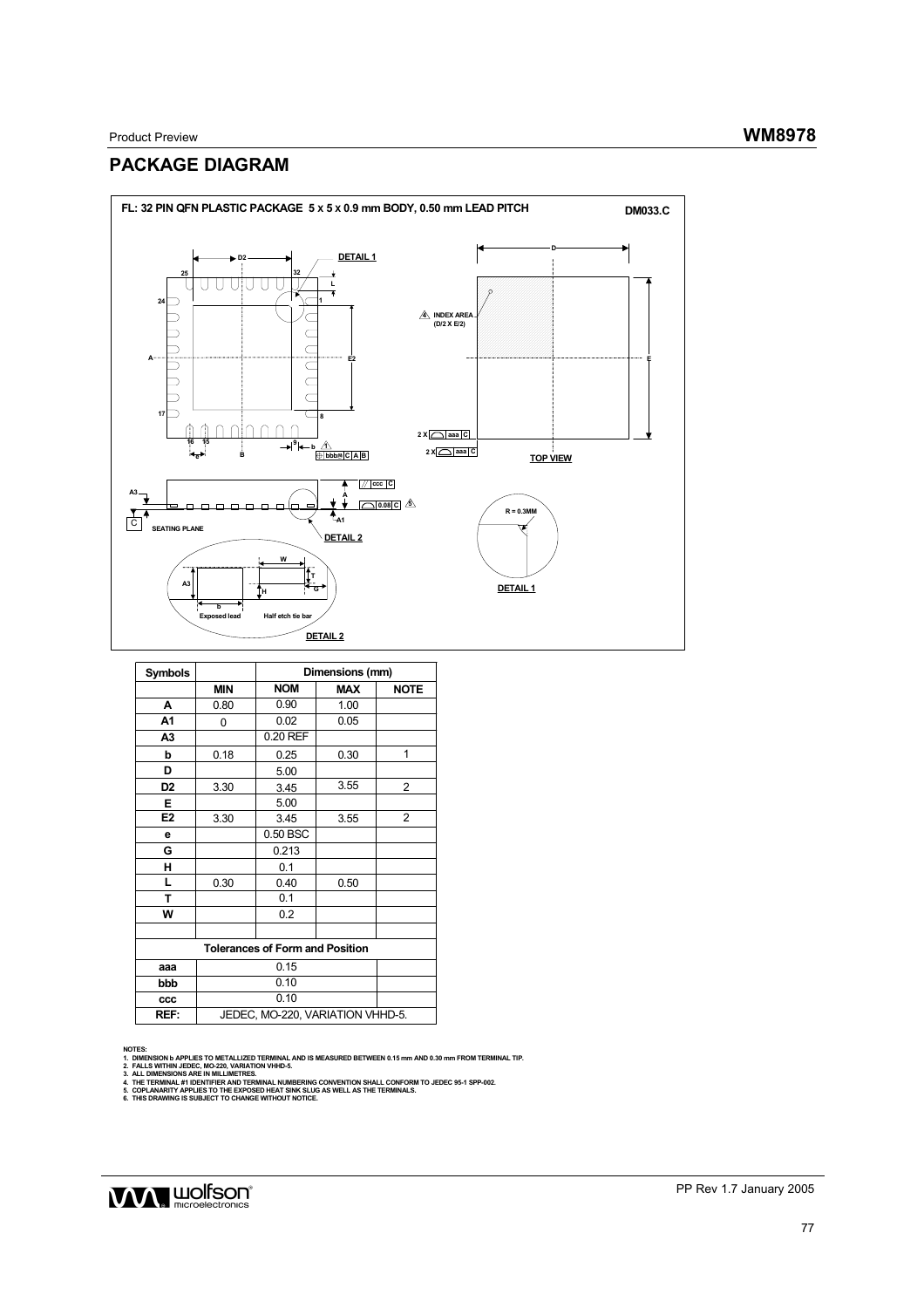## PACKAGE DIAGRAM

**FL: 32 PIN QFN PLASTIC PACKAGE 5 x 5 x 0.9 mm BODY, 0.50 mm LEAD PITCH** **DM033.C**

| Symbols | Dimensions (mm) | | | |
|---|---|---|---|---|
| | MIN | NOM | MAX | NOTE |
| A | 0.80 | 0.90 | 1.00 | |
| A1 | 0 | 0.02 | 0.05 | |
| A3 | | 0.20 REF | | |
| b | 0.18 | 0.25 | 0.30 | 1 |
| D | | 5.00 | | |
| D2 | 3.30 | 3.45 | 3.55 | 2 |
| E | | 5.00 | | |
| E2 | 3.30 | 3.45 | 3.55 | 2 |
| e | | 0.50 BSC | | |
| G | | 0.213 | | |
| H | | 0.1 | | |
| L | 0.30 | 0.40 | 0.50 | |
| T | | 0.1 | | |
| W | | 0.2 | | |
| | | | | |
| Tolerances of Form and Position | | | | |
| aaa | 0.15 | | | |
| bbb | 0.10 | | | |
| ccc | 0.10 | | | |
| REF: | JEDEC, MO-220, VARIATION VHHD-5. | | | |

NOTES:
1. DIMENSION b APPLIES TO METALLIZED TERMINAL AND IS MEASURED BETWEEN 0.15 mm AND 0.30 mm FROM TERMINAL TIP.
2. FALLS WITHIN JEDEC, MO-220, VARIATION VHHD-5.
3. ALL DIMENSIONS ARE IN MILLIMETRES.
4. THE TERMINAL #1 IDENTIFIER AND TERMINAL NUMBERING CONVENTION SHALL CONFORM TO JEDEC 95-1 SPP-002.
5. COPLANARITY APPLIES TO THE EXPOSED HEAT SINK SLUG AS WELL AS THE TERMINALS.
6. THIS DRAWING IS SUBJECT TO CHANGE WITHOUT NOTICE.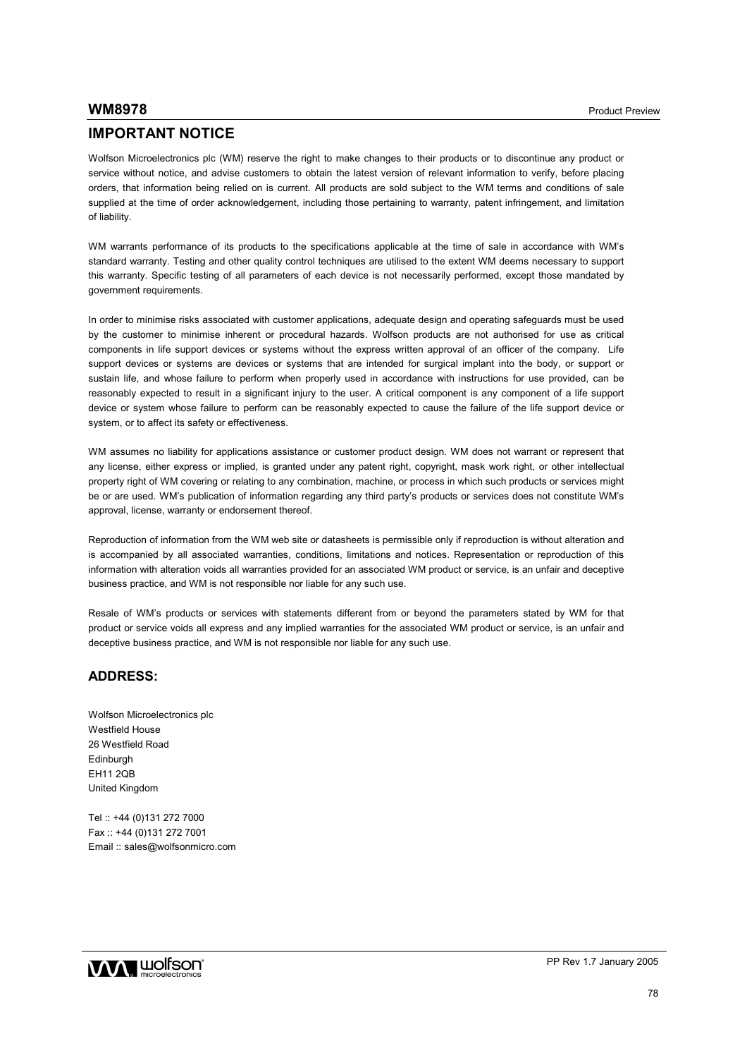## IMPORTANT NOTICE

Wolfson Microelectronics plc (WM) reserve the right to make changes to their products or to discontinue any product or service without notice, and advise customers to obtain the latest version of relevant information to verify, before placing orders, that information being relied on is current. All products are sold subject to the WM terms and conditions of sale supplied at the time of order acknowledgement, including those pertaining to warranty, patent infringement, and limitation of liability.

WM warrants performance of its products to the specifications applicable at the time of sale in accordance with WM's standard warranty. Testing and other quality control techniques are utilised to the extent WM deems necessary to support this warranty. Specific testing of all parameters of each device is not necessarily performed, except those mandated by government requirements.

In order to minimise risks associated with customer applications, adequate design and operating safeguards must be used by the customer to minimise inherent or procedural hazards. Wolfson products are not authorised for use as critical components in life support devices or systems without the express written approval of an officer of the company. Life support devices or systems are devices or systems that are intended for surgical implant into the body, or support or sustain life, and whose failure to perform when properly used in accordance with instructions for use provided, can be reasonably expected to result in a significant injury to the user. A critical component is any component of a life support device or system whose failure to perform can be reasonably expected to cause the failure of the life support device or system, or to affect its safety or effectiveness.

WM assumes no liability for applications assistance or customer product design. WM does not warrant or represent that any license, either express or implied, is granted under any patent right, copyright, mask work right, or other intellectual property right of WM covering or relating to any combination, machine, or process in which such products or services might be or are used. WM's publication of information regarding any third party's products or services does not constitute WM's approval, license, warranty or endorsement thereof.

Reproduction of information from the WM web site or datasheets is permissible only if reproduction is without alteration and is accompanied by all associated warranties, conditions, limitations and notices. Representation or reproduction of this information with alteration voids all warranties provided for an associated WM product or service, is an unfair and deceptive business practice, and WM is not responsible nor liable for any such use.

Resale of WM's products or services with statements different from or beyond the parameters stated by WM for that product or service voids all express and any implied warranties for the associated WM product or service, is an unfair and deceptive business practice, and WM is not responsible nor liable for any such use.

## ADDRESS:

Wolfson Microelectronics plc
Westfield House
26 Westfield Road
Edinburgh
EH11 2QB
United Kingdom

Tel :: +44 (0)131 272 7000
Fax :: +44 (0)131 272 7001
Email :: sales@wolfsonmicro.com